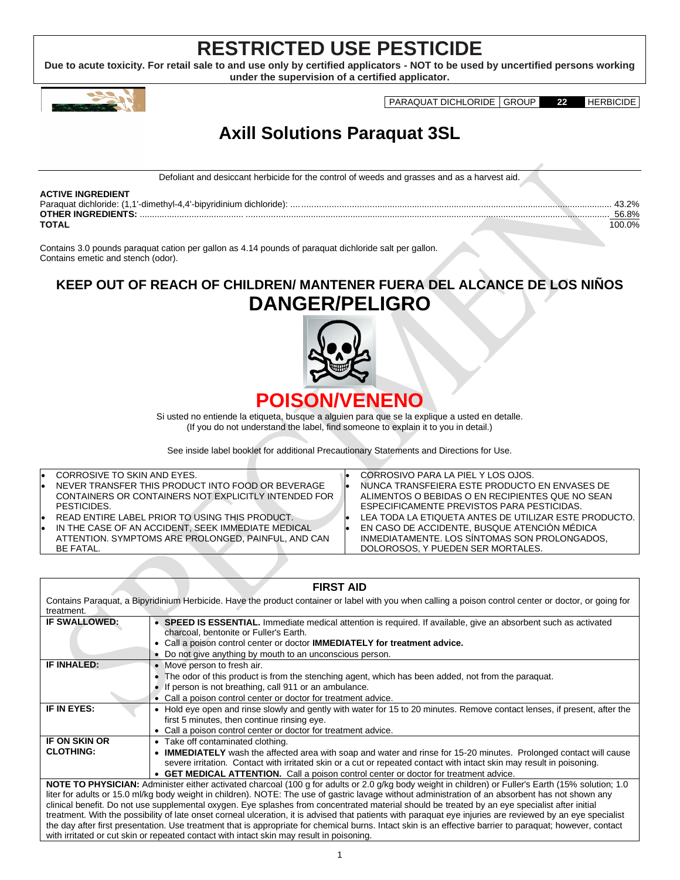# RESTRICTED USE PESTICIDE

**Due to acute toxicity. For retail sale to and use only by certified applicators - NOT to be used by uncertified persons working under the supervision of a certified applicator.**

| PARAQUAT DICHLORIDE | GROUP | 22 | HERBICIDE |
|---|---|---|---|

# Axill Solutions Paraquat 3SL

Defoliant and desiccant herbicide for the control of weeds and grasses and as a harvest aid.

**ACTIVE INGREDIENT**

| | |
|---|---|
| Paraquat dichloride: (1,1'-dimethyl-4,4'-bipyridinium dichloride): | 43.2% |
| **OTHER INGREDIENTS:** | 56.8% |
| **TOTAL** | 100.0% |

Contains 3.0 pounds paraquat cation per gallon as 4.14 pounds of paraquat dichloride salt per gallon.
Contains emetic and stench (odor).

## KEEP OUT OF REACH OF CHILDREN/ MANTENER FUERA DEL ALCANCE DE LOS NIÑOS

## DANGER/PELIGRO

## POISON/VENENO

Si usted no entiende la etiqueta, busque a alguien para que se la explique a usted en detalle.
(If you do not understand the label, find someone to explain it to you in detail.)

See inside label booklet for additional Precautionary Statements and Directions for Use.

| | |
|---|---|
| • CORROSIVE TO SKIN AND EYES.<br>• NEVER TRANSFER THIS PRODUCT INTO FOOD OR BEVERAGE CONTAINERS OR CONTAINERS NOT EXPLICITLY INTENDED FOR PESTICIDES.<br>• READ ENTIRE LABEL PRIOR TO USING THIS PRODUCT.<br>• IN THE CASE OF AN ACCIDENT, SEEK IMMEDIATE MEDICAL ATTENTION. SYMPTOMS ARE PROLONGED, PAINFUL, AND CAN BE FATAL. | • CORROSIVO PARA LA PIEL Y LOS OJOS.<br>• NUNCA TRANSFEIERA ESTE PRODUCTO EN ENVASES DE ALIMENTOS O BEBIDAS O EN RECIPIENTES QUE NO SEAN ESPECIFICAMENTE PREVISTOS PARA PESTICIDAS.<br>• LEA TODA LA ETIQUETA ANTES DE UTILIZAR ESTE PRODUCTO.<br>• EN CASO DE ACCIDENTE, BUSQUE ATENCIÓN MÉDICA INMEDIATAMENTE. LOS SÍNTOMAS SON PROLONGADOS, DOLOROSOS, Y PUEDEN SER MORTALES. |

## FIRST AID

Contains Paraquat, a Bipyridinium Herbicide. Have the product container or label with you when calling a poison control center or doctor, or going for treatment.

| | |
|---|---|
| **IF SWALLOWED:** | • **SPEED IS ESSENTIAL.** Immediate medical attention is required. If available, give an absorbent such as activated charcoal, bentonite or Fuller's Earth.<br>• Call a poison control center or doctor **IMMEDIATELY for treatment advice.**<br>• Do not give anything by mouth to an unconscious person. |
| **IF INHALED:** | • Move person to fresh air.<br>• The odor of this product is from the stenching agent, which has been added, not from the paraquat.<br>• If person is not breathing, call 911 or an ambulance.<br>• Call a poison control center or doctor for treatment advice. |
| **IF IN EYES:** | • Hold eye open and rinse slowly and gently with water for 15 to 20 minutes. Remove contact lenses, if present, after the first 5 minutes, then continue rinsing eye.<br>• Call a poison control center or doctor for treatment advice. |
| **IF ON SKIN OR CLOTHING:** | • Take off contaminated clothing.<br>• **IMMEDIATELY** wash the affected area with soap and water and rinse for 15-20 minutes. Prolonged contact will cause severe irritation. Contact with irritated skin or a cut or repeated contact with intact skin may result in poisoning.<br>• **GET MEDICAL ATTENTION.** Call a poison control center or doctor for treatment advice. |

**NOTE TO PHYSICIAN:** Administer either activated charcoal (100 g for adults or 2.0 g/kg body weight in children) or Fuller's Earth (15% solution; 1.0 liter for adults or 15.0 ml/kg body weight in children). NOTE: The use of gastric lavage without administration of an absorbent has not shown any clinical benefit. Do not use supplemental oxygen. Eye splashes from concentrated material should be treated by an eye specialist after initial treatment. With the possibility of late onset corneal ulceration, it is advised that patients with paraquat eye injuries are reviewed by an eye specialist the day after first presentation. Use treatment that is appropriate for chemical burns. Intact skin is an effective barrier to paraquat; however, contact with irritated or cut skin or repeated contact with intact skin may result in poisoning.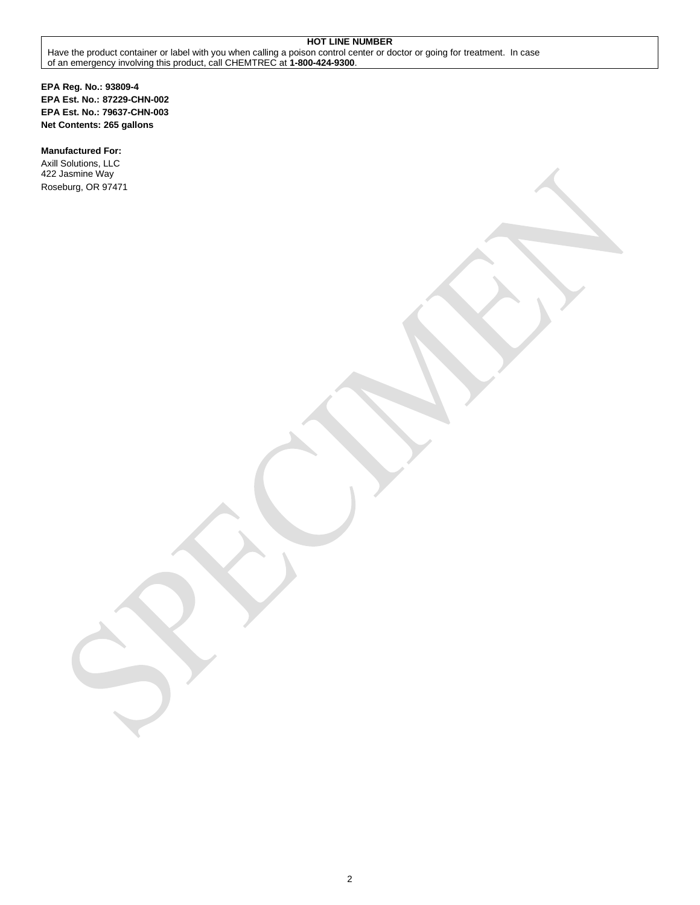**HOT LINE NUMBER**

Have the product container or label with you when calling a poison control center or doctor or going for treatment. In case of an emergency involving this product, call CHEMTREC at **1-800-424-9300**.

**EPA Reg. No.: 93809-4**
**EPA Est. No.: 87229-CHN-002**
**EPA Est. No.: 79637-CHN-003**
**Net Contents: 265 gallons**

**Manufactured For:**
Axill Solutions, LLC
422 Jasmine Way
Roseburg, OR 97471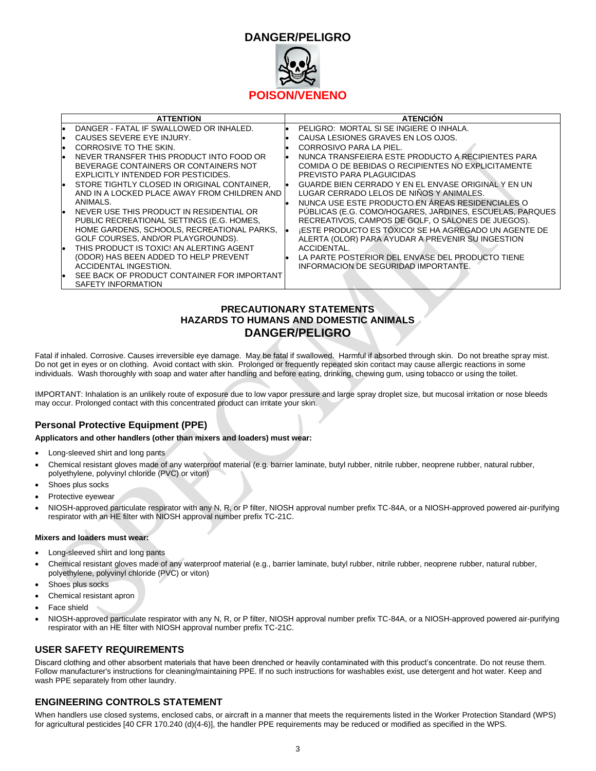# DANGER/PELIGRO

**POISON/VENENO**

| ATTENTION | ATENCIÓN |
|---|---|
| • DANGER - FATAL IF SWALLOWED OR INHALED.<br>• CAUSES SEVERE EYE INJURY.<br>• CORROSIVE TO THE SKIN.<br>• NEVER TRANSFER THIS PRODUCT INTO FOOD OR BEVERAGE CONTAINERS OR CONTAINERS NOT EXPLICITLY INTENDED FOR PESTICIDES.<br>• STORE TIGHTLY CLOSED IN ORIGINAL CONTAINER, AND IN A LOCKED PLACE AWAY FROM CHILDREN AND ANIMALS.<br>• NEVER USE THIS PRODUCT IN RESIDENTIAL OR PUBLIC RECREATIONAL SETTINGS (E.G. HOMES, HOME GARDENS, SCHOOLS, RECREATIONAL PARKS, GOLF COURSES, AND/OR PLAYGROUNDS).<br>• THIS PRODUCT IS TOXIC! AN ALERTING AGENT (ODOR) HAS BEEN ADDED TO HELP PREVENT ACCIDENTAL INGESTION.<br>• SEE BACK OF PRODUCT CONTAINER FOR IMPORTANT SAFETY INFORMATION | • PELIGRO: MORTAL SI SE INGIERE O INHALA.<br>• CAUSA LESIONES GRAVES EN LOS OJOS.<br>• CORROSIVO PARA LA PIEL.<br>• NUNCA TRANSFEIERA ESTE PRODUCTO A RECIPIENTES PARA COMIDA O DE BEBIDAS O RECIPIENTES NO EXPLICITAMENTE PREVISTO PARA PLAGUICIDAS<br>• GUARDE BIEN CERRADO Y EN EL ENVASE ORIGINAL Y EN UN LUGAR CERRADO LELOS DE NIÑOS Y ANIMALES.<br>• NUNCA USE ESTE PRODUCTO EN ÁREAS RESIDENCIALES O PÚBLICAS (E.G. COMO/HOGARES, JARDINES, ESCUELAS, PARQUES RECREATIVOS, CAMPOS DE GOLF, O SALONES DE JUEGOS).<br>• ¡ESTE PRODUCTO ES TÓXICO! SE HA AGREGADO UN AGENTE DE ALERTA (OLOR) PARA AYUDAR A PREVENIR SU INGESTION ACCIDENTAL.<br>• LA PARTE POSTERIOR DEL ENVASE DEL PRODUCTO TIENE INFORMACION DE SEGURIDAD IMPORTANTE. |

## PRECAUTIONARY STATEMENTS
## HAZARDS TO HUMANS AND DOMESTIC ANIMALS
## DANGER/PELIGRO

Fatal if inhaled. Corrosive. Causes irreversible eye damage. May be fatal if swallowed. Harmful if absorbed through skin. Do not breathe spray mist. Do not get in eyes or on clothing. Avoid contact with skin. Prolonged or frequently repeated skin contact may cause allergic reactions in some individuals. Wash thoroughly with soap and water after handling and before eating, drinking, chewing gum, using tobacco or using the toilet.

IMPORTANT: Inhalation is an unlikely route of exposure due to low vapor pressure and large spray droplet size, but mucosal irritation or nose bleeds may occur. Prolonged contact with this concentrated product can irritate your skin.

### Personal Protective Equipment (PPE)

**Applicators and other handlers (other than mixers and loaders) must wear:**

- Long-sleeved shirt and long pants
- Chemical resistant gloves made of any waterproof material (e.g. barrier laminate, butyl rubber, nitrile rubber, neoprene rubber, natural rubber, polyethylene, polyvinyl chloride (PVC) or viton)
- Shoes plus socks
- Protective eyewear
- NIOSH-approved particulate respirator with any N, R, or P filter, NIOSH approval number prefix TC-84A, or a NIOSH-approved powered air-purifying respirator with an HE filter with NIOSH approval number prefix TC-21C.

**Mixers and loaders must wear:**

- Long-sleeved shirt and long pants
- Chemical resistant gloves made of any waterproof material (e.g., barrier laminate, butyl rubber, nitrile rubber, neoprene rubber, natural rubber, polyethylene, polyvinyl chloride (PVC) or viton)
- Shoes plus socks
- Chemical resistant apron
- Face shield
- NIOSH-approved particulate respirator with any N, R, or P filter, NIOSH approval number prefix TC-84A, or a NIOSH-approved powered air-purifying respirator with an HE filter with NIOSH approval number prefix TC-21C.

### USER SAFETY REQUIREMENTS

Discard clothing and other absorbent materials that have been drenched or heavily contaminated with this product's concentrate. Do not reuse them. Follow manufacturer's instructions for cleaning/maintaining PPE. If no such instructions for washables exist, use detergent and hot water. Keep and wash PPE separately from other laundry.

### ENGINEERING CONTROLS STATEMENT

When handlers use closed systems, enclosed cabs, or aircraft in a manner that meets the requirements listed in the Worker Protection Standard (WPS) for agricultural pesticides [40 CFR 170.240 (d)(4-6)], the handler PPE requirements may be reduced or modified as specified in the WPS.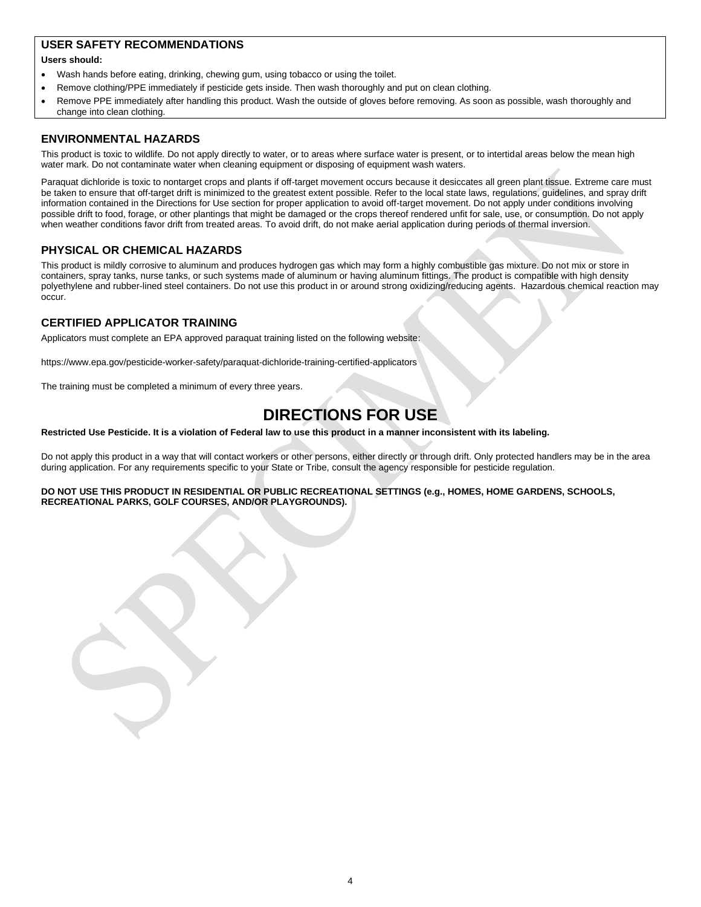## USER SAFETY RECOMMENDATIONS

**Users should:**

- Wash hands before eating, drinking, chewing gum, using tobacco or using the toilet.
- Remove clothing/PPE immediately if pesticide gets inside. Then wash thoroughly and put on clean clothing.
- Remove PPE immediately after handling this product. Wash the outside of gloves before removing. As soon as possible, wash thoroughly and change into clean clothing.

## ENVIRONMENTAL HAZARDS

This product is toxic to wildlife. Do not apply directly to water, or to areas where surface water is present, or to intertidal areas below the mean high water mark. Do not contaminate water when cleaning equipment or disposing of equipment wash waters.

Paraquat dichloride is toxic to nontarget crops and plants if off-target movement occurs because it desiccates all green plant tissue. Extreme care must be taken to ensure that off-target drift is minimized to the greatest extent possible. Refer to the local state laws, regulations, guidelines, and spray drift information contained in the Directions for Use section for proper application to avoid off-target movement. Do not apply under conditions involving possible drift to food, forage, or other plantings that might be damaged or the crops thereof rendered unfit for sale, use, or consumption. Do not apply when weather conditions favor drift from treated areas. To avoid drift, do not make aerial application during periods of thermal inversion.

## PHYSICAL OR CHEMICAL HAZARDS

This product is mildly corrosive to aluminum and produces hydrogen gas which may form a highly combustible gas mixture. Do not mix or store in containers, spray tanks, nurse tanks, or such systems made of aluminum or having aluminum fittings. The product is compatible with high density polyethylene and rubber-lined steel containers. Do not use this product in or around strong oxidizing/reducing agents. Hazardous chemical reaction may occur.

## CERTIFIED APPLICATOR TRAINING

Applicators must complete an EPA approved paraquat training listed on the following website:

https://www.epa.gov/pesticide-worker-safety/paraquat-dichloride-training-certified-applicators

The training must be completed a minimum of every three years.

# DIRECTIONS FOR USE

**Restricted Use Pesticide. It is a violation of Federal law to use this product in a manner inconsistent with its labeling.**

Do not apply this product in a way that will contact workers or other persons, either directly or through drift. Only protected handlers may be in the area during application. For any requirements specific to your State or Tribe, consult the agency responsible for pesticide regulation.

**DO NOT USE THIS PRODUCT IN RESIDENTIAL OR PUBLIC RECREATIONAL SETTINGS (e.g., HOMES, HOME GARDENS, SCHOOLS, RECREATIONAL PARKS, GOLF COURSES, AND/OR PLAYGROUNDS).**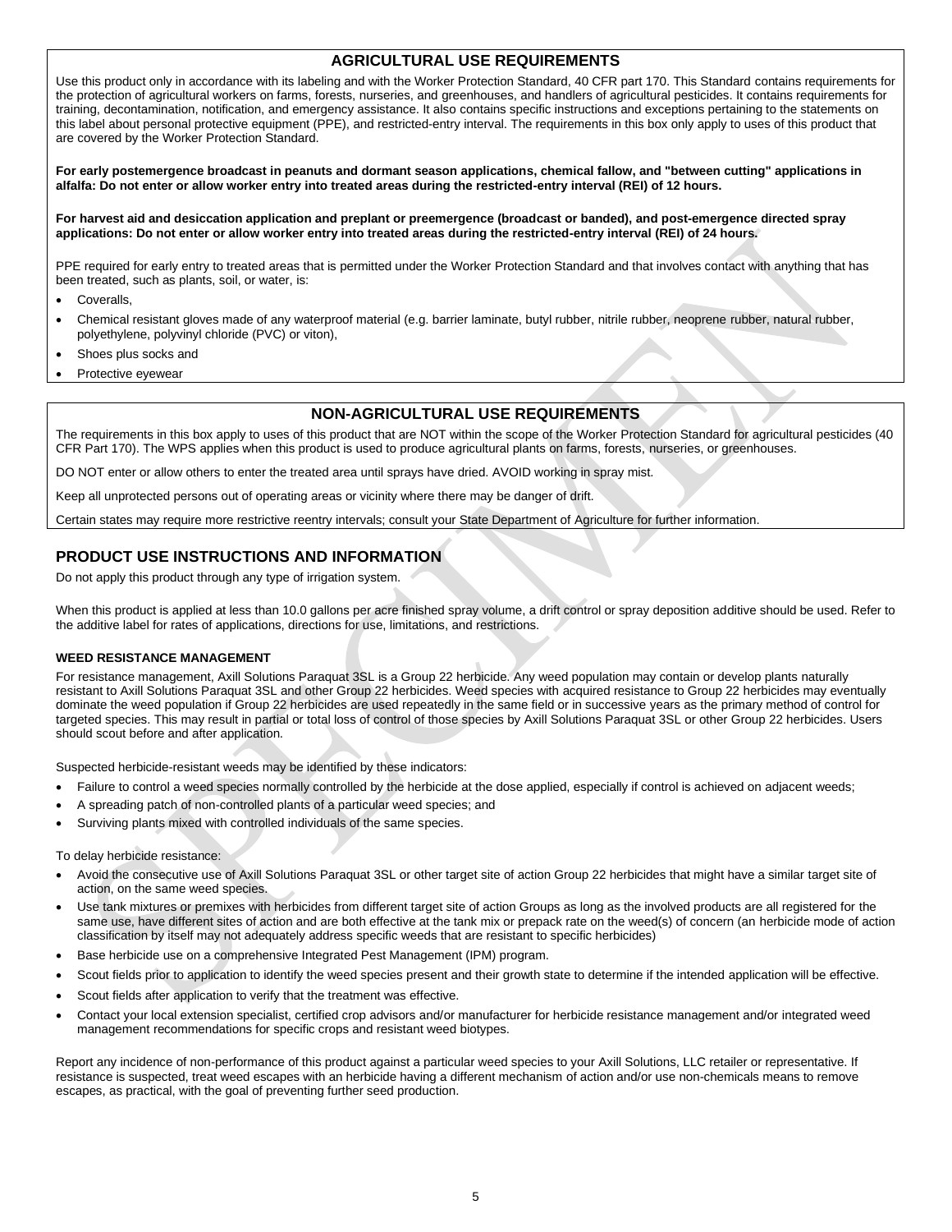## AGRICULTURAL USE REQUIREMENTS

Use this product only in accordance with its labeling and with the Worker Protection Standard, 40 CFR part 170. This Standard contains requirements for the protection of agricultural workers on farms, forests, nurseries, and greenhouses, and handlers of agricultural pesticides. It contains requirements for training, decontamination, notification, and emergency assistance. It also contains specific instructions and exceptions pertaining to the statements on this label about personal protective equipment (PPE), and restricted-entry interval. The requirements in this box only apply to uses of this product that are covered by the Worker Protection Standard.

**For early postemergence broadcast in peanuts and dormant season applications, chemical fallow, and "between cutting" applications in alfalfa: Do not enter or allow worker entry into treated areas during the restricted-entry interval (REI) of 12 hours.**

**For harvest aid and desiccation application and preplant or preemergence (broadcast or banded), and post-emergence directed spray applications: Do not enter or allow worker entry into treated areas during the restricted-entry interval (REI) of 24 hours.**

PPE required for early entry to treated areas that is permitted under the Worker Protection Standard and that involves contact with anything that has been treated, such as plants, soil, or water, is:

- Coveralls,
- Chemical resistant gloves made of any waterproof material (e.g. barrier laminate, butyl rubber, nitrile rubber, neoprene rubber, natural rubber, polyethylene, polyvinyl chloride (PVC) or viton),
- Shoes plus socks and
- Protective eyewear

## NON-AGRICULTURAL USE REQUIREMENTS

The requirements in this box apply to uses of this product that are NOT within the scope of the Worker Protection Standard for agricultural pesticides (40 CFR Part 170). The WPS applies when this product is used to produce agricultural plants on farms, forests, nurseries, or greenhouses.

DO NOT enter or allow others to enter the treated area until sprays have dried. AVOID working in spray mist.

Keep all unprotected persons out of operating areas or vicinity where there may be danger of drift.

Certain states may require more restrictive reentry intervals; consult your State Department of Agriculture for further information.

## PRODUCT USE INSTRUCTIONS AND INFORMATION

Do not apply this product through any type of irrigation system.

When this product is applied at less than 10.0 gallons per acre finished spray volume, a drift control or spray deposition additive should be used. Refer to the additive label for rates of applications, directions for use, limitations, and restrictions.

### WEED RESISTANCE MANAGEMENT

For resistance management, Axill Solutions Paraquat 3SL is a Group 22 herbicide. Any weed population may contain or develop plants naturally resistant to Axill Solutions Paraquat 3SL and other Group 22 herbicides. Weed species with acquired resistance to Group 22 herbicides may eventually dominate the weed population if Group 22 herbicides are used repeatedly in the same field or in successive years as the primary method of control for targeted species. This may result in partial or total loss of control of those species by Axill Solutions Paraquat 3SL or other Group 22 herbicides. Users should scout before and after application.

Suspected herbicide-resistant weeds may be identified by these indicators:

- Failure to control a weed species normally controlled by the herbicide at the dose applied, especially if control is achieved on adjacent weeds;
- A spreading patch of non-controlled plants of a particular weed species; and
- Surviving plants mixed with controlled individuals of the same species.

To delay herbicide resistance:

- Avoid the consecutive use of Axill Solutions Paraquat 3SL or other target site of action Group 22 herbicides that might have a similar target site of action, on the same weed species.
- Use tank mixtures or premixes with herbicides from different target site of action Groups as long as the involved products are all registered for the same use, have different sites of action and are both effective at the tank mix or prepack rate on the weed(s) of concern (an herbicide mode of action classification by itself may not adequately address specific weeds that are resistant to specific herbicides)
- Base herbicide use on a comprehensive Integrated Pest Management (IPM) program.
- Scout fields prior to application to identify the weed species present and their growth state to determine if the intended application will be effective.
- Scout fields after application to verify that the treatment was effective.
- Contact your local extension specialist, certified crop advisors and/or manufacturer for herbicide resistance management and/or integrated weed management recommendations for specific crops and resistant weed biotypes.

Report any incidence of non-performance of this product against a particular weed species to your Axill Solutions, LLC retailer or representative. If resistance is suspected, treat weed escapes with an herbicide having a different mechanism of action and/or use non-chemicals means to remove escapes, as practical, with the goal of preventing further seed production.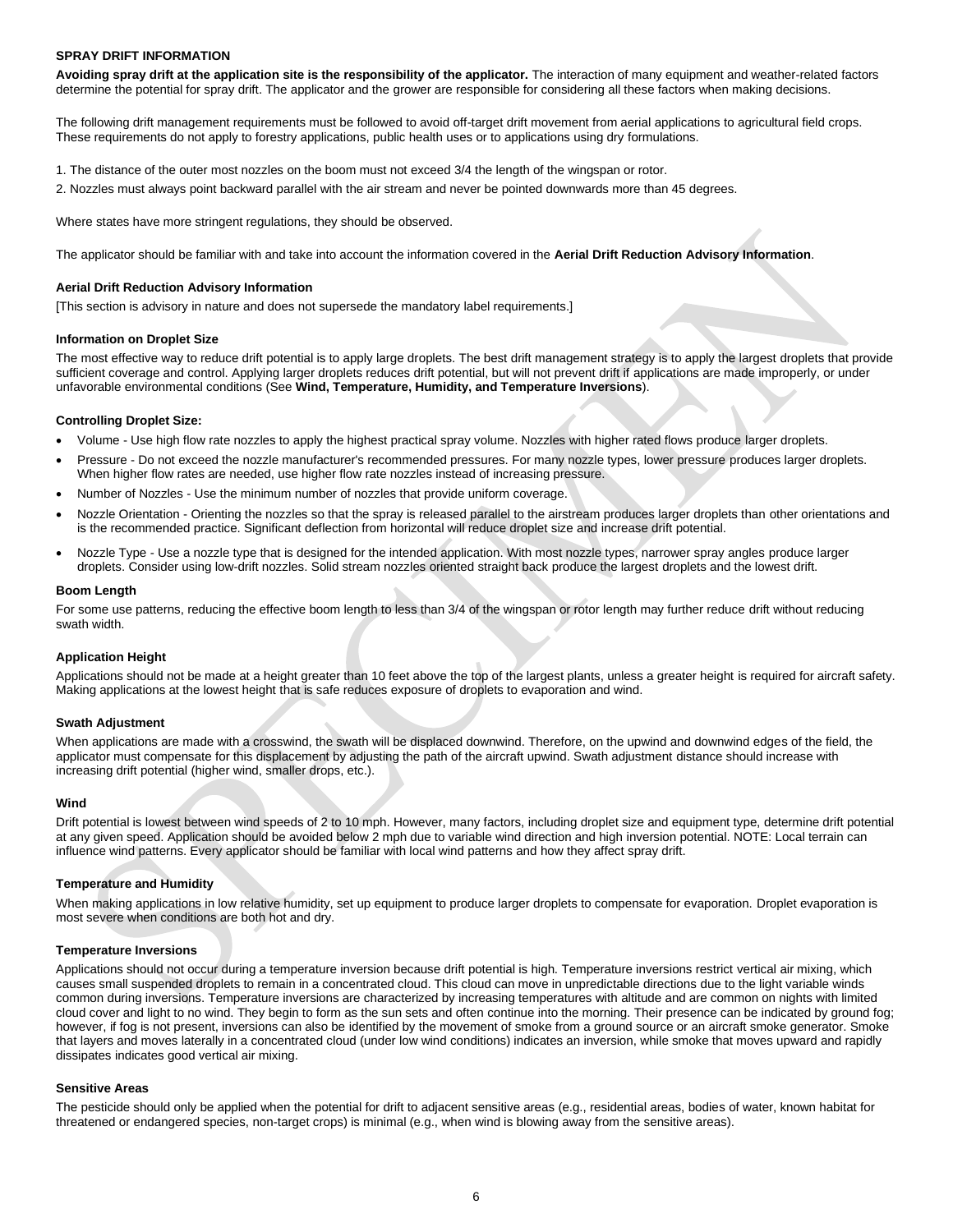## SPRAY DRIFT INFORMATION

**Avoiding spray drift at the application site is the responsibility of the applicator.** The interaction of many equipment and weather-related factors determine the potential for spray drift. The applicator and the grower are responsible for considering all these factors when making decisions.

The following drift management requirements must be followed to avoid off-target drift movement from aerial applications to agricultural field crops. These requirements do not apply to forestry applications, public health uses or to applications using dry formulations.

1. The distance of the outer most nozzles on the boom must not exceed 3/4 the length of the wingspan or rotor.
2. Nozzles must always point backward parallel with the air stream and never be pointed downwards more than 45 degrees.

Where states have more stringent regulations, they should be observed.

The applicator should be familiar with and take into account the information covered in the **Aerial Drift Reduction Advisory Information**.

### Aerial Drift Reduction Advisory Information

[This section is advisory in nature and does not supersede the mandatory label requirements.]

### Information on Droplet Size

The most effective way to reduce drift potential is to apply large droplets. The best drift management strategy is to apply the largest droplets that provide sufficient coverage and control. Applying larger droplets reduces drift potential, but will not prevent drift if applications are made improperly, or under unfavorable environmental conditions (See **Wind, Temperature, Humidity, and Temperature Inversions**).

### Controlling Droplet Size:

- Volume - Use high flow rate nozzles to apply the highest practical spray volume. Nozzles with higher rated flows produce larger droplets.
- Pressure - Do not exceed the nozzle manufacturer's recommended pressures. For many nozzle types, lower pressure produces larger droplets. When higher flow rates are needed, use higher flow rate nozzles instead of increasing pressure.
- Number of Nozzles - Use the minimum number of nozzles that provide uniform coverage.
- Nozzle Orientation - Orienting the nozzles so that the spray is released parallel to the airstream produces larger droplets than other orientations and is the recommended practice. Significant deflection from horizontal will reduce droplet size and increase drift potential.
- Nozzle Type - Use a nozzle type that is designed for the intended application. With most nozzle types, narrower spray angles produce larger droplets. Consider using low-drift nozzles. Solid stream nozzles oriented straight back produce the largest droplets and the lowest drift.

### Boom Length

For some use patterns, reducing the effective boom length to less than 3/4 of the wingspan or rotor length may further reduce drift without reducing swath width.

### Application Height

Applications should not be made at a height greater than 10 feet above the top of the largest plants, unless a greater height is required for aircraft safety. Making applications at the lowest height that is safe reduces exposure of droplets to evaporation and wind.

### Swath Adjustment

When applications are made with a crosswind, the swath will be displaced downwind. Therefore, on the upwind and downwind edges of the field, the applicator must compensate for this displacement by adjusting the path of the aircraft upwind. Swath adjustment distance should increase with increasing drift potential (higher wind, smaller drops, etc.).

### Wind

Drift potential is lowest between wind speeds of 2 to 10 mph. However, many factors, including droplet size and equipment type, determine drift potential at any given speed. Application should be avoided below 2 mph due to variable wind direction and high inversion potential. NOTE: Local terrain can influence wind patterns. Every applicator should be familiar with local wind patterns and how they affect spray drift.

### Temperature and Humidity

When making applications in low relative humidity, set up equipment to produce larger droplets to compensate for evaporation. Droplet evaporation is most severe when conditions are both hot and dry.

### Temperature Inversions

Applications should not occur during a temperature inversion because drift potential is high. Temperature inversions restrict vertical air mixing, which causes small suspended droplets to remain in a concentrated cloud. This cloud can move in unpredictable directions due to the light variable winds common during inversions. Temperature inversions are characterized by increasing temperatures with altitude and are common on nights with limited cloud cover and light to no wind. They begin to form as the sun sets and often continue into the morning. Their presence can be indicated by ground fog; however, if fog is not present, inversions can also be identified by the movement of smoke from a ground source or an aircraft smoke generator. Smoke that layers and moves laterally in a concentrated cloud (under low wind conditions) indicates an inversion, while smoke that moves upward and rapidly dissipates indicates good vertical air mixing.

### Sensitive Areas

The pesticide should only be applied when the potential for drift to adjacent sensitive areas (e.g., residential areas, bodies of water, known habitat for threatened or endangered species, non-target crops) is minimal (e.g., when wind is blowing away from the sensitive areas).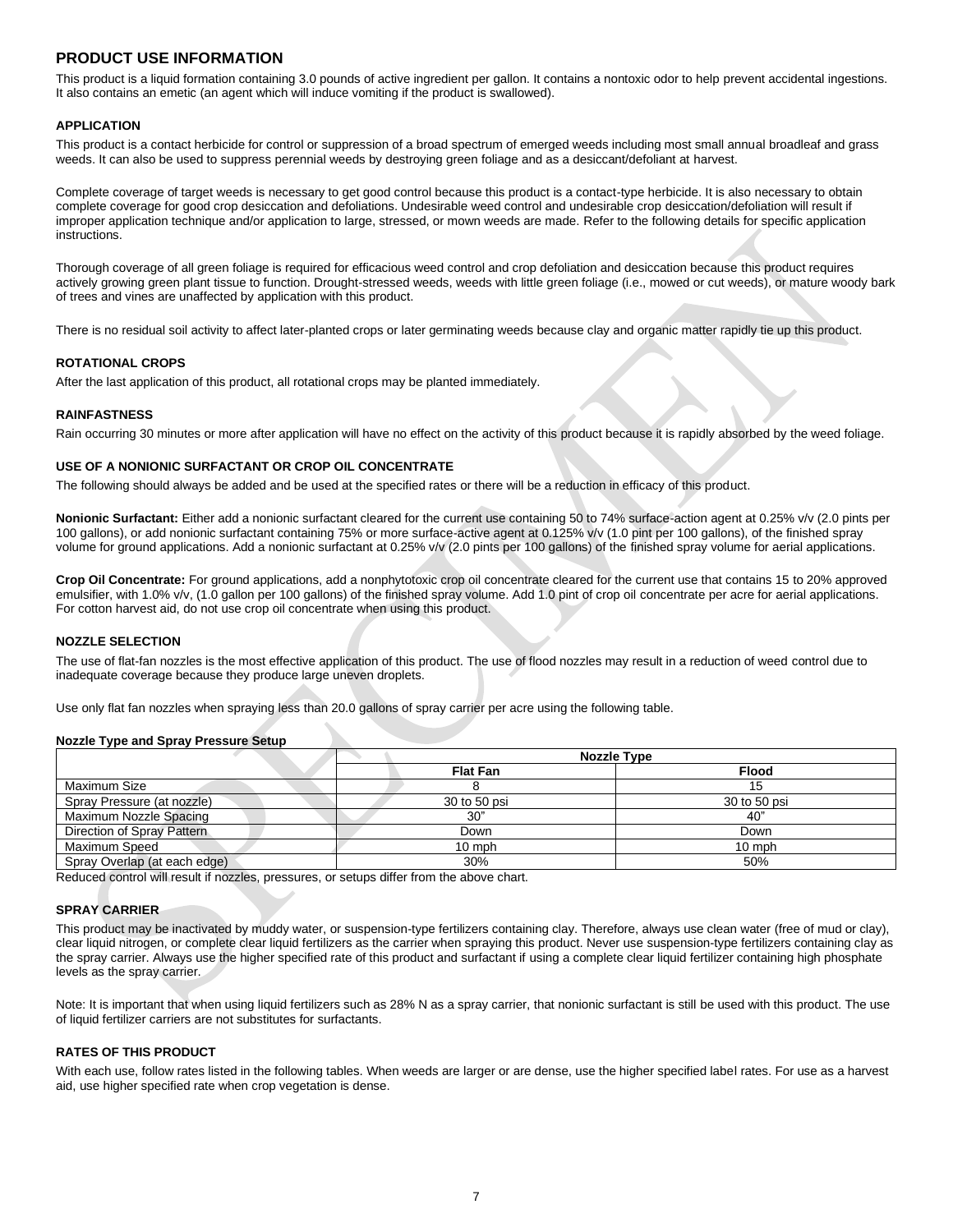## PRODUCT USE INFORMATION

This product is a liquid formation containing 3.0 pounds of active ingredient per gallon. It contains a nontoxic odor to help prevent accidental ingestions. It also contains an emetic (an agent which will induce vomiting if the product is swallowed).

### APPLICATION

This product is a contact herbicide for control or suppression of a broad spectrum of emerged weeds including most small annual broadleaf and grass weeds. It can also be used to suppress perennial weeds by destroying green foliage and as a desiccant/defoliant at harvest.

Complete coverage of target weeds is necessary to get good control because this product is a contact-type herbicide. It is also necessary to obtain complete coverage for good crop desiccation and defoliations. Undesirable weed control and undesirable crop desiccation/defoliation will result if improper application technique and/or application to large, stressed, or mown weeds are made. Refer to the following details for specific application instructions.

Thorough coverage of all green foliage is required for efficacious weed control and crop defoliation and desiccation because this product requires actively growing green plant tissue to function. Drought-stressed weeds, weeds with little green foliage (i.e., mowed or cut weeds), or mature woody bark of trees and vines are unaffected by application with this product.

There is no residual soil activity to affect later-planted crops or later germinating weeds because clay and organic matter rapidly tie up this product.

### ROTATIONAL CROPS

After the last application of this product, all rotational crops may be planted immediately.

### RAINFASTNESS

Rain occurring 30 minutes or more after application will have no effect on the activity of this product because it is rapidly absorbed by the weed foliage.

### USE OF A NONIONIC SURFACTANT OR CROP OIL CONCENTRATE

The following should always be added and be used at the specified rates or there will be a reduction in efficacy of this product.

**Nonionic Surfactant:** Either add a nonionic surfactant cleared for the current use containing 50 to 74% surface-action agent at 0.25% v/v (2.0 pints per 100 gallons), or add nonionic surfactant containing 75% or more surface-active agent at 0.125% v/v (1.0 pint per 100 gallons), of the finished spray volume for ground applications. Add a nonionic surfactant at 0.25% v/v (2.0 pints per 100 gallons) of the finished spray volume for aerial applications.

**Crop Oil Concentrate:** For ground applications, add a nonphytotoxic crop oil concentrate cleared for the current use that contains 15 to 20% approved emulsifier, with 1.0% v/v, (1.0 gallon per 100 gallons) of the finished spray volume. Add 1.0 pint of crop oil concentrate per acre for aerial applications. For cotton harvest aid, do not use crop oil concentrate when using this product.

### NOZZLE SELECTION

The use of flat-fan nozzles is the most effective application of this product. The use of flood nozzles may result in a reduction of weed control due to inadequate coverage because they produce large uneven droplets.

Use only flat fan nozzles when spraying less than 20.0 gallons of spray carrier per acre using the following table.

**Nozzle Type and Spray Pressure Setup**

| | Nozzle Type | |
|---|---|---|
| | **Flat Fan** | **Flood** |
| Maximum Size | 8 | 15 |
| Spray Pressure (at nozzle) | 30 to 50 psi | 30 to 50 psi |
| Maximum Nozzle Spacing | 30" | 40" |
| Direction of Spray Pattern | Down | Down |
| Maximum Speed | 10 mph | 10 mph |
| Spray Overlap (at each edge) | 30% | 50% |

Reduced control will result if nozzles, pressures, or setups differ from the above chart.

### SPRAY CARRIER

This product may be inactivated by muddy water, or suspension-type fertilizers containing clay. Therefore, always use clean water (free of mud or clay), clear liquid nitrogen, or complete clear liquid fertilizers as the carrier when spraying this product. Never use suspension-type fertilizers containing clay as the spray carrier. Always use the higher specified rate of this product and surfactant if using a complete clear liquid fertilizer containing high phosphate levels as the spray carrier.

Note: It is important that when using liquid fertilizers such as 28% N as a spray carrier, that nonionic surfactant is still be used with this product. The use of liquid fertilizer carriers are not substitutes for surfactants.

### RATES OF THIS PRODUCT

With each use, follow rates listed in the following tables. When weeds are larger or are dense, use the higher specified label rates. For use as a harvest aid, use higher specified rate when crop vegetation is dense.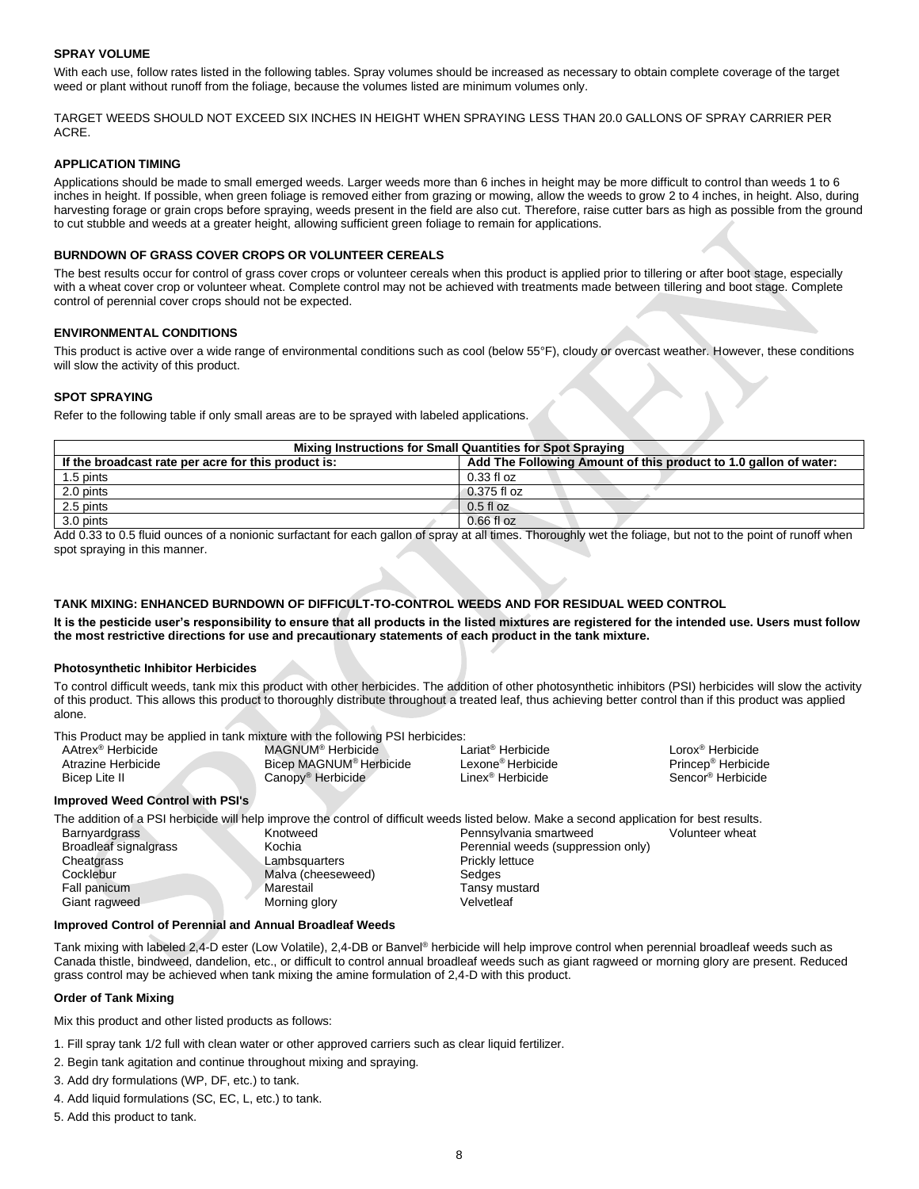### SPRAY VOLUME

With each use, follow rates listed in the following tables. Spray volumes should be increased as necessary to obtain complete coverage of the target weed or plant without runoff from the foliage, because the volumes listed are minimum volumes only.

TARGET WEEDS SHOULD NOT EXCEED SIX INCHES IN HEIGHT WHEN SPRAYING LESS THAN 20.0 GALLONS OF SPRAY CARRIER PER ACRE.

### APPLICATION TIMING

Applications should be made to small emerged weeds. Larger weeds more than 6 inches in height may be more difficult to control than weeds 1 to 6 inches in height. If possible, when green foliage is removed either from grazing or mowing, allow the weeds to grow 2 to 4 inches, in height. Also, during harvesting forage or grain crops before spraying, weeds present in the field are also cut. Therefore, raise cutter bars as high as possible from the ground to cut stubble and weeds at a greater height, allowing sufficient green foliage to remain for applications.

### BURNDOWN OF GRASS COVER CROPS OR VOLUNTEER CEREALS

The best results occur for control of grass cover crops or volunteer cereals when this product is applied prior to tillering or after boot stage, especially with a wheat cover crop or volunteer wheat. Complete control may not be achieved with treatments made between tillering and boot stage. Complete control of perennial cover crops should not be expected.

### ENVIRONMENTAL CONDITIONS

This product is active over a wide range of environmental conditions such as cool (below 55°F), cloudy or overcast weather. However, these conditions will slow the activity of this product.

### SPOT SPRAYING

Refer to the following table if only small areas are to be sprayed with labeled applications.

| Mixing Instructions for Small Quantities for Spot Spraying | |
|---|---|
| **If the broadcast rate per acre for this product is:** | **Add The Following Amount of this product to 1.0 gallon of water:** |
| 1.5 pints | 0.33 fl oz |
| 2.0 pints | 0.375 fl oz |
| 2.5 pints | 0.5 fl oz |
| 3.0 pints | 0.66 fl oz |

Add 0.33 to 0.5 fluid ounces of a nonionic surfactant for each gallon of spray at all times. Thoroughly wet the foliage, but not to the point of runoff when spot spraying in this manner.

### TANK MIXING: ENHANCED BURNDOWN OF DIFFICULT-TO-CONTROL WEEDS AND FOR RESIDUAL WEED CONTROL

**It is the pesticide user's responsibility to ensure that all products in the listed mixtures are registered for the intended use. Users must follow the most restrictive directions for use and precautionary statements of each product in the tank mixture.**

#### Photosynthetic Inhibitor Herbicides

To control difficult weeds, tank mix this product with other herbicides. The addition of other photosynthetic inhibitors (PSI) herbicides will slow the activity of this product. This allows this product to thoroughly distribute throughout a treated leaf, thus achieving better control than if this product was applied alone.

This Product may be applied in tank mixture with the following PSI herbicides:

- AAtrex® Herbicide
- Atrazine Herbicide
- Bicep Lite II
- MAGNUM® Herbicide
- Bicep MAGNUM® Herbicide
- Canopy® Herbicide
- Lariat® Herbicide
- Lexone® Herbicide
- Linex® Herbicide
- Lorox® Herbicide
- Princep® Herbicide
- Sencor® Herbicide

#### Improved Weed Control with PSI's

The addition of a PSI herbicide will help improve the control of difficult weeds listed below. Make a second application for best results.

- Barnyardgrass
- Broadleaf signalgrass
- Cheatgrass
- Cocklebur
- Fall panicum
- Giant ragweed
- Knotweed
- Kochia
- Lambsquarters
- Malva (cheeseweed)
- Marestail
- Morning glory
- Pennsylvania smartweed
- Perennial weeds (suppression only)
- Prickly lettuce
- Sedges
- Tansy mustard
- Velvetleaf
- Volunteer wheat

#### Improved Control of Perennial and Annual Broadleaf Weeds

Tank mixing with labeled 2,4-D ester (Low Volatile), 2,4-DB or Banvel® herbicide will help improve control when perennial broadleaf weeds such as Canada thistle, bindweed, dandelion, etc., or difficult to control annual broadleaf weeds such as giant ragweed or morning glory are present. Reduced grass control may be achieved when tank mixing the amine formulation of 2,4-D with this product.

#### Order of Tank Mixing

Mix this product and other listed products as follows:

1. Fill spray tank 1/2 full with clean water or other approved carriers such as clear liquid fertilizer.
2. Begin tank agitation and continue throughout mixing and spraying.
3. Add dry formulations (WP, DF, etc.) to tank.
4. Add liquid formulations (SC, EC, L, etc.) to tank.
5. Add this product to tank.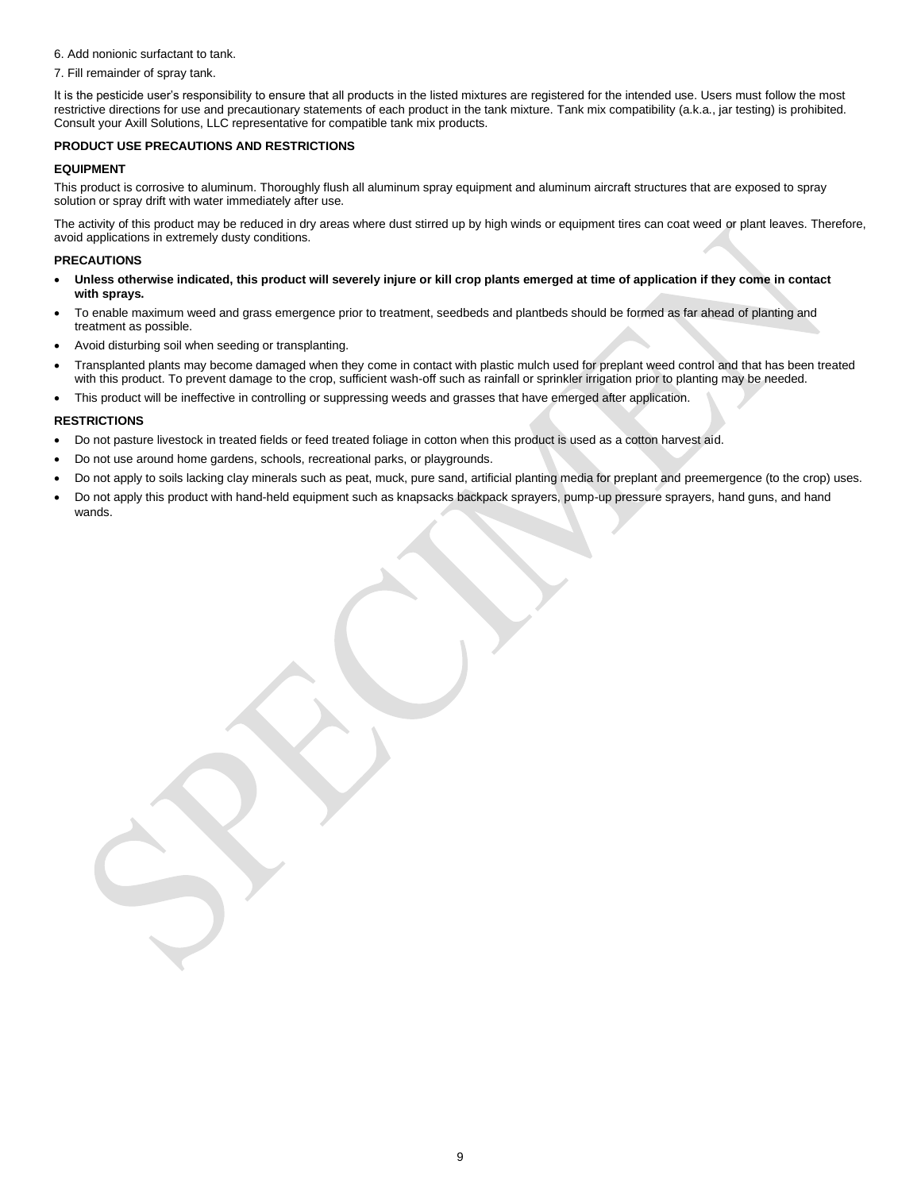6. Add nonionic surfactant to tank.

7. Fill remainder of spray tank.

It is the pesticide user's responsibility to ensure that all products in the listed mixtures are registered for the intended use. Users must follow the most restrictive directions for use and precautionary statements of each product in the tank mixture. Tank mix compatibility (a.k.a., jar testing) is prohibited. Consult your Axill Solutions, LLC representative for compatible tank mix products.

**PRODUCT USE PRECAUTIONS AND RESTRICTIONS**

**EQUIPMENT**

This product is corrosive to aluminum. Thoroughly flush all aluminum spray equipment and aluminum aircraft structures that are exposed to spray solution or spray drift with water immediately after use.

The activity of this product may be reduced in dry areas where dust stirred up by high winds or equipment tires can coat weed or plant leaves. Therefore, avoid applications in extremely dusty conditions.

**PRECAUTIONS**

- **Unless otherwise indicated, this product will severely injure or kill crop plants emerged at time of application if they come in contact with sprays.**
- To enable maximum weed and grass emergence prior to treatment, seedbeds and plantbeds should be formed as far ahead of planting and treatment as possible.
- Avoid disturbing soil when seeding or transplanting.
- Transplanted plants may become damaged when they come in contact with plastic mulch used for preplant weed control and that has been treated with this product. To prevent damage to the crop, sufficient wash-off such as rainfall or sprinkler irrigation prior to planting may be needed.
- This product will be ineffective in controlling or suppressing weeds and grasses that have emerged after application.

**RESTRICTIONS**

- Do not pasture livestock in treated fields or feed treated foliage in cotton when this product is used as a cotton harvest aid.
- Do not use around home gardens, schools, recreational parks, or playgrounds.
- Do not apply to soils lacking clay minerals such as peat, muck, pure sand, artificial planting media for preplant and preemergence (to the crop) uses.
- Do not apply this product with hand-held equipment such as knapsacks backpack sprayers, pump-up pressure sprayers, hand guns, and hand wands.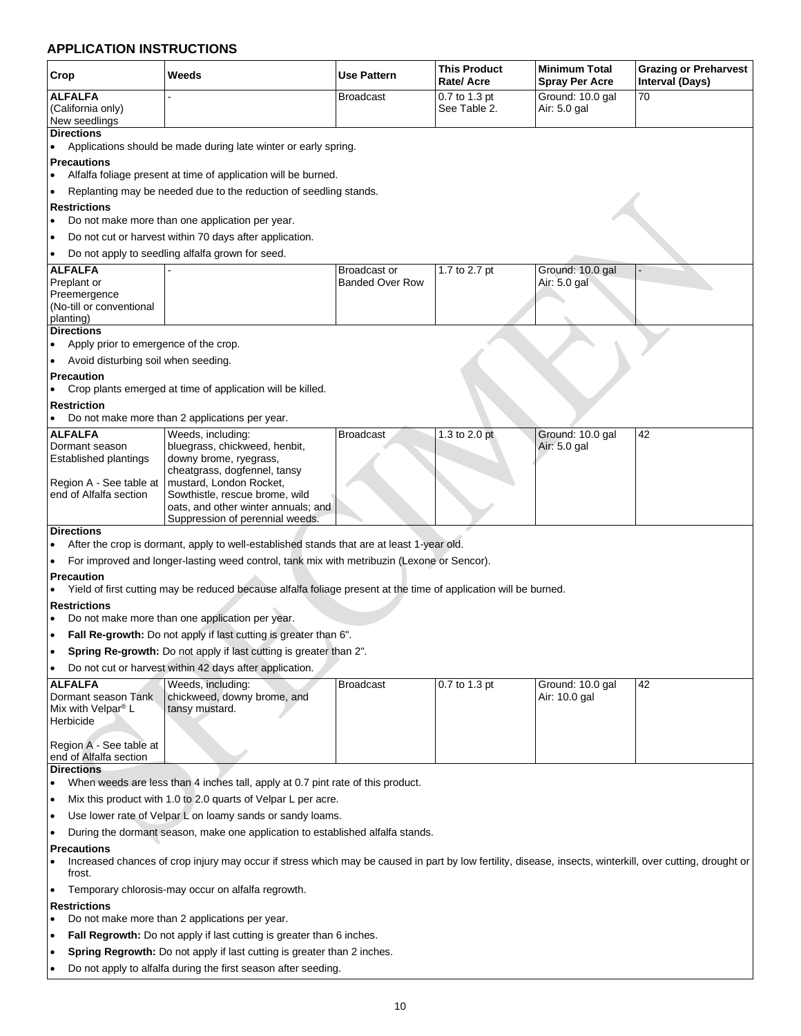## APPLICATION INSTRUCTIONS

| Crop | Weeds | Use Pattern | This Product Rate/ Acre | Minimum Total Spray Per Acre | Grazing or Preharvest Interval (Days) |
|---|---|---|---|---|---|
| **ALFALFA** (California only) New seedlings | - | Broadcast | 0.7 to 1.3 pt See Table 2. | Ground: 10.0 gal Air: 5.0 gal | 70 |

**Directions**

- Applications should be made during late winter or early spring.

**Precautions**

- Alfalfa foliage present at time of application will be burned.
- Replanting may be needed due to the reduction of seedling stands.

**Restrictions**

- Do not make more than one application per year.
- Do not cut or harvest within 70 days after application.
- Do not apply to seedling alfalfa grown for seed.

| Crop | Weeds | Use Pattern | This Product Rate/ Acre | Minimum Total Spray Per Acre | Grazing or Preharvest Interval (Days) |
|---|---|---|---|---|---|
| **ALFALFA** Preplant or Preemergence (No-till or conventional planting) | - | Broadcast or Banded Over Row | 1.7 to 2.7 pt | Ground: 10.0 gal Air: 5.0 gal | - |

**Directions**

- Apply prior to emergence of the crop.
- Avoid disturbing soil when seeding.

**Precaution**

- Crop plants emerged at time of application will be killed.

**Restriction**

- Do not make more than 2 applications per year.

| Crop | Weeds | Use Pattern | This Product Rate/ Acre | Minimum Total Spray Per Acre | Grazing or Preharvest Interval (Days) |
|---|---|---|---|---|---|
| **ALFALFA** Dormant season Established plantings<br><br>Region A - See table at end of Alfalfa section | Weeds, including: bluegrass, chickweed, henbit, downy brome, ryegrass, cheatgrass, dogfennel, tansy mustard, London Rocket, Sowthistle, rescue brome, wild oats, and other winter annuals; and Suppression of perennial weeds. | Broadcast | 1.3 to 2.0 pt | Ground: 10.0 gal Air: 5.0 gal | 42 |

**Directions**

- After the crop is dormant, apply to well-established stands that are at least 1-year old.
- For improved and longer-lasting weed control, tank mix with metribuzin (Lexone or Sencor).

**Precaution**

- Yield of first cutting may be reduced because alfalfa foliage present at the time of application will be burned.

**Restrictions**

- Do not make more than one application per year.
- **Fall Re-growth:** Do not apply if last cutting is greater than 6".
- **Spring Re-growth:** Do not apply if last cutting is greater than 2".
- Do not cut or harvest within 42 days after application.

| Crop | Weeds | Use Pattern | This Product Rate/ Acre | Minimum Total Spray Per Acre | Grazing or Preharvest Interval (Days) |
|---|---|---|---|---|---|
| **ALFALFA** Dormant season Tank Mix with Velpar® L Herbicide<br><br>Region A - See table at end of Alfalfa section | Weeds, including: chickweed, downy brome, and tansy mustard. | Broadcast | 0.7 to 1.3 pt | Ground: 10.0 gal Air: 10.0 gal | 42 |

**Directions**

- When weeds are less than 4 inches tall, apply at 0.7 pint rate of this product.
- Mix this product with 1.0 to 2.0 quarts of Velpar L per acre.
- Use lower rate of Velpar L on loamy sands or sandy loams.
- During the dormant season, make one application to established alfalfa stands.

**Precautions**

- Increased chances of crop injury may occur if stress which may be caused in part by low fertility, disease, insects, winterkill, over cutting, drought or frost.
- Temporary chlorosis-may occur on alfalfa regrowth.

**Restrictions**

- Do not make more than 2 applications per year.
- **Fall Regrowth:** Do not apply if last cutting is greater than 6 inches.
- **Spring Regrowth:** Do not apply if last cutting is greater than 2 inches.
- Do not apply to alfalfa during the first season after seeding.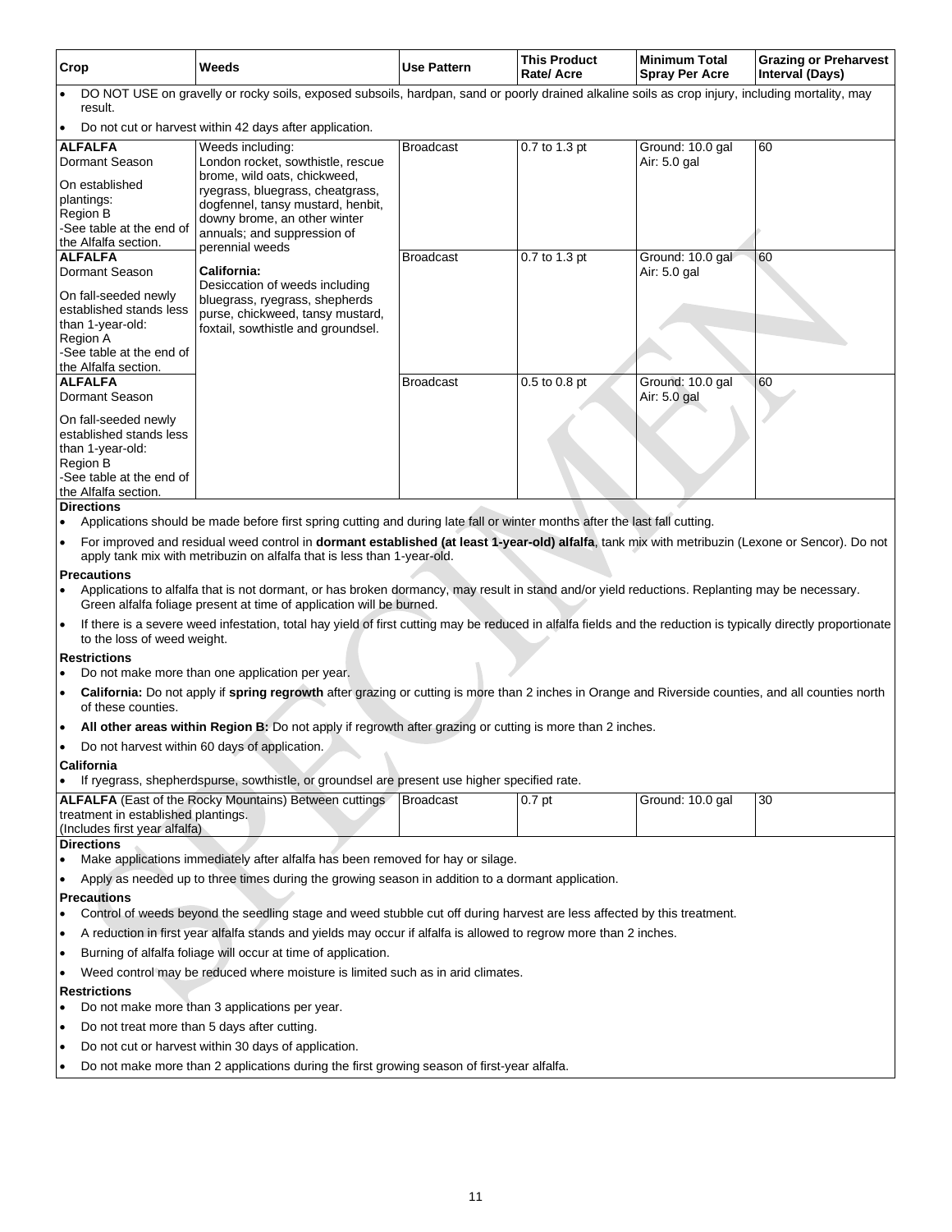| Crop | Weeds | Use Pattern | This Product Rate/ Acre | Minimum Total Spray Per Acre | Grazing or Preharvest Interval (Days) |
|---|---|---|---|---|---|

- DO NOT USE on gravelly or rocky soils, exposed subsoils, hardpan, sand or poorly drained alkaline soils as crop injury, including mortality, may result.
- Do not cut or harvest within 42 days after application.

| Crop | Weeds | Use Pattern | This Product Rate/ Acre | Minimum Total Spray Per Acre | Grazing or Preharvest Interval (Days) |
|---|---|---|---|---|---|
| **ALFALFA** Dormant Season<br>On established plantings: Region B<br>-See table at the end of the Alfalfa section. | Weeds including: London rocket, sowthistle, rescue brome, wild oats, chickweed, ryegrass, bluegrass, cheatgrass, dogfennel, tansy mustard, henbit, downy brome, an other winter annuals; and suppression of perennial weeds<br>**California:** Desiccation of weeds including bluegrass, ryegrass, shepherds purse, chickweed, tansy mustard, foxtail, sowthistle and groundsel. | Broadcast | 0.7 to 1.3 pt | Ground: 10.0 gal<br>Air: 5.0 gal | 60 |
| **ALFALFA** Dormant Season<br>On fall-seeded newly established stands less than 1-year-old: Region A<br>-See table at the end of the Alfalfa section. | | Broadcast | 0.7 to 1.3 pt | Ground: 10.0 gal<br>Air: 5.0 gal | 60 |
| **ALFALFA** Dormant Season<br>On fall-seeded newly established stands less than 1-year-old: Region B<br>-See table at the end of the Alfalfa section. | | Broadcast | 0.5 to 0.8 pt | Ground: 10.0 gal<br>Air: 5.0 gal | 60 |

**Directions**

- Applications should be made before first spring cutting and during late fall or winter months after the last fall cutting.
- For improved and residual weed control in **dormant established (at least 1-year-old) alfalfa**, tank mix with metribuzin (Lexone or Sencor). Do not apply tank mix with metribuzin on alfalfa that is less than 1-year-old.

**Precautions**

- Applications to alfalfa that is not dormant, or has broken dormancy, may result in stand and/or yield reductions. Replanting may be necessary. Green alfalfa foliage present at time of application will be burned.
- If there is a severe weed infestation, total hay yield of first cutting may be reduced in alfalfa fields and the reduction is typically directly proportionate to the loss of weed weight.

**Restrictions**

- Do not make more than one application per year.
- **California:** Do not apply if **spring regrowth** after grazing or cutting is more than 2 inches in Orange and Riverside counties, and all counties north of these counties.
- **All other areas within Region B:** Do not apply if regrowth after grazing or cutting is more than 2 inches.
- Do not harvest within 60 days of application.

**California**

- If ryegrass, shepherdspurse, sowthistle, or groundsel are present use higher specified rate.

| Crop | Use Pattern | This Product Rate/ Acre | Minimum Total Spray Per Acre | Grazing or Preharvest Interval (Days) |
|---|---|---|---|---|
| **ALFALFA** (East of the Rocky Mountains) Between cuttings treatment in established plantings. (Includes first year alfalfa) | Broadcast | 0.7 pt | Ground: 10.0 gal | 30 |

**Directions**

- Make applications immediately after alfalfa has been removed for hay or silage.
- Apply as needed up to three times during the growing season in addition to a dormant application.

**Precautions**

- Control of weeds beyond the seedling stage and weed stubble cut off during harvest are less affected by this treatment.
- A reduction in first year alfalfa stands and yields may occur if alfalfa is allowed to regrow more than 2 inches.
- Burning of alfalfa foliage will occur at time of application.
- Weed control may be reduced where moisture is limited such as in arid climates.

**Restrictions**

- Do not make more than 3 applications per year.
- Do not treat more than 5 days after cutting.
- Do not cut or harvest within 30 days of application.
- Do not make more than 2 applications during the first growing season of first-year alfalfa.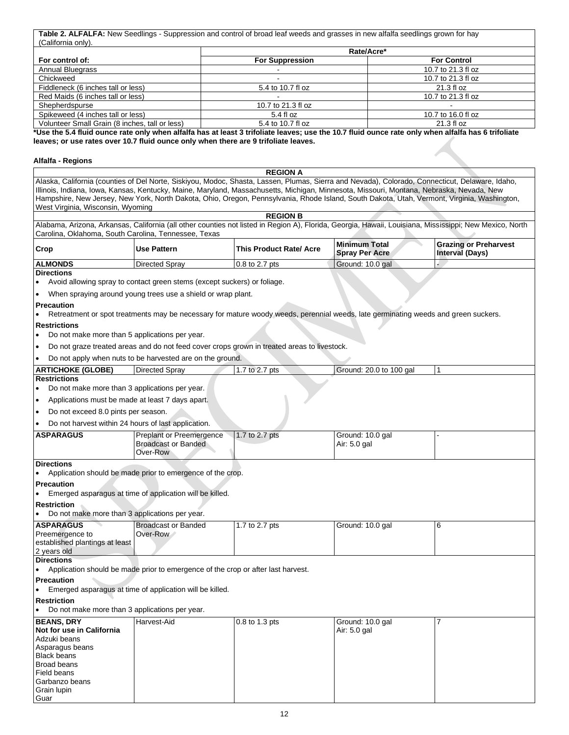**Table 2. ALFALFA:** New Seedlings - Suppression and control of broad leaf weeds and grasses in new alfalfa seedlings grown for hay (California only).

| For control of: | Rate/Acre* | |
|---|---|---|
| | **For Suppression** | **For Control** |
| Annual Bluegrass | - | 10.7 to 21.3 fl oz |
| Chickweed | - | 10.7 to 21.3 fl oz |
| Fiddleneck (6 inches tall or less) | 5.4 to 10.7 fl oz | 21.3 fl oz |
| Red Maids (6 inches tall or less) | - | 10.7 to 21.3 fl oz |
| Shepherdspurse | 10.7 to 21.3 fl oz | - |
| Spikeweed (4 inches tall or less) | 5.4 fl oz | 10.7 to 16.0 fl oz |
| Volunteer Small Grain (8 inches, tall or less) | 5.4 to 10.7 fl oz | 21.3 fl oz |

**\*Use the 5.4 fluid ounce rate only when alfalfa has at least 3 trifoliate leaves; use the 10.7 fluid ounce rate only when alfalfa has 6 trifoliate leaves; or use rates over 10.7 fluid ounce only when there are 9 trifoliate leaves.**

**Alfalfa - Regions**

**REGION A**

Alaska, California (counties of Del Norte, Siskiyou, Modoc, Shasta, Lassen, Plumas, Sierra and Nevada), Colorado, Connecticut, Delaware, Idaho, Illinois, Indiana, Iowa, Kansas, Kentucky, Maine, Maryland, Massachusetts, Michigan, Minnesota, Missouri, Montana, Nebraska, Nevada, New Hampshire, New Jersey, New York, North Dakota, Ohio, Oregon, Pennsylvania, Rhode Island, South Dakota, Utah, Vermont, Virginia, Washington, West Virginia, Wisconsin, Wyoming

**REGION B**

Alabama, Arizona, Arkansas, California (all other counties not listed in Region A), Florida, Georgia, Hawaii, Louisiana, Mississippi; New Mexico, North Carolina, Oklahoma, South Carolina, Tennessee, Texas

| Crop | Use Pattern | This Product Rate/ Acre | Minimum Total Spray Per Acre | Grazing or Preharvest Interval (Days) |
|---|---|---|---|---|
| **ALMONDS** | Directed Spray | 0.8 to 2.7 pts | Ground: 10.0 gal | - |

**Directions**
- Avoid allowing spray to contact green stems (except suckers) or foliage.
- When spraying around young trees use a shield or wrap plant.

**Precaution**
- Retreatment or spot treatments may be necessary for mature woody weeds, perennial weeds, late germinating weeds and green suckers.

**Restrictions**
- Do not make more than 5 applications per year.
- Do not graze treated areas and do not feed cover crops grown in treated areas to livestock.
- Do not apply when nuts to be harvested are on the ground.

| Crop | Use Pattern | This Product Rate/ Acre | Minimum Total Spray Per Acre | Grazing or Preharvest Interval (Days) |
|---|---|---|---|---|
| **ARTICHOKE (GLOBE)** | Directed Spray | 1.7 to 2.7 pts | Ground: 20.0 to 100 gal | 1 |

**Restrictions**
- Do not make more than 3 applications per year.
- Applications must be made at least 7 days apart.
- Do not exceed 8.0 pints per season.
- Do not harvest within 24 hours of last application.

| Crop | Use Pattern | This Product Rate/ Acre | Minimum Total Spray Per Acre | Grazing or Preharvest Interval (Days) |
|---|---|---|---|---|
| **ASPARAGUS** | Preplant or Preemergence Broadcast or Banded Over-Row | 1.7 to 2.7 pts | Ground: 10.0 gal<br>Air: 5.0 gal | - |

**Directions**
- Application should be made prior to emergence of the crop.

**Precaution**
- Emerged asparagus at time of application will be killed.

**Restriction**
- Do not make more than 3 applications per year.

| Crop | Use Pattern | This Product Rate/ Acre | Minimum Total Spray Per Acre | Grazing or Preharvest Interval (Days) |
|---|---|---|---|---|
| **ASPARAGUS**<br>Preemergence to established plantings at least 2 years old | Broadcast or Banded Over-Row | 1.7 to 2.7 pts | Ground: 10.0 gal | 6 |

**Directions**
- Application should be made prior to emergence of the crop or after last harvest.

**Precaution**
- Emerged asparagus at time of application will be killed.

**Restriction**
- Do not make more than 3 applications per year.

| Crop | Use Pattern | This Product Rate/ Acre | Minimum Total Spray Per Acre | Grazing or Preharvest Interval (Days) |
|---|---|---|---|---|
| **BEANS, DRY**<br>**Not for use in California**<br>Adzuki beans<br>Asparagus beans<br>Black beans<br>Broad beans<br>Field beans<br>Garbanzo beans<br>Grain lupin<br>Guar | Harvest-Aid | 0.8 to 1.3 pts | Ground: 10.0 gal<br>Air: 5.0 gal | 7 |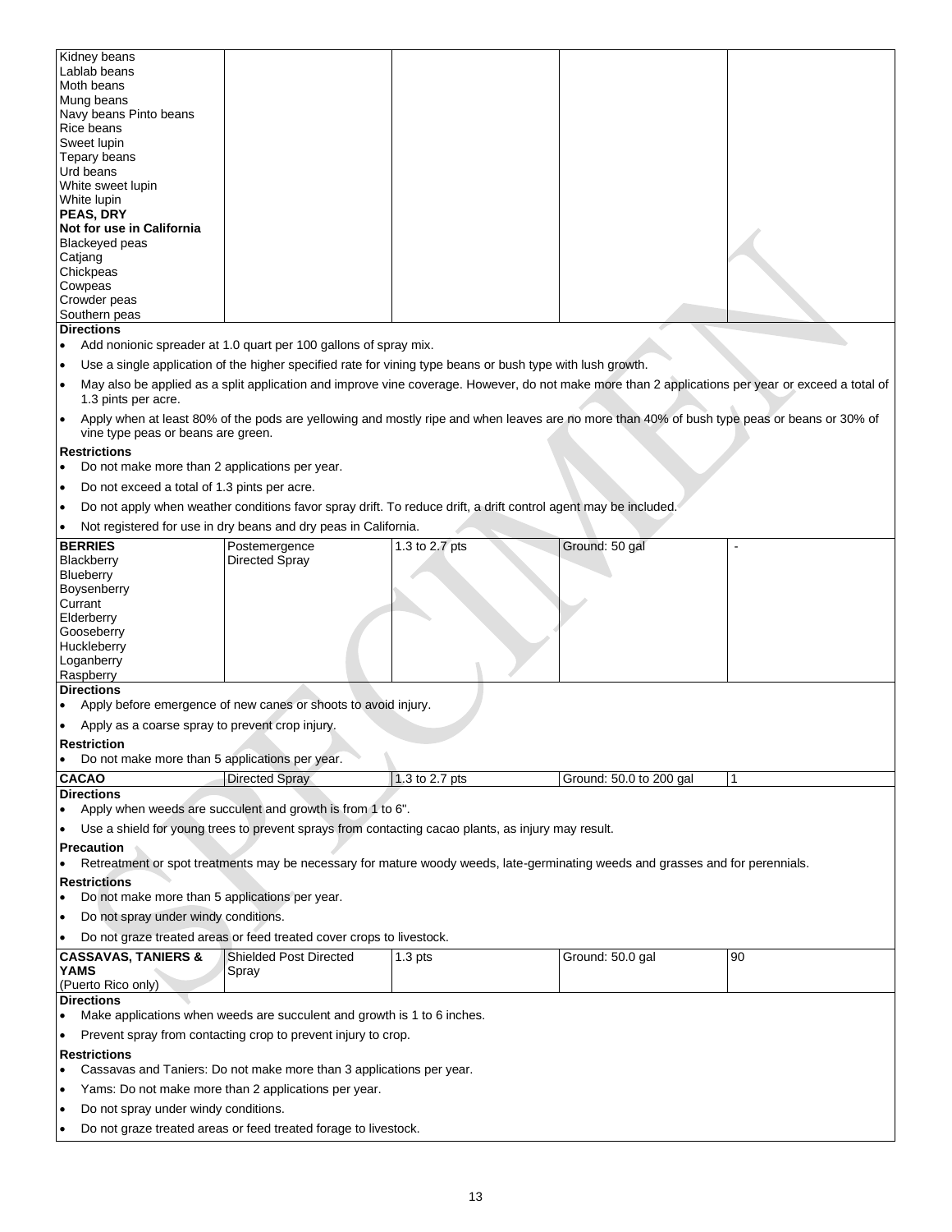| | | | | |
|---|---|---|---|---|
| Kidney beans<br>Lablab beans<br>Moth beans<br>Mung beans<br>Navy beans Pinto beans<br>Rice beans<br>Sweet lupin<br>Tepary beans<br>Urd beans<br>White sweet lupin<br>White lupin<br>**PEAS, DRY**<br>**Not for use in California**<br>Blackeyed peas<br>Catjang<br>Chickpeas<br>Cowpeas<br>Crowder peas<br>Southern peas | | | | |

**Directions**

- Add nonionic spreader at 1.0 quart per 100 gallons of spray mix.
- Use a single application of the higher specified rate for vining type beans or bush type with lush growth.
- May also be applied as a split application and improve vine coverage. However, do not make more than 2 applications per year or exceed a total of 1.3 pints per acre.
- Apply when at least 80% of the pods are yellowing and mostly ripe and when leaves are no more than 40% of bush type peas or beans or 30% of vine type peas or beans are green.

**Restrictions**

- Do not make more than 2 applications per year.
- Do not exceed a total of 1.3 pints per acre.
- Do not apply when weather conditions favor spray drift. To reduce drift, a drift control agent may be included.
- Not registered for use in dry beans and dry peas in California.

| | | | | |
|---|---|---|---|---|
| **BERRIES**<br>Blackberry<br>Blueberry<br>Boysenberry<br>Currant<br>Elderberry<br>Gooseberry<br>Huckleberry<br>Loganberry<br>Raspberry | Postemergence Directed Spray | 1.3 to 2.7 pts | Ground: 50 gal | - |

**Directions**

- Apply before emergence of new canes or shoots to avoid injury.
- Apply as a coarse spray to prevent crop injury.

**Restriction**

- Do not make more than 5 applications per year.

| | | | | |
|---|---|---|---|---|
| **CACAO** | Directed Spray | 1.3 to 2.7 pts | Ground: 50.0 to 200 gal | 1 |

**Directions**

- Apply when weeds are succulent and growth is from 1 to 6".
- Use a shield for young trees to prevent sprays from contacting cacao plants, as injury may result.

**Precaution**

- Retreatment or spot treatments may be necessary for mature woody weeds, late-germinating weeds and grasses and for perennials.

**Restrictions**

- Do not make more than 5 applications per year.
- Do not spray under windy conditions.
- Do not graze treated areas or feed treated cover crops to livestock.

| | | | | |
|---|---|---|---|---|
| **CASSAVAS, TANIERS & YAMS**<br>(Puerto Rico only) | Shielded Post Directed Spray | 1.3 pts | Ground: 50.0 gal | 90 |

**Directions**

- Make applications when weeds are succulent and growth is 1 to 6 inches.
- Prevent spray from contacting crop to prevent injury to crop.

**Restrictions**

- Cassavas and Taniers: Do not make more than 3 applications per year.
- Yams: Do not make more than 2 applications per year.
- Do not spray under windy conditions.
- Do not graze treated areas or feed treated forage to livestock.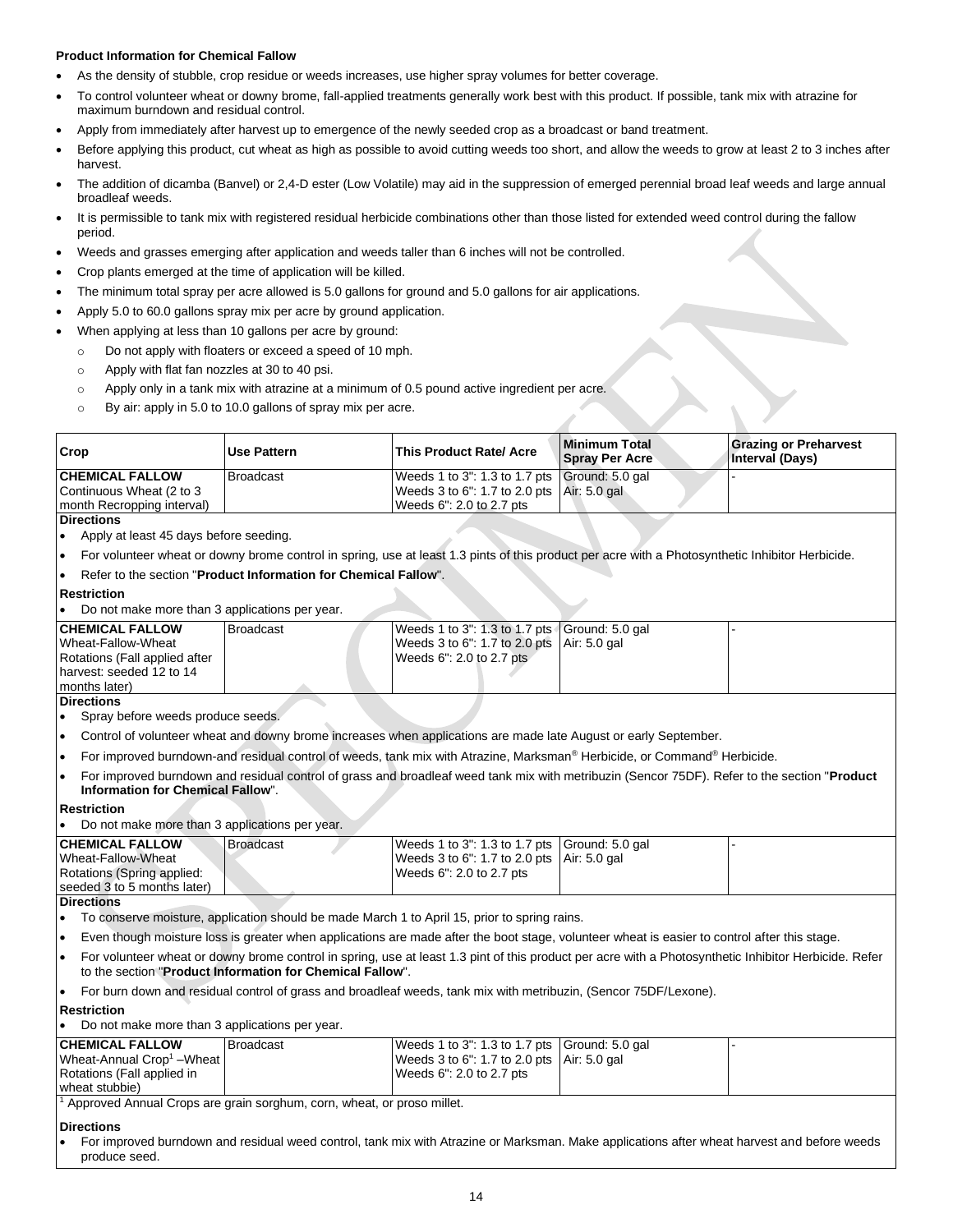**Product Information for Chemical Fallow**

- As the density of stubble, crop residue or weeds increases, use higher spray volumes for better coverage.
- To control volunteer wheat or downy brome, fall-applied treatments generally work best with this product. If possible, tank mix with atrazine for maximum burndown and residual control.
- Apply from immediately after harvest up to emergence of the newly seeded crop as a broadcast or band treatment.
- Before applying this product, cut wheat as high as possible to avoid cutting weeds too short, and allow the weeds to grow at least 2 to 3 inches after harvest.
- The addition of dicamba (Banvel) or 2,4-D ester (Low Volatile) may aid in the suppression of emerged perennial broad leaf weeds and large annual broadleaf weeds.
- It is permissible to tank mix with registered residual herbicide combinations other than those listed for extended weed control during the fallow period.
- Weeds and grasses emerging after application and weeds taller than 6 inches will not be controlled.
- Crop plants emerged at the time of application will be killed.
- The minimum total spray per acre allowed is 5.0 gallons for ground and 5.0 gallons for air applications.
- Apply 5.0 to 60.0 gallons spray mix per acre by ground application.
- When applying at less than 10 gallons per acre by ground:
  - Do not apply with floaters or exceed a speed of 10 mph.
  - Apply with flat fan nozzles at 30 to 40 psi.
  - Apply only in a tank mix with atrazine at a minimum of 0.5 pound active ingredient per acre.
  - By air: apply in 5.0 to 10.0 gallons of spray mix per acre.

| Crop | Use Pattern | This Product Rate/ Acre | Minimum Total Spray Per Acre | Grazing or Preharvest Interval (Days) |
|---|---|---|---|---|
| **CHEMICAL FALLOW** Continuous Wheat (2 to 3 month Recropping interval) | Broadcast | Weeds 1 to 3": 1.3 to 1.7 pts<br>Weeds 3 to 6": 1.7 to 2.0 pts<br>Weeds 6": 2.0 to 2.7 pts | Ground: 5.0 gal<br>Air: 5.0 gal | - |
| **Directions**<br>• Apply at least 45 days before seeding.<br>• For volunteer wheat or downy brome control in spring, use at least 1.3 pints of this product per acre with a Photosynthetic Inhibitor Herbicide.<br>• Refer to the section "**Product Information for Chemical Fallow**".<br>**Restriction**<br>• Do not make more than 3 applications per year. | | | | |
| **CHEMICAL FALLOW** Wheat-Fallow-Wheat Rotations (Fall applied after harvest: seeded 12 to 14 months later) | Broadcast | Weeds 1 to 3": 1.3 to 1.7 pts<br>Weeds 3 to 6": 1.7 to 2.0 pts<br>Weeds 6": 2.0 to 2.7 pts | Ground: 5.0 gal<br>Air: 5.0 gal | - |
| **Directions**<br>• Spray before weeds produce seeds.<br>• Control of volunteer wheat and downy brome increases when applications are made late August or early September.<br>• For improved burndown-and residual control of weeds, tank mix with Atrazine, Marksman® Herbicide, or Command® Herbicide.<br>• For improved burndown and residual control of grass and broadleaf weed tank mix with metribuzin (Sencor 75DF). Refer to the section "**Product Information for Chemical Fallow**".<br>**Restriction**<br>• Do not make more than 3 applications per year. | | | | |
| **CHEMICAL FALLOW** Wheat-Fallow-Wheat Rotations (Spring applied: seeded 3 to 5 months later) | Broadcast | Weeds 1 to 3": 1.3 to 1.7 pts<br>Weeds 3 to 6": 1.7 to 2.0 pts<br>Weeds 6": 2.0 to 2.7 pts | Ground: 5.0 gal<br>Air: 5.0 gal | - |
| **Directions**<br>• To conserve moisture, application should be made March 1 to April 15, prior to spring rains.<br>• Even though moisture loss is greater when applications are made after the boot stage, volunteer wheat is easier to control after this stage.<br>• For volunteer wheat or downy brome control in spring, use at least 1.3 pint of this product per acre with a Photosynthetic Inhibitor Herbicide. Refer to the section "**Product Information for Chemical Fallow**".<br>• For burn down and residual control of grass and broadleaf weeds, tank mix with metribuzin, (Sencor 75DF/Lexone).<br>**Restriction**<br>• Do not make more than 3 applications per year. | | | | |
| **CHEMICAL FALLOW** Wheat-Annual Crop[1] –Wheat Rotations (Fall applied in wheat stubble) | Broadcast | Weeds 1 to 3": 1.3 to 1.7 pts<br>Weeds 3 to 6": 1.7 to 2.0 pts<br>Weeds 6": 2.0 to 2.7 pts | Ground: 5.0 gal<br>Air: 5.0 gal | - |
| [1] Approved Annual Crops are grain sorghum, corn, wheat, or proso millet.<br>**Directions**<br>• For improved burndown and residual weed control, tank mix with Atrazine or Marksman. Make applications after wheat harvest and before weeds produce seed. | | | | |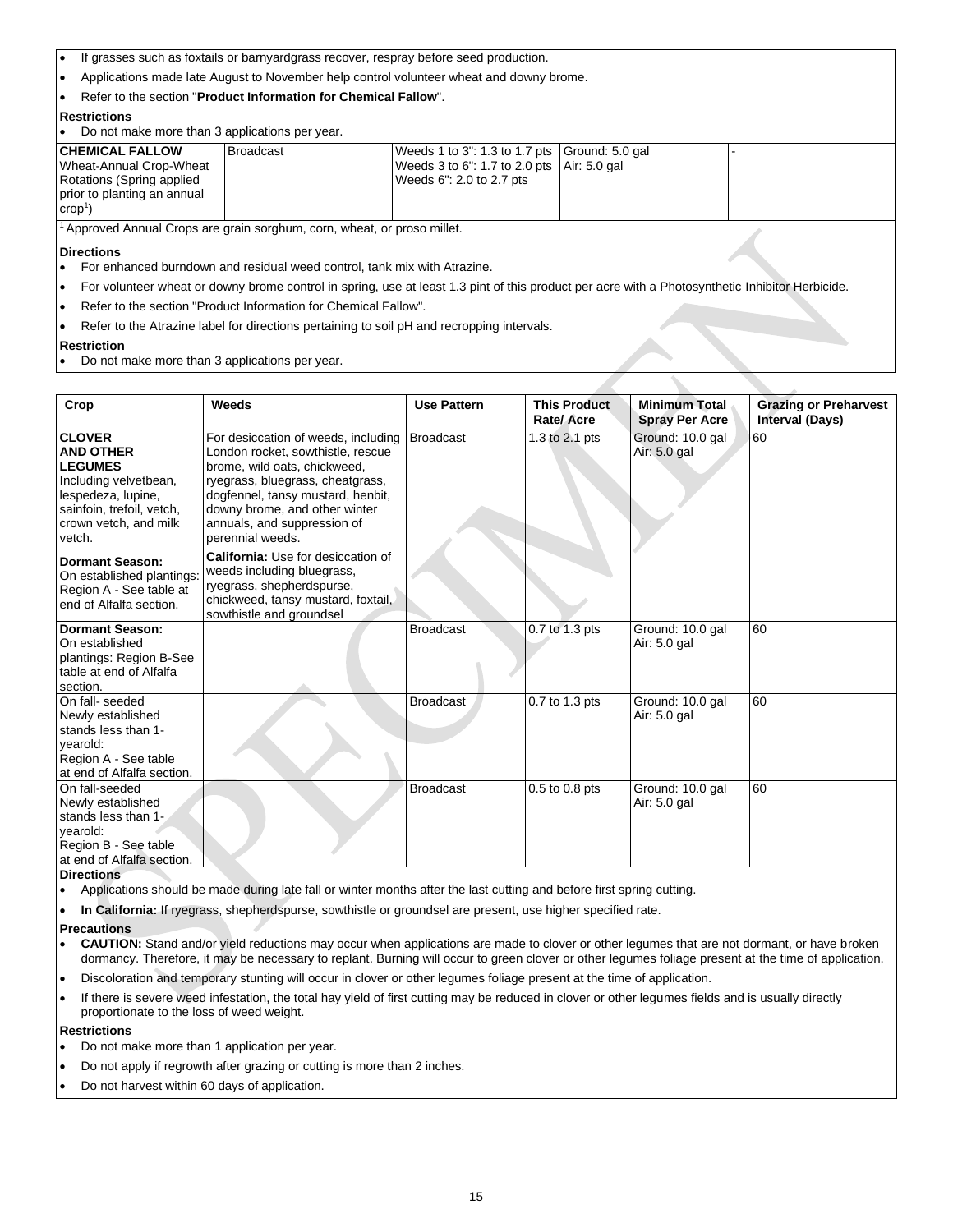- If grasses such as foxtails or barnyardgrass recover, respray before seed production.
- Applications made late August to November help control volunteer wheat and downy brome.
- Refer to the section "**Product Information for Chemical Fallow**".

**Restrictions**

- Do not make more than 3 applications per year.

| | | | | |
|---|---|---|---|---|
| **CHEMICAL FALLOW** Wheat-Annual Crop-Wheat Rotations (Spring applied prior to planting an annual crop[1]) | Broadcast | Weeds 1 to 3": 1.3 to 1.7 pts Weeds 3 to 6": 1.7 to 2.0 pts Weeds 6": 2.0 to 2.7 pts | Ground: 5.0 gal Air: 5.0 gal | - |

[1] Approved Annual Crops are grain sorghum, corn, wheat, or proso millet.

**Directions**

- For enhanced burndown and residual weed control, tank mix with Atrazine.
- For volunteer wheat or downy brome control in spring, use at least 1.3 pint of this product per acre with a Photosynthetic Inhibitor Herbicide.
- Refer to the section "Product Information for Chemical Fallow".
- Refer to the Atrazine label for directions pertaining to soil pH and recropping intervals.

**Restriction**

- Do not make more than 3 applications per year.

| Crop | Weeds | Use Pattern | This Product Rate/ Acre | Minimum Total Spray Per Acre | Grazing or Preharvest Interval (Days) |
|---|---|---|---|---|---|
| **CLOVER AND OTHER LEGUMES** Including velvetbean, lespedeza, lupine, sainfoin, trefoil, vetch, crown vetch, and milk vetch. **Dormant Season:** On established plantings: Region A - See table at end of Alfalfa section. | For desiccation of weeds, including London rocket, sowthistle, rescue brome, wild oats, chickweed, ryegrass, bluegrass, cheatgrass, dogfennel, tansy mustard, henbit, downy brome, and other winter annuals, and suppression of perennial weeds. **California:** Use for desiccation of weeds including bluegrass, ryegrass, shepherdspurse, chickweed, tansy mustard, foxtail, sowthistle and groundsel | Broadcast | 1.3 to 2.1 pts | Ground: 10.0 gal Air: 5.0 gal | 60 |
| **Dormant Season:** On established plantings: Region B-See table at end of Alfalfa section. | | Broadcast | 0.7 to 1.3 pts | Ground: 10.0 gal Air: 5.0 gal | 60 |
| On fall- seeded Newly established stands less than 1-yearold: Region A - See table at end of Alfalfa section. | | Broadcast | 0.7 to 1.3 pts | Ground: 10.0 gal Air: 5.0 gal | 60 |
| On fall-seeded Newly established stands less than 1-yearold: Region B - See table at end of Alfalfa section. | | Broadcast | 0.5 to 0.8 pts | Ground: 10.0 gal Air: 5.0 gal | 60 |

**Directions**

- Applications should be made during late fall or winter months after the last cutting and before first spring cutting.
- **In California:** If ryegrass, shepherdspurse, sowthistle or groundsel are present, use higher specified rate.

**Precautions**

- **CAUTION:** Stand and/or yield reductions may occur when applications are made to clover or other legumes that are not dormant, or have broken dormancy. Therefore, it may be necessary to replant. Burning will occur to green clover or other legumes foliage present at the time of application.
- Discoloration and temporary stunting will occur in clover or other legumes foliage present at the time of application.
- If there is severe weed infestation, the total hay yield of first cutting may be reduced in clover or other legumes fields and is usually directly proportionate to the loss of weed weight.

**Restrictions**

- Do not make more than 1 application per year.
- Do not apply if regrowth after grazing or cutting is more than 2 inches.
- Do not harvest within 60 days of application.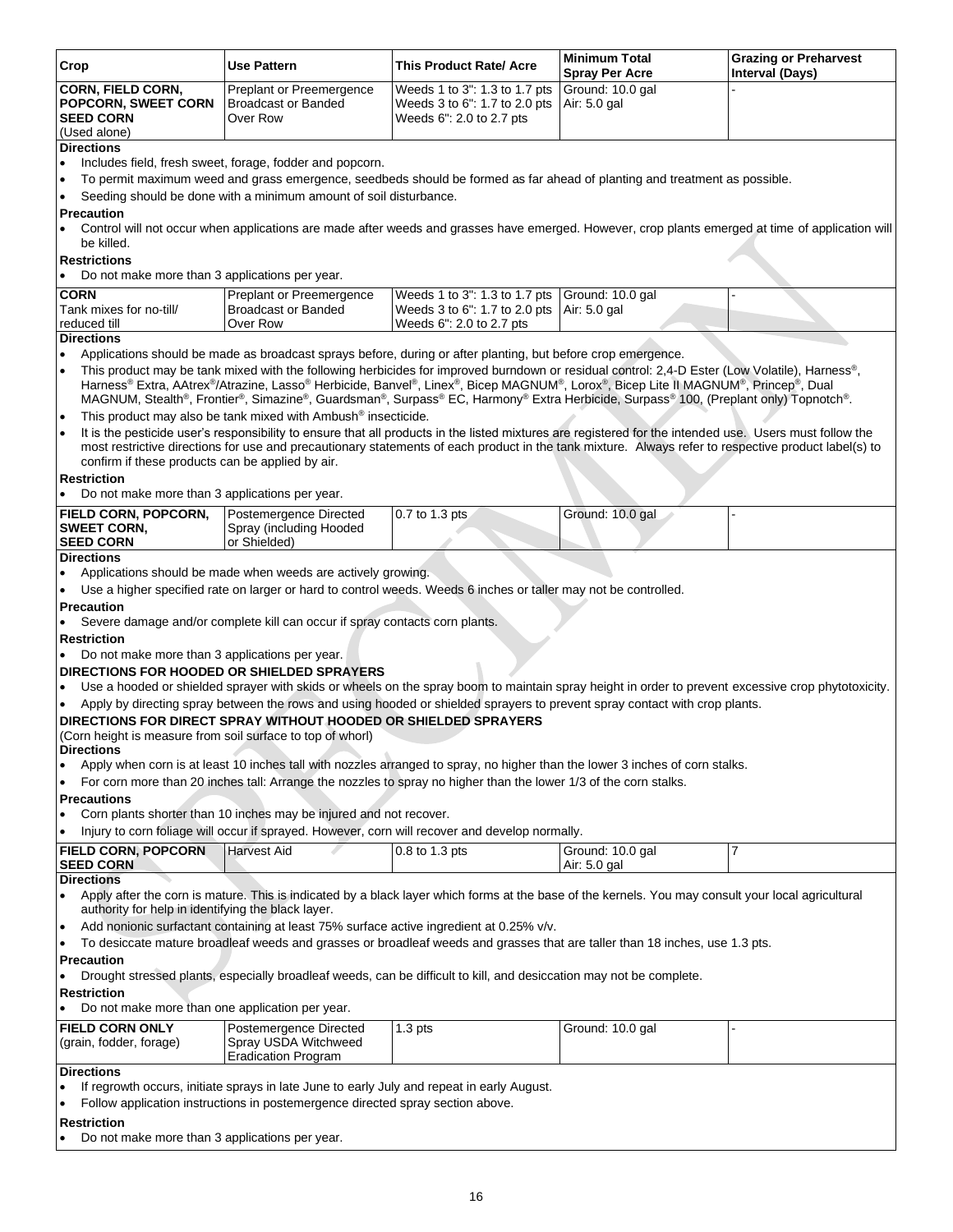| Crop | Use Pattern | This Product Rate/ Acre | Minimum Total Spray Per Acre | Grazing or Preharvest Interval (Days) |
|---|---|---|---|---|
| **CORN, FIELD CORN, POPCORN, SWEET CORN SEED CORN** (Used alone) | Preplant or Preemergence Broadcast or Banded Over Row | Weeds 1 to 3": 1.3 to 1.7 pts<br>Weeds 3 to 6": 1.7 to 2.0 pts<br>Weeds 6": 2.0 to 2.7 pts | Ground: 10.0 gal<br>Air: 5.0 gal | - |

**Directions**

- Includes field, fresh sweet, forage, fodder and popcorn.
- To permit maximum weed and grass emergence, seedbeds should be formed as far ahead of planting and treatment as possible.
- Seeding should be done with a minimum amount of soil disturbance.

**Precaution**

- Control will not occur when applications are made after weeds and grasses have emerged. However, crop plants emerged at time of application will be killed.

**Restrictions**

- Do not make more than 3 applications per year.

| Crop | Use Pattern | This Product Rate/ Acre | Minimum Total Spray Per Acre | Grazing or Preharvest Interval (Days) |
|---|---|---|---|---|
| **CORN** Tank mixes for no-till/ reduced till | Preplant or Preemergence Broadcast or Banded Over Row | Weeds 1 to 3": 1.3 to 1.7 pts<br>Weeds 3 to 6": 1.7 to 2.0 pts<br>Weeds 6": 2.0 to 2.7 pts | Ground: 10.0 gal<br>Air: 5.0 gal | - |

**Directions**

- Applications should be made as broadcast sprays before, during or after planting, but before crop emergence.
- This product may be tank mixed with the following herbicides for improved burndown or residual control: 2,4-D Ester (Low Volatile), Harness®, Harness® Extra, AAtrex®/Atrazine, Lasso® Herbicide, Banvel®, Linex®, Bicep MAGNUM®, Lorox®, Bicep Lite II MAGNUM®, Princep®, Dual MAGNUM, Stealth®, Frontier®, Simazine®, Guardsman®, Surpass® EC, Harmony® Extra Herbicide, Surpass® 100, (Preplant only) Topnotch®.
- This product may also be tank mixed with Ambush® insecticide.
- It is the pesticide user's responsibility to ensure that all products in the listed mixtures are registered for the intended use. Users must follow the most restrictive directions for use and precautionary statements of each product in the tank mixture. Always refer to respective product label(s) to confirm if these products can be applied by air.

**Restriction**

- Do not make more than 3 applications per year.

| Crop | Use Pattern | This Product Rate/ Acre | Minimum Total Spray Per Acre | Grazing or Preharvest Interval (Days) |
|---|---|---|---|---|
| **FIELD CORN, POPCORN, SWEET CORN, SEED CORN** | Postemergence Directed Spray (including Hooded or Shielded) | 0.7 to 1.3 pts | Ground: 10.0 gal | - |

**Directions**

- Applications should be made when weeds are actively growing.
- Use a higher specified rate on larger or hard to control weeds. Weeds 6 inches or taller may not be controlled.

**Precaution**

- Severe damage and/or complete kill can occur if spray contacts corn plants.

**Restriction**

- Do not make more than 3 applications per year.

**DIRECTIONS FOR HOODED OR SHIELDED SPRAYERS**

- Use a hooded or shielded sprayer with skids or wheels on the spray boom to maintain spray height in order to prevent excessive crop phytotoxicity.
- Apply by directing spray between the rows and using hooded or shielded sprayers to prevent spray contact with crop plants.

**DIRECTIONS FOR DIRECT SPRAY WITHOUT HOODED OR SHIELDED SPRAYERS**

(Corn height is measure from soil surface to top of whorl)

**Directions**

- Apply when corn is at least 10 inches tall with nozzles arranged to spray, no higher than the lower 3 inches of corn stalks.
- For corn more than 20 inches tall: Arrange the nozzles to spray no higher than the lower 1/3 of the corn stalks.

**Precautions**

- Corn plants shorter than 10 inches may be injured and not recover.
- Injury to corn foliage will occur if sprayed. However, corn will recover and develop normally.

| Crop | Use Pattern | This Product Rate/ Acre | Minimum Total Spray Per Acre | Grazing or Preharvest Interval (Days) |
|---|---|---|---|---|
| **FIELD CORN, POPCORN SEED CORN** | Harvest Aid | 0.8 to 1.3 pts | Ground: 10.0 gal<br>Air: 5.0 gal | 7 |

**Directions**

- Apply after the corn is mature. This is indicated by a black layer which forms at the base of the kernels. You may consult your local agricultural authority for help in identifying the black layer.
- Add nonionic surfactant containing at least 75% surface active ingredient at 0.25% v/v.
- To desiccate mature broadleaf weeds and grasses or broadleaf weeds and grasses that are taller than 18 inches, use 1.3 pts.

**Precaution**

- Drought stressed plants, especially broadleaf weeds, can be difficult to kill, and desiccation may not be complete.

**Restriction**

- Do not make more than one application per year.

| Crop | Use Pattern | This Product Rate/ Acre | Minimum Total Spray Per Acre | Grazing or Preharvest Interval (Days) |
|---|---|---|---|---|
| **FIELD CORN ONLY** (grain, fodder, forage) | Postemergence Directed Spray USDA Witchweed Eradication Program | 1.3 pts | Ground: 10.0 gal | - |

**Directions**

- If regrowth occurs, initiate sprays in late June to early July and repeat in early August.
- Follow application instructions in postemergence directed spray section above.

**Restriction**

- Do not make more than 3 applications per year.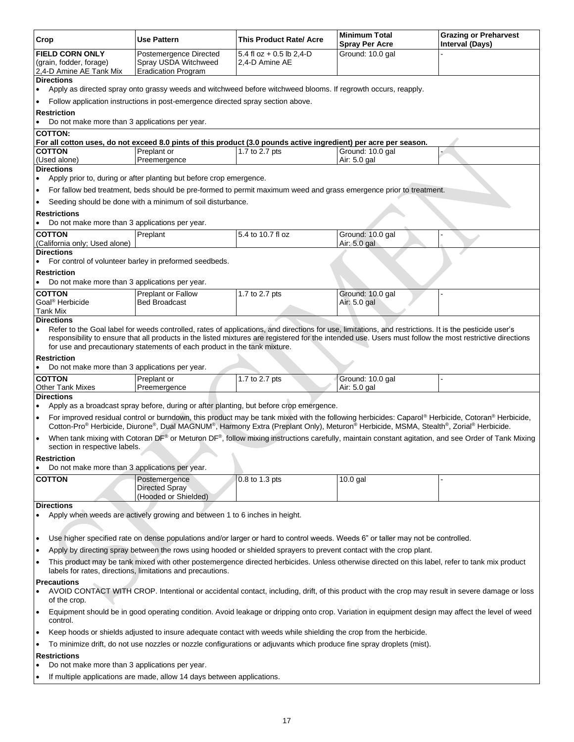| Crop | Use Pattern | This Product Rate/ Acre | Minimum Total Spray Per Acre | Grazing or Preharvest Interval (Days) |
|---|---|---|---|---|
| **FIELD CORN ONLY** (grain, fodder, forage) 2,4-D Amine AE Tank Mix | Postemergence Directed Spray USDA Witchweed Eradication Program | 5.4 fl oz + 0.5 lb 2,4-D 2,4-D Amine AE | Ground: 10.0 gal | - |

**Directions**

- Apply as directed spray onto grassy weeds and witchweed before witchweed blooms. If regrowth occurs, reapply.
- Follow application instructions in post-emergence directed spray section above.

**Restriction**

- Do not make more than 3 applications per year.

**COTTON:**

**For all cotton uses, do not exceed 8.0 pints of this product (3.0 pounds active ingredient) per acre per season.**

| Crop | Use Pattern | This Product Rate/ Acre | Minimum Total Spray Per Acre | Grazing or Preharvest Interval (Days) |
|---|---|---|---|---|
| **COTTON** (Used alone) | Preplant or Preemergence | 1.7 to 2.7 pts | Ground: 10.0 gal Air: 5.0 gal | - |

**Directions**

- Apply prior to, during or after planting but before crop emergence.
- For fallow bed treatment, beds should be pre-formed to permit maximum weed and grass emergence prior to treatment.
- Seeding should be done with a minimum of soil disturbance.

**Restrictions**

- Do not make more than 3 applications per year.

| Crop | Use Pattern | This Product Rate/ Acre | Minimum Total Spray Per Acre | Grazing or Preharvest Interval (Days) |
|---|---|---|---|---|
| **COTTON** (California only; Used alone) | Preplant | 5.4 to 10.7 fl oz | Ground: 10.0 gal Air: 5.0 gal | - |

**Directions**

- For control of volunteer barley in preformed seedbeds.

**Restriction**

- Do not make more than 3 applications per year.

| Crop | Use Pattern | This Product Rate/ Acre | Minimum Total Spray Per Acre | Grazing or Preharvest Interval (Days) |
|---|---|---|---|---|
| **COTTON** Goal® Herbicide Tank Mix | Preplant or Fallow Bed Broadcast | 1.7 to 2.7 pts | Ground: 10.0 gal Air: 5.0 gal | - |

**Directions**

- Refer to the Goal label for weeds controlled, rates of applications, and directions for use, limitations, and restrictions. It is the pesticide user's responsibility to ensure that all products in the listed mixtures are registered for the intended use. Users must follow the most restrictive directions for use and precautionary statements of each product in the tank mixture.

**Restriction**

- Do not make more than 3 applications per year.

| Crop | Use Pattern | This Product Rate/ Acre | Minimum Total Spray Per Acre | Grazing or Preharvest Interval (Days) |
|---|---|---|---|---|
| **COTTON** Other Tank Mixes | Preplant or Preemergence | 1.7 to 2.7 pts | Ground: 10.0 gal Air: 5.0 gal | - |

**Directions**

- Apply as a broadcast spray before, during or after planting, but before crop emergence.
- For improved residual control or burndown, this product may be tank mixed with the following herbicides: Caparol® Herbicide, Cotoran® Herbicide, Cotton-Pro® Herbicide, Diurone®, Dual MAGNUM®, Harmony Extra (Preplant Only), Meturon® Herbicide, MSMA, Stealth®, Zorial® Herbicide.
- When tank mixing with Cotoran DF® or Meturon DF®, follow mixing instructions carefully, maintain constant agitation, and see Order of Tank Mixing section in respective labels.

**Restriction**

- Do not make more than 3 applications per year.

| Crop | Use Pattern | This Product Rate/ Acre | Minimum Total Spray Per Acre | Grazing or Preharvest Interval (Days) |
|---|---|---|---|---|
| **COTTON** | Postemergence Directed Spray (Hooded or Shielded) | 0.8 to 1.3 pts | 10.0 gal | - |

**Directions**

- Apply when weeds are actively growing and between 1 to 6 inches in height.
- Use higher specified rate on dense populations and/or larger or hard to control weeds. Weeds 6" or taller may not be controlled.
- Apply by directing spray between the rows using hooded or shielded sprayers to prevent contact with the crop plant.
- This product may be tank mixed with other postemergence directed herbicides. Unless otherwise directed on this label, refer to tank mix product labels for rates, directions, limitations and precautions.

**Precautions**

- AVOID CONTACT WITH CROP. Intentional or accidental contact, including, drift, of this product with the crop may result in severe damage or loss of the crop.
- Equipment should be in good operating condition. Avoid leakage or dripping onto crop. Variation in equipment design may affect the level of weed control.
- Keep hoods or shields adjusted to insure adequate contact with weeds while shielding the crop from the herbicide.
- To minimize drift, do not use nozzles or nozzle configurations or adjuvants which produce fine spray droplets (mist).

**Restrictions**

- Do not make more than 3 applications per year.
- If multiple applications are made, allow 14 days between applications.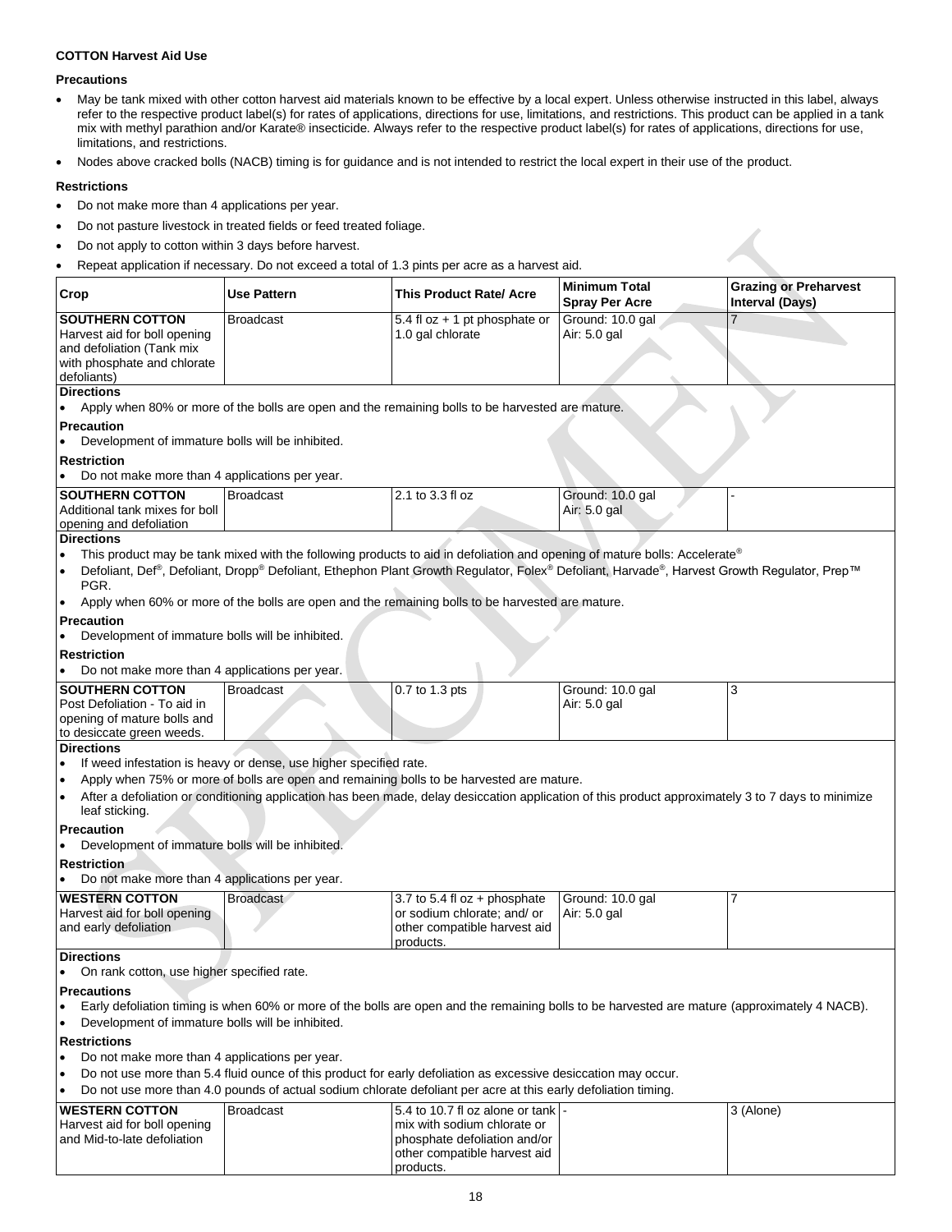**COTTON Harvest Aid Use**

**Precautions**

- May be tank mixed with other cotton harvest aid materials known to be effective by a local expert. Unless otherwise instructed in this label, always refer to the respective product label(s) for rates of applications, directions for use, limitations, and restrictions. This product can be applied in a tank mix with methyl parathion and/or Karate® insecticide. Always refer to the respective product label(s) for rates of applications, directions for use, limitations, and restrictions.
- Nodes above cracked bolls (NACB) timing is for guidance and is not intended to restrict the local expert in their use of the product.

**Restrictions**

- Do not make more than 4 applications per year.
- Do not pasture livestock in treated fields or feed treated foliage.
- Do not apply to cotton within 3 days before harvest.
- Repeat application if necessary. Do not exceed a total of 1.3 pints per acre as a harvest aid.

| Crop | Use Pattern | This Product Rate/ Acre | Minimum Total Spray Per Acre | Grazing or Preharvest Interval (Days) |
|---|---|---|---|---|
| **SOUTHERN COTTON** Harvest aid for boll opening and defoliation (Tank mix with phosphate and chlorate defoliants) | Broadcast | 5.4 fl oz + 1 pt phosphate or 1.0 gal chlorate | Ground: 10.0 gal Air: 5.0 gal | 7 |

**Directions**
- Apply when 80% or more of the bolls are open and the remaining bolls to be harvested are mature.

**Precaution**
- Development of immature bolls will be inhibited.

**Restriction**
- Do not make more than 4 applications per year.

| Crop | Use Pattern | This Product Rate/ Acre | Minimum Total Spray Per Acre | Grazing or Preharvest Interval (Days) |
|---|---|---|---|---|
| **SOUTHERN COTTON** Additional tank mixes for boll opening and defoliation | Broadcast | 2.1 to 3.3 fl oz | Ground: 10.0 gal Air: 5.0 gal | - |

**Directions**
- This product may be tank mixed with the following products to aid in defoliation and opening of mature bolls: Accelerate®
- Defoliant, Def®, Defoliant, Dropp® Defoliant, Ethephon Plant Growth Regulator, Folex® Defoliant, Harvade®, Harvest Growth Regulator, Prep™ PGR.
- Apply when 60% or more of the bolls are open and the remaining bolls to be harvested are mature.

**Precaution**
- Development of immature bolls will be inhibited.

**Restriction**
- Do not make more than 4 applications per year.

| Crop | Use Pattern | This Product Rate/ Acre | Minimum Total Spray Per Acre | Grazing or Preharvest Interval (Days) |
|---|---|---|---|---|
| **SOUTHERN COTTON** Post Defoliation - To aid in opening of mature bolls and to desiccate green weeds. | Broadcast | 0.7 to 1.3 pts | Ground: 10.0 gal Air: 5.0 gal | 3 |

**Directions**
- If weed infestation is heavy or dense, use higher specified rate.
- Apply when 75% or more of bolls are open and remaining bolls to be harvested are mature.
- After a defoliation or conditioning application has been made, delay desiccation application of this product approximately 3 to 7 days to minimize leaf sticking.

**Precaution**
- Development of immature bolls will be inhibited.

**Restriction**
- Do not make more than 4 applications per year.

| Crop | Use Pattern | This Product Rate/ Acre | Minimum Total Spray Per Acre | Grazing or Preharvest Interval (Days) |
|---|---|---|---|---|
| **WESTERN COTTON** Harvest aid for boll opening and early defoliation | Broadcast | 3.7 to 5.4 fl oz + phosphate or sodium chlorate; and/ or other compatible harvest aid products. | Ground: 10.0 gal Air: 5.0 gal | 7 |

**Directions**
- On rank cotton, use higher specified rate.

**Precautions**
- Early defoliation timing is when 60% or more of the bolls are open and the remaining bolls to be harvested are mature (approximately 4 NACB).
- Development of immature bolls will be inhibited.

**Restrictions**
- Do not make more than 4 applications per year.
- Do not use more than 5.4 fluid ounce of this product for early defoliation as excessive desiccation may occur.
- Do not use more than 4.0 pounds of actual sodium chlorate defoliant per acre at this early defoliation timing.

| Crop | Use Pattern | This Product Rate/ Acre | Minimum Total Spray Per Acre | Grazing or Preharvest Interval (Days) |
|---|---|---|---|---|
| **WESTERN COTTON** Harvest aid for boll opening and Mid-to-late defoliation | Broadcast | 5.4 to 10.7 fl oz alone or tank mix with sodium chlorate or phosphate defoliation and/or other compatible harvest aid products. | - | 3 (Alone) |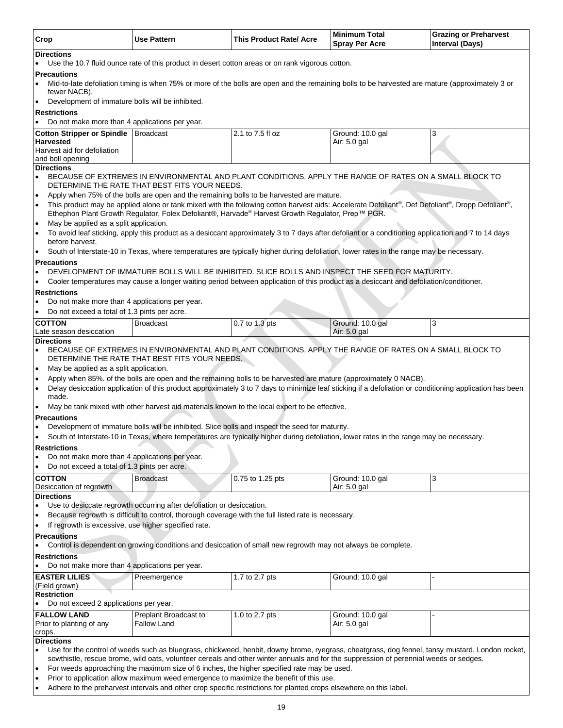| Crop | Use Pattern | This Product Rate/ Acre | Minimum Total Spray Per Acre | Grazing or Preharvest Interval (Days) |
|---|---|---|---|---|

**Directions**

- Use the 10.7 fluid ounce rate of this product in desert cotton areas or on rank vigorous cotton.

**Precautions**

- Mid-to-late defoliation timing is when 75% or more of the bolls are open and the remaining bolls to be harvested are mature (approximately 3 or fewer NACB).
- Development of immature bolls will be inhibited.

**Restrictions**

- Do not make more than 4 applications per year.

| Crop | Use Pattern | This Product Rate/ Acre | Minimum Total Spray Per Acre | Grazing or Preharvest Interval (Days) |
|---|---|---|---|---|
| **Cotton Stripper or Spindle Harvested** Harvest aid for defoliation and boll opening | Broadcast | 2.1 to 7.5 fl oz | Ground: 10.0 gal Air: 5.0 gal | 3 |

**Directions**

- BECAUSE OF EXTREMES IN ENVIRONMENTAL AND PLANT CONDITIONS, APPLY THE RANGE OF RATES ON A SMALL BLOCK TO DETERMINE THE RATE THAT BEST FITS YOUR NEEDS.
- Apply when 75% of the bolls are open and the remaining bolls to be harvested are mature.
- This product may be applied alone or tank mixed with the following cotton harvest aids: Accelerate Defoliant®, Def Defoliant®, Dropp Defoliant®, Ethephon Plant Growth Regulator, Folex Defoliant®, Harvade® Harvest Growth Regulator, Prep™ PGR.
- May be applied as a split application.
- To avoid leaf sticking, apply this product as a desiccant approximately 3 to 7 days after defoliant or a conditioning application and 7 to 14 days before harvest.
- South of Interstate-10 in Texas, where temperatures are typically higher during defoliation, lower rates in the range may be necessary.

**Precautions**

- DEVELOPMENT OF IMMATURE BOLLS WILL BE INHIBITED. SLICE BOLLS AND INSPECT THE SEED FOR MATURITY.
- Cooler temperatures may cause a longer waiting period between application of this product as a desiccant and defoliation/conditioner.

**Restrictions**

- Do not make more than 4 applications per year.
- Do not exceed a total of 1.3 pints per acre.

| Crop | Use Pattern | This Product Rate/ Acre | Minimum Total Spray Per Acre | Grazing or Preharvest Interval (Days) |
|---|---|---|---|---|
| **COTTON** Late season desiccation | Broadcast | 0.7 to 1.3 pts | Ground: 10.0 gal Air: 5.0 gal | 3 |

**Directions**

- BECAUSE OF EXTREMES IN ENVIRONMENTAL AND PLANT CONDITIONS, APPLY THE RANGE OF RATES ON A SMALL BLOCK TO DETERMINE THE RATE THAT BEST FITS YOUR NEEDS.
- May be applied as a split application.
- Apply when 85%. of the bolls are open and the remaining bolls to be harvested are mature (approximately 0 NACB).
- Delay desiccation application of this product approximately 3 to 7 days to minimize leaf sticking if a defoliation or conditioning application has been made.
- May be tank mixed with other harvest aid materials known to the local expert to be effective.

**Precautions**

- Development of immature bolls will be inhibited. Slice bolls and inspect the seed for maturity.
- South of Interstate-10 in Texas, where temperatures are typically higher during defoliation, lower rates in the range may be necessary.

**Restrictions**

- Do not make more than 4 applications per year.
- Do not exceed a total of 1.3 pints per acre.

| Crop | Use Pattern | This Product Rate/ Acre | Minimum Total Spray Per Acre | Grazing or Preharvest Interval (Days) |
|---|---|---|---|---|
| **COTTON** Desiccation of regrowth | Broadcast | 0.75 to 1.25 pts | Ground: 10.0 gal Air: 5.0 gal | 3 |

**Directions**

- Use to desiccate regrowth occurring after defoliation or desiccation.
- Because regrowth is difficult to control, thorough coverage with the full listed rate is necessary.
- If regrowth is excessive, use higher specified rate.

**Precautions**

- Control is dependent on growing conditions and desiccation of small new regrowth may not always be complete.

**Restrictions**

- Do not make more than 4 applications per year.

| Crop | Use Pattern | This Product Rate/ Acre | Minimum Total Spray Per Acre | Grazing or Preharvest Interval (Days) |
|---|---|---|---|---|
| **EASTER LILIES** (Field grown) | Preemergence | 1.7 to 2.7 pts | Ground: 10.0 gal | - |

**Restriction**

- Do not exceed 2 applications per year.

| Crop | Use Pattern | This Product Rate/ Acre | Minimum Total Spray Per Acre | Grazing or Preharvest Interval (Days) |
|---|---|---|---|---|
| **FALLOW LAND** Prior to planting of any crops. | Preplant Broadcast to Fallow Land | 1.0 to 2.7 pts | Ground: 10.0 gal Air: 5.0 gal | - |

**Directions**

- Use for the control of weeds such as bluegrass, chickweed, henbit, downy brome, ryegrass, cheatgrass, dog fennel, tansy mustard, London rocket, sowthistle, rescue brome, wild oats, volunteer cereals and other winter annuals and for the suppression of perennial weeds or sedges.
- For weeds approaching the maximum size of 6 inches, the higher specified rate may be used.
- Prior to application allow maximum weed emergence to maximize the benefit of this use.
- Adhere to the preharvest intervals and other crop specific restrictions for planted crops elsewhere on this label.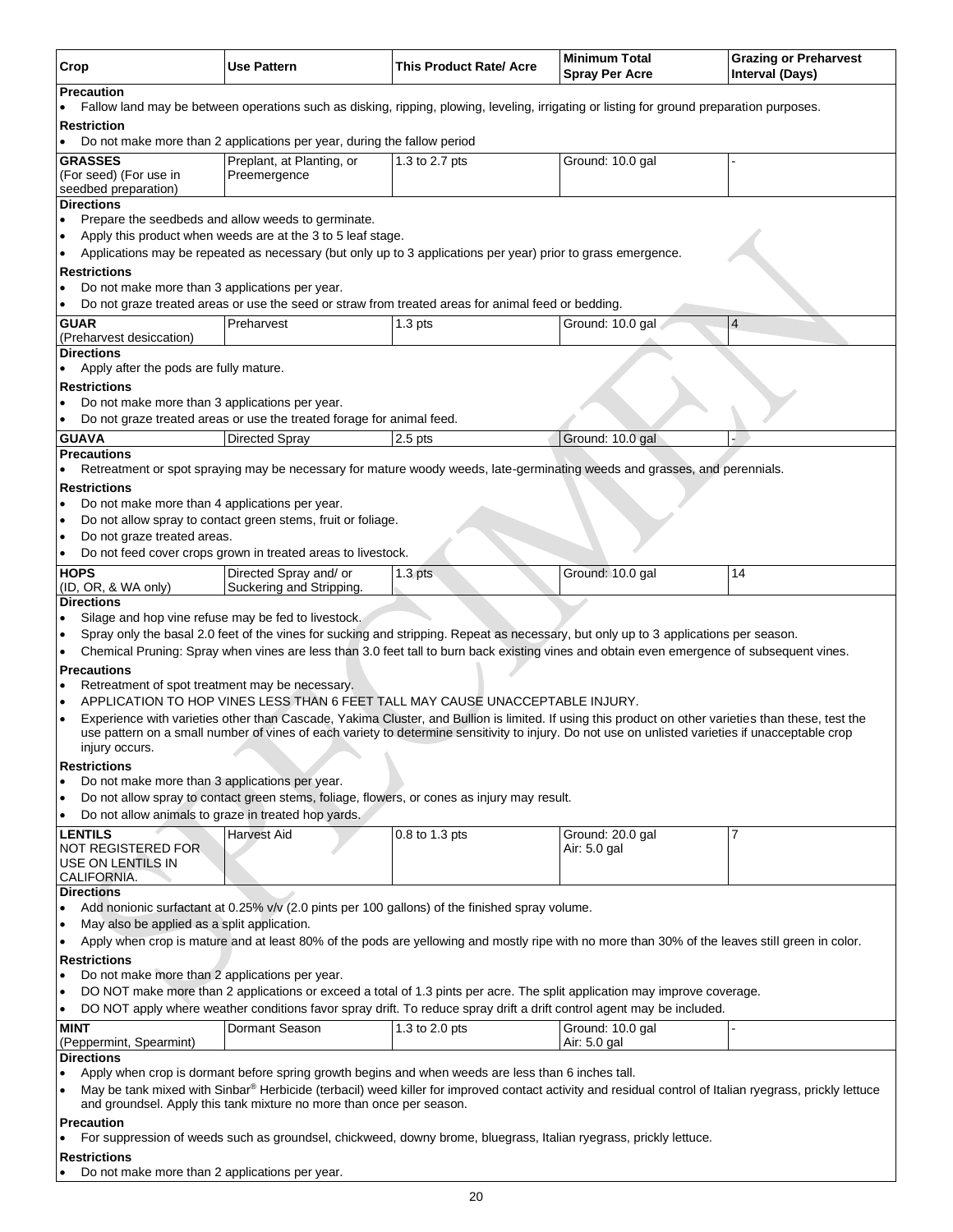| Crop | Use Pattern | This Product Rate/ Acre | Minimum Total Spray Per Acre | Grazing or Preharvest Interval (Days) |
|---|---|---|---|---|

**Precaution**

- Fallow land may be between operations such as disking, ripping, plowing, leveling, irrigating or listing for ground preparation purposes.

**Restriction**

- Do not make more than 2 applications per year, during the fallow period

| Crop | Use Pattern | This Product Rate/ Acre | Minimum Total Spray Per Acre | Grazing or Preharvest Interval (Days) |
|---|---|---|---|---|
| **GRASSES** (For seed) (For use in seedbed preparation) | Preplant, at Planting, or Preemergence | 1.3 to 2.7 pts | Ground: 10.0 gal | - |

**Directions**

- Prepare the seedbeds and allow weeds to germinate.
- Apply this product when weeds are at the 3 to 5 leaf stage.
- Applications may be repeated as necessary (but only up to 3 applications per year) prior to grass emergence.

**Restrictions**

- Do not make more than 3 applications per year.
- Do not graze treated areas or use the seed or straw from treated areas for animal feed or bedding.

| Crop | Use Pattern | This Product Rate/ Acre | Minimum Total Spray Per Acre | Grazing or Preharvest Interval (Days) |
|---|---|---|---|---|
| **GUAR** (Preharvest desiccation) | Preharvest | 1.3 pts | Ground: 10.0 gal | 4 |

**Directions**

- Apply after the pods are fully mature.

**Restrictions**

- Do not make more than 3 applications per year.
- Do not graze treated areas or use the treated forage for animal feed.

| Crop | Use Pattern | This Product Rate/ Acre | Minimum Total Spray Per Acre | Grazing or Preharvest Interval (Days) |
|---|---|---|---|---|
| **GUAVA** | Directed Spray | 2.5 pts | Ground: 10.0 gal | - |

**Precautions**

- Retreatment or spot spraying may be necessary for mature woody weeds, late-germinating weeds and grasses, and perennials.

**Restrictions**

- Do not make more than 4 applications per year.
- Do not allow spray to contact green stems, fruit or foliage.
- Do not graze treated areas.
- Do not feed cover crops grown in treated areas to livestock.

| Crop | Use Pattern | This Product Rate/ Acre | Minimum Total Spray Per Acre | Grazing or Preharvest Interval (Days) |
|---|---|---|---|---|
| **HOPS** (ID, OR, & WA only) | Directed Spray and/ or Suckering and Stripping. | 1.3 pts | Ground: 10.0 gal | 14 |

**Directions**

- Silage and hop vine refuse may be fed to livestock.
- Spray only the basal 2.0 feet of the vines for sucking and stripping. Repeat as necessary, but only up to 3 applications per season.
- Chemical Pruning: Spray when vines are less than 3.0 feet tall to burn back existing vines and obtain even emergence of subsequent vines.

**Precautions**

- Retreatment of spot treatment may be necessary.
- APPLICATION TO HOP VINES LESS THAN 6 FEET TALL MAY CAUSE UNACCEPTABLE INJURY.
- Experience with varieties other than Cascade, Yakima Cluster, and Bullion is limited. If using this product on other varieties than these, test the use pattern on a small number of vines of each variety to determine sensitivity to injury. Do not use on unlisted varieties if unacceptable crop injury occurs.

**Restrictions**

- Do not make more than 3 applications per year.
- Do not allow spray to contact green stems, foliage, flowers, or cones as injury may result.
- Do not allow animals to graze in treated hop yards.

| Crop | Use Pattern | This Product Rate/ Acre | Minimum Total Spray Per Acre | Grazing or Preharvest Interval (Days) |
|---|---|---|---|---|
| **LENTILS** NOT REGISTERED FOR USE ON LENTILS IN CALIFORNIA. | Harvest Aid | 0.8 to 1.3 pts | Ground: 20.0 gal<br>Air: 5.0 gal | 7 |

**Directions**

- Add nonionic surfactant at 0.25% v/v (2.0 pints per 100 gallons) of the finished spray volume.
- May also be applied as a split application.
- Apply when crop is mature and at least 80% of the pods are yellowing and mostly ripe with no more than 30% of the leaves still green in color.

**Restrictions**

- Do not make more than 2 applications per year.
- DO NOT make more than 2 applications or exceed a total of 1.3 pints per acre. The split application may improve coverage.
- DO NOT apply where weather conditions favor spray drift. To reduce spray drift a drift control agent may be included.

| Crop | Use Pattern | This Product Rate/ Acre | Minimum Total Spray Per Acre | Grazing or Preharvest Interval (Days) |
|---|---|---|---|---|
| **MINT** (Peppermint, Spearmint) | Dormant Season | 1.3 to 2.0 pts | Ground: 10.0 gal<br>Air: 5.0 gal | - |

**Directions**

- Apply when crop is dormant before spring growth begins and when weeds are less than 6 inches tall.
- May be tank mixed with Sinbar® Herbicide (terbacil) weed killer for improved contact activity and residual control of Italian ryegrass, prickly lettuce and groundsel. Apply this tank mixture no more than once per season.

**Precaution**

- For suppression of weeds such as groundsel, chickweed, downy brome, bluegrass, Italian ryegrass, prickly lettuce.

**Restrictions**

- Do not make more than 2 applications per year.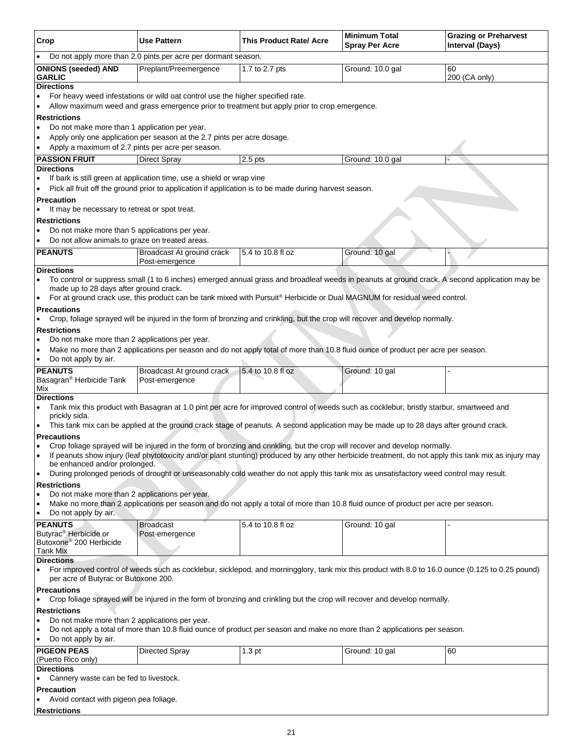| Crop | Use Pattern | This Product Rate/ Acre | Minimum Total Spray Per Acre | Grazing or Preharvest Interval (Days) |
|---|---|---|---|---|

- Do not apply more than 2.0 pints per acre per dormant season.

| Crop | Use Pattern | This Product Rate/ Acre | Minimum Total Spray Per Acre | Grazing or Preharvest Interval (Days) |
|---|---|---|---|---|
| **ONIONS (seeded) AND GARLIC** | Preplant/Preemergence | 1.7 to 2.7 pts | Ground: 10.0 gal | 60<br>200 (CA only) |

**Directions**
- For heavy weed infestations or wild oat control use the higher specified rate.
- Allow maximum weed and grass emergence prior to treatment but apply prior to crop emergence.

**Restrictions**
- Do not make more than 1 application per year.
- Apply only one application per season at the 2.7 pints per acre dosage.
- Apply a maximum of 2.7 pints per acre per season.

| Crop | Use Pattern | This Product Rate/ Acre | Minimum Total Spray Per Acre | Grazing or Preharvest Interval (Days) |
|---|---|---|---|---|
| **PASSION FRUIT** | Direct Spray | 2.5 pts | Ground: 10.0 gal | - |

**Directions**
- If bark is still green at application time, use a shield or wrap vine
- Pick all fruit off the ground prior to application if application is to be made during harvest season.

**Precaution**
- It may be necessary to retreat or spot treat.

**Restrictions**
- Do not make more than 5 applications per year.
- Do not allow animals to graze on treated areas.

| Crop | Use Pattern | This Product Rate/ Acre | Minimum Total Spray Per Acre | Grazing or Preharvest Interval (Days) |
|---|---|---|---|---|
| **PEANUTS** | Broadcast At ground crack Post-emergence | 5.4 to 10.8 fl oz | Ground: 10 gal | - |

**Directions**
- To control or suppress small (1 to 6 inches) emerged annual grass and broadleaf weeds in peanuts at ground crack. A second application may be made up to 28 days after ground crack.
- For at ground crack use, this product can be tank mixed with Pursuit® Herbicide or Dual MAGNUM for residual weed control.

**Precautions**
- Crop, foliage sprayed will be injured in the form of bronzing and crinkling, but the crop will recover and develop normally.

**Restrictions**
- Do not make more than 2 applications per year.
- Make no more than 2 applications per season and do not apply total of more than 10.8 fluid ounce of product per acre per season.
- Do not apply by air.

| Crop | Use Pattern | This Product Rate/ Acre | Minimum Total Spray Per Acre | Grazing or Preharvest Interval (Days) |
|---|---|---|---|---|
| **PEANUTS**<br>Basagran® Herbicide Tank Mix | Broadcast At ground crack Post-emergence | 5.4 to 10.8 fl oz | Ground: 10 gal | - |

**Directions**
- Tank mix this product with Basagran at 1.0 pint per acre for improved control of weeds such as cocklebur, bristly starbur, smartweed and prickly sida.
- This tank mix can be applied at the ground crack stage of peanuts. A second application may be made up to 28 days after ground crack.

**Precautions**
- Crop foliage sprayed will be injured in the form of bronzing and crinkling, but the crop will recover and develop normally.
- If peanuts show injury (leaf phytotoxicity and/or plant stunting) produced by any other herbicide treatment, do not apply this tank mix as injury may be enhanced and/or prolonged.
- During prolonged periods of drought or unseasonably cold weather do not apply this tank mix as unsatisfactory weed control may result.

**Restrictions**
- Do not make more than 2 applications per year.
- Make no more than 2 applications per season and do not apply a total of more than 10.8 fluid ounce of product per acre per season.
- Do not apply by air.

| Crop | Use Pattern | This Product Rate/ Acre | Minimum Total Spray Per Acre | Grazing or Preharvest Interval (Days) |
|---|---|---|---|---|
| **PEANUTS**<br>Butyrac® Herbicide or Butoxone® 200 Herbicide Tank Mix | Broadcast Post-emergence | 5.4 to 10.8 fl oz | Ground: 10 gal | - |

**Directions**
- For improved control of weeds such as cocklebur, sicklepod, and morningglory, tank mix this product with 8.0 to 16.0 ounce (0.125 to 0.25 pound) per acre of Butyrac or Butoxone 200.

**Precautions**
- Crop foliage sprayed will be injured in the form of bronzing and crinkling but the crop will recover and develop normally.

**Restrictions**
- Do not make more than 2 applications per year.
- Do not apply a total of more than 10.8 fluid ounce of product per season and make no more than 2 applications per season.
- Do not apply by air.

| Crop | Use Pattern | This Product Rate/ Acre | Minimum Total Spray Per Acre | Grazing or Preharvest Interval (Days) |
|---|---|---|---|---|
| **PIGEON PEAS** (Puerto Rico only) | Directed Spray | 1.3 pt | Ground: 10 gal | 60 |

**Directions**
- Cannery waste can be fed to livestock.

**Precaution**
- Avoid contact with pigeon pea foliage.

**Restrictions**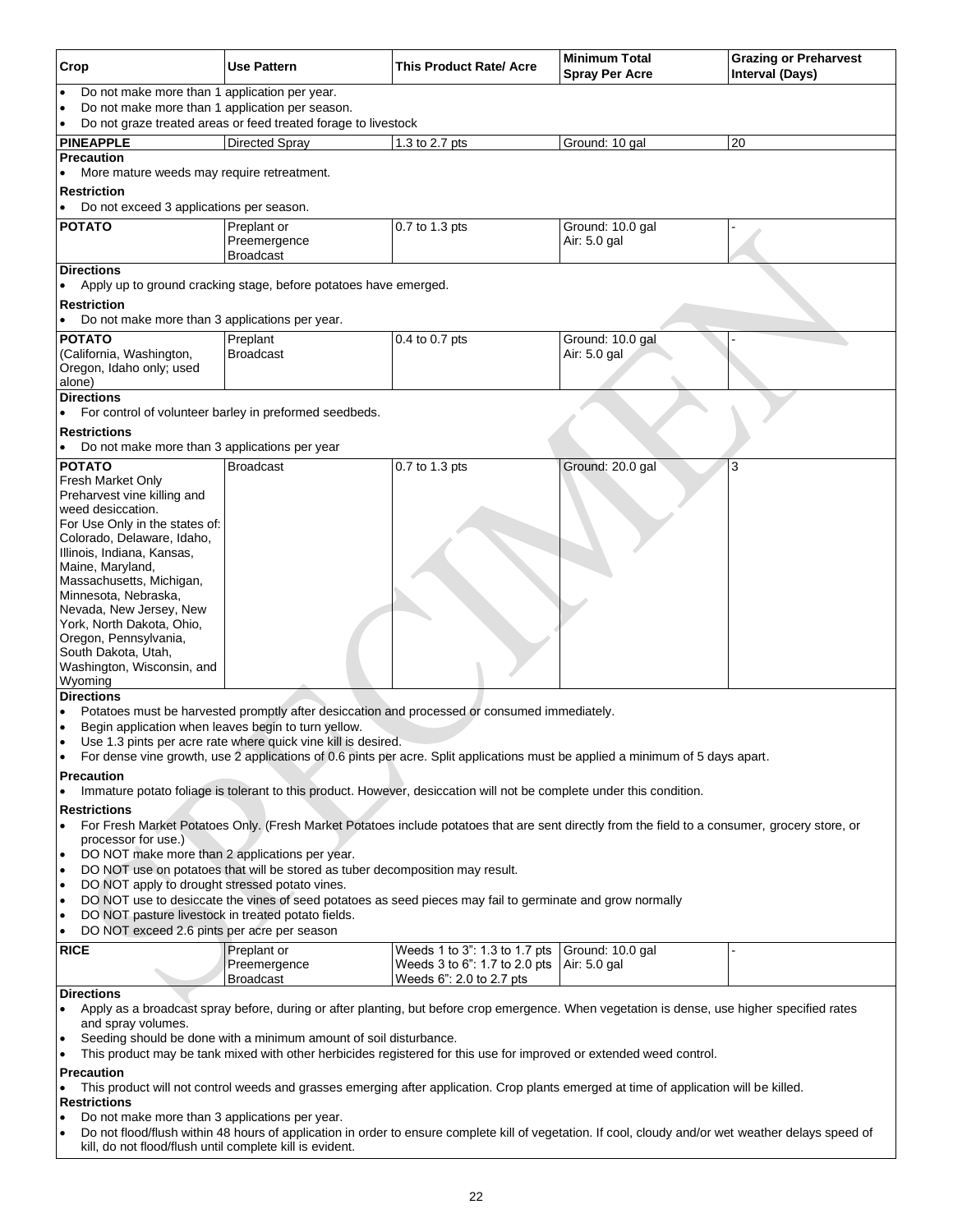| Crop | Use Pattern | This Product Rate/ Acre | Minimum Total Spray Per Acre | Grazing or Preharvest Interval (Days) |
|---|---|---|---|---|

- Do not make more than 1 application per year.
- Do not make more than 1 application per season.
- Do not graze treated areas or feed treated forage to livestock

| Crop | Use Pattern | This Product Rate/ Acre | Minimum Total Spray Per Acre | Grazing or Preharvest Interval (Days) |
|---|---|---|---|---|
| **PINEAPPLE** | Directed Spray | 1.3 to 2.7 pts | Ground: 10 gal | 20 |

**Precaution**

- More mature weeds may require retreatment.

**Restriction**

- Do not exceed 3 applications per season.

| Crop | Use Pattern | This Product Rate/ Acre | Minimum Total Spray Per Acre | Grazing or Preharvest Interval (Days) |
|---|---|---|---|---|
| **POTATO** | Preplant or Preemergence Broadcast | 0.7 to 1.3 pts | Ground: 10.0 gal<br>Air: 5.0 gal | - |

**Directions**

- Apply up to ground cracking stage, before potatoes have emerged.

**Restriction**

- Do not make more than 3 applications per year.

| Crop | Use Pattern | This Product Rate/ Acre | Minimum Total Spray Per Acre | Grazing or Preharvest Interval (Days) |
|---|---|---|---|---|
| **POTATO** (California, Washington, Oregon, Idaho only; used alone) | Preplant Broadcast | 0.4 to 0.7 pts | Ground: 10.0 gal<br>Air: 5.0 gal | - |

**Directions**

- For control of volunteer barley in preformed seedbeds.

**Restrictions**

- Do not make more than 3 applications per year

| Crop | Use Pattern | This Product Rate/ Acre | Minimum Total Spray Per Acre | Grazing or Preharvest Interval (Days) |
|---|---|---|---|---|
| **POTATO** Fresh Market Only Preharvest vine killing and weed desiccation. For Use Only in the states of: Colorado, Delaware, Idaho, Illinois, Indiana, Kansas, Maine, Maryland, Massachusetts, Michigan, Minnesota, Nebraska, Nevada, New Jersey, New York, North Dakota, Ohio, Oregon, Pennsylvania, South Dakota, Utah, Washington, Wisconsin, and Wyoming | Broadcast | 0.7 to 1.3 pts | Ground: 20.0 gal | 3 |

**Directions**

- Potatoes must be harvested promptly after desiccation and processed or consumed immediately.
- Begin application when leaves begin to turn yellow.
- Use 1.3 pints per acre rate where quick vine kill is desired.
- For dense vine growth, use 2 applications of 0.6 pints per acre. Split applications must be applied a minimum of 5 days apart.

**Precaution**

- Immature potato foliage is tolerant to this product. However, desiccation will not be complete under this condition.

**Restrictions**

- For Fresh Market Potatoes Only. (Fresh Market Potatoes include potatoes that are sent directly from the field to a consumer, grocery store, or processor for use.)
- DO NOT make more than 2 applications per year.
- DO NOT use on potatoes that will be stored as tuber decomposition may result.
- DO NOT apply to drought stressed potato vines.
- DO NOT use to desiccate the vines of seed potatoes as seed pieces may fail to germinate and grow normally
- DO NOT pasture livestock in treated potato fields.
- DO NOT exceed 2.6 pints per acre per season

| Crop | Use Pattern | This Product Rate/ Acre | Minimum Total Spray Per Acre | Grazing or Preharvest Interval (Days) |
|---|---|---|---|---|
| **RICE** | Preplant or Preemergence Broadcast | Weeds 1 to 3": 1.3 to 1.7 pts<br>Weeds 3 to 6": 1.7 to 2.0 pts<br>Weeds 6": 2.0 to 2.7 pts | Ground: 10.0 gal<br>Air: 5.0 gal | - |

**Directions**

- Apply as a broadcast spray before, during or after planting, but before crop emergence. When vegetation is dense, use higher specified rates and spray volumes.
- Seeding should be done with a minimum amount of soil disturbance.
- This product may be tank mixed with other herbicides registered for this use for improved or extended weed control.

**Precaution**

- This product will not control weeds and grasses emerging after application. Crop plants emerged at time of application will be killed.

**Restrictions**

- Do not make more than 3 applications per year.
- Do not flood/flush within 48 hours of application in order to ensure complete kill of vegetation. If cool, cloudy and/or wet weather delays speed of kill, do not flood/flush until complete kill is evident.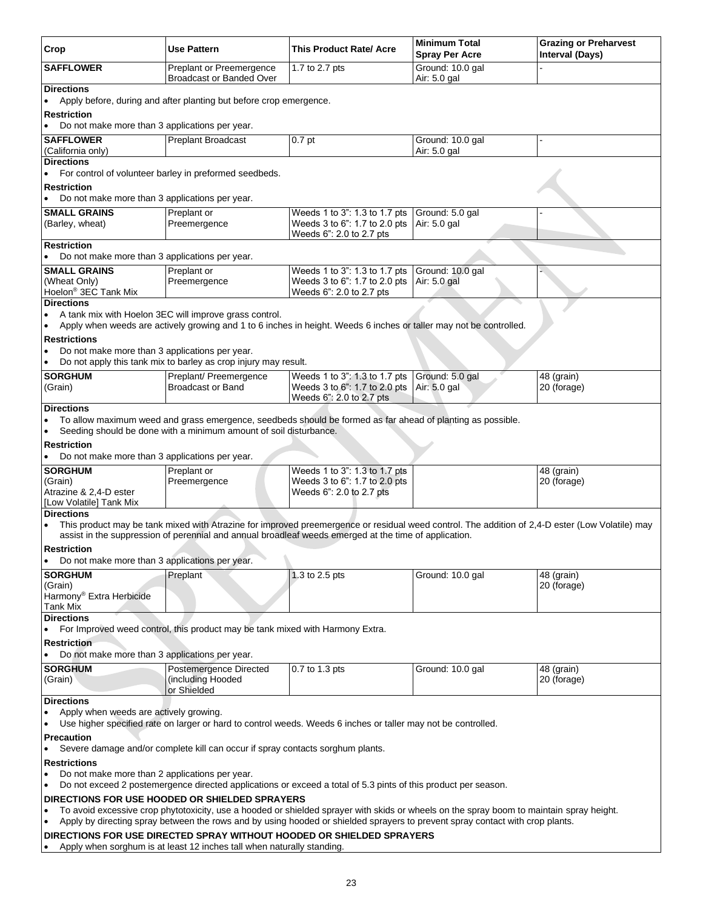| Crop | Use Pattern | This Product Rate/ Acre | Minimum Total Spray Per Acre | Grazing or Preharvest Interval (Days) |
|---|---|---|---|---|
| **SAFFLOWER** | Preplant or Preemergence Broadcast or Banded Over | 1.7 to 2.7 pts | Ground: 10.0 gal<br>Air: 5.0 gal | - |

**Directions**
- Apply before, during and after planting but before crop emergence.

**Restriction**
- Do not make more than 3 applications per year.

| Crop | Use Pattern | This Product Rate/ Acre | Minimum Total Spray Per Acre | Grazing or Preharvest Interval (Days) |
|---|---|---|---|---|
| **SAFFLOWER** (California only) | Preplant Broadcast | 0.7 pt | Ground: 10.0 gal<br>Air: 5.0 gal | - |

**Directions**
- For control of volunteer barley in preformed seedbeds.

**Restriction**
- Do not make more than 3 applications per year.

| Crop | Use Pattern | This Product Rate/ Acre | Minimum Total Spray Per Acre | Grazing or Preharvest Interval (Days) |
|---|---|---|---|---|
| **SMALL GRAINS** (Barley, wheat) | Preplant or Preemergence | Weeds 1 to 3": 1.3 to 1.7 pts<br>Weeds 3 to 6": 1.7 to 2.0 pts<br>Weeds 6": 2.0 to 2.7 pts | Ground: 5.0 gal<br>Air: 5.0 gal | - |

**Restriction**
- Do not make more than 3 applications per year.

| Crop | Use Pattern | This Product Rate/ Acre | Minimum Total Spray Per Acre | Grazing or Preharvest Interval (Days) |
|---|---|---|---|---|
| **SMALL GRAINS** (Wheat Only) Hoelon® 3EC Tank Mix | Preplant or Preemergence | Weeds 1 to 3": 1.3 to 1.7 pts<br>Weeds 3 to 6": 1.7 to 2.0 pts<br>Weeds 6": 2.0 to 2.7 pts | Ground: 10.0 gal<br>Air: 5.0 gal | - |

**Directions**
- A tank mix with Hoelon 3EC will improve grass control.
- Apply when weeds are actively growing and 1 to 6 inches in height. Weeds 6 inches or taller may not be controlled.

**Restrictions**
- Do not make more than 3 applications per year.
- Do not apply this tank mix to barley as crop injury may result.

| Crop | Use Pattern | This Product Rate/ Acre | Minimum Total Spray Per Acre | Grazing or Preharvest Interval (Days) |
|---|---|---|---|---|
| **SORGHUM** (Grain) | Preplant/ Preemergence Broadcast or Band | Weeds 1 to 3": 1.3 to 1.7 pts<br>Weeds 3 to 6": 1.7 to 2.0 pts<br>Weeds 6": 2.0 to 2.7 pts | Ground: 5.0 gal<br>Air: 5.0 gal | 48 (grain)<br>20 (forage) |

**Directions**
- To allow maximum weed and grass emergence, seedbeds should be formed as far ahead of planting as possible.
- Seeding should be done with a minimum amount of soil disturbance.

**Restriction**
- Do not make more than 3 applications per year.

| Crop | Use Pattern | This Product Rate/ Acre | Minimum Total Spray Per Acre | Grazing or Preharvest Interval (Days) |
|---|---|---|---|---|
| **SORGHUM** (Grain) Atrazine & 2,4-D ester [Low Volatile] Tank Mix | Preplant or Preemergence | Weeds 1 to 3": 1.3 to 1.7 pts<br>Weeds 3 to 6": 1.7 to 2.0 pts<br>Weeds 6": 2.0 to 2.7 pts | | 48 (grain)<br>20 (forage) |

**Directions**
- This product may be tank mixed with Atrazine for improved preemergence or residual weed control. The addition of 2,4-D ester (Low Volatile) may assist in the suppression of perennial and annual broadleaf weeds emerged at the time of application.

**Restriction**
- Do not make more than 3 applications per year.

| Crop | Use Pattern | This Product Rate/ Acre | Minimum Total Spray Per Acre | Grazing or Preharvest Interval (Days) |
|---|---|---|---|---|
| **SORGHUM** (Grain) Harmony® Extra Herbicide Tank Mix | Preplant | 1.3 to 2.5 pts | Ground: 10.0 gal | 48 (grain)<br>20 (forage) |

**Directions**
- For Improved weed control, this product may be tank mixed with Harmony Extra.

**Restriction**
- Do not make more than 3 applications per year.

| Crop | Use Pattern | This Product Rate/ Acre | Minimum Total Spray Per Acre | Grazing or Preharvest Interval (Days) |
|---|---|---|---|---|
| **SORGHUM** (Grain) | Postemergence Directed (including Hooded or Shielded | 0.7 to 1.3 pts | Ground: 10.0 gal | 48 (grain)<br>20 (forage) |

**Directions**
- Apply when weeds are actively growing.
- Use higher specified rate on larger or hard to control weeds. Weeds 6 inches or taller may not be controlled.

**Precaution**
- Severe damage and/or complete kill can occur if spray contacts sorghum plants.

**Restrictions**
- Do not make more than 2 applications per year.
- Do not exceed 2 postemergence directed applications or exceed a total of 5.3 pints of this product per season.

**DIRECTIONS FOR USE HOODED OR SHIELDED SPRAYERS**
- To avoid excessive crop phytotoxicity, use a hooded or shielded sprayer with skids or wheels on the spray boom to maintain spray height.
- Apply by directing spray between the rows and by using hooded or shielded sprayers to prevent spray contact with crop plants.

**DIRECTIONS FOR USE DIRECTED SPRAY WITHOUT HOODED OR SHIELDED SPRAYERS**
- Apply when sorghum is at least 12 inches tall when naturally standing.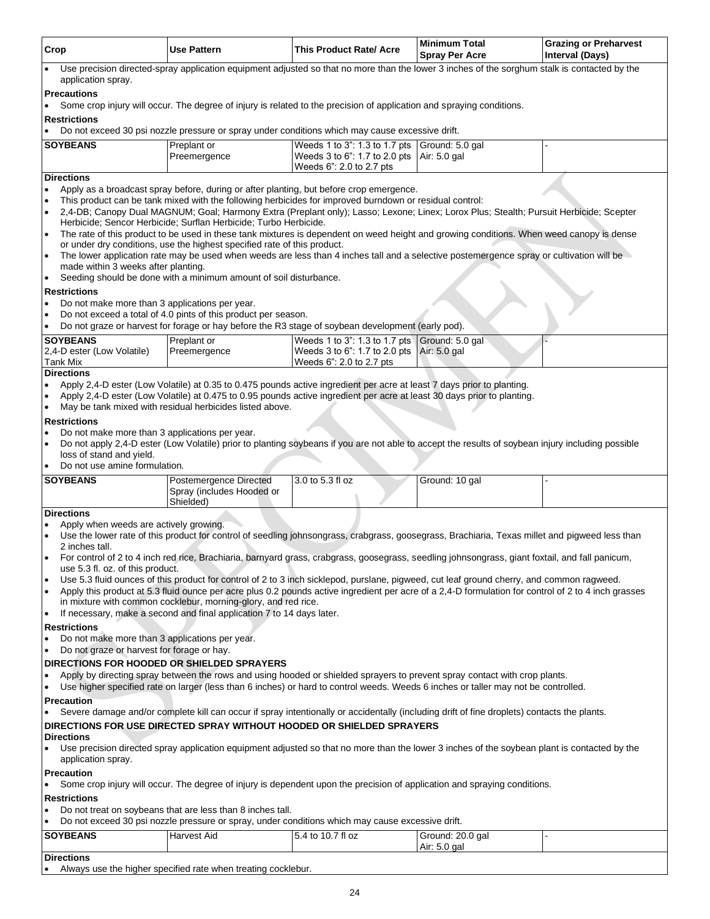| Crop | Use Pattern | This Product Rate/ Acre | Minimum Total Spray Per Acre | Grazing or Preharvest Interval (Days) |
|---|---|---|---|---|

- Use precision directed-spray application equipment adjusted so that no more than the lower 3 inches of the sorghum stalk is contacted by the application spray.

**Precautions**

- Some crop injury will occur. The degree of injury is related to the precision of application and spraying conditions.

**Restrictions**

- Do not exceed 30 psi nozzle pressure or spray under conditions which may cause excessive drift.

| Crop | Use Pattern | This Product Rate/ Acre | Minimum Total Spray Per Acre | Grazing or Preharvest Interval (Days) |
|---|---|---|---|---|
| **SOYBEANS** | Preplant or Preemergence | Weeds 1 to 3": 1.3 to 1.7 pts<br>Weeds 3 to 6": 1.7 to 2.0 pts<br>Weeds 6": 2.0 to 2.7 pts | Ground: 5.0 gal<br>Air: 5.0 gal | - |

**Directions**

- Apply as a broadcast spray before, during or after planting, but before crop emergence.
- This product can be tank mixed with the following herbicides for improved burndown or residual control:
- 2,4-DB; Canopy Dual MAGNUM; Goal; Harmony Extra (Preplant only); Lasso; Lexone; Linex; Lorox Plus; Stealth; Pursuit Herbicide; Scepter Herbicide; Sencor Herbicide; Surflan Herbicide; Turbo Herbicide.
- The rate of this product to be used in these tank mixtures is dependent on weed height and growing conditions. When weed canopy is dense or under dry conditions, use the highest specified rate of this product.
- The lower application rate may be used when weeds are less than 4 inches tall and a selective postemergence spray or cultivation will be made within 3 weeks after planting.
- Seeding should be done with a minimum amount of soil disturbance.

**Restrictions**

- Do not make more than 3 applications per year.
- Do not exceed a total of 4.0 pints of this product per season.
- Do not graze or harvest for forage or hay before the R3 stage of soybean development (early pod).

| Crop | Use Pattern | This Product Rate/ Acre | Minimum Total Spray Per Acre | Grazing or Preharvest Interval (Days) |
|---|---|---|---|---|
| **SOYBEANS**<br>2,4-D ester (Low Volatile) Tank Mix | Preplant or Preemergence | Weeds 1 to 3": 1.3 to 1.7 pts<br>Weeds 3 to 6": 1.7 to 2.0 pts<br>Weeds 6": 2.0 to 2.7 pts | Ground: 5.0 gal<br>Air: 5.0 gal | - |

**Directions**

- Apply 2,4-D ester (Low Volatile) at 0.35 to 0.475 pounds active ingredient per acre at least 7 days prior to planting.
- Apply 2,4-D ester (Low Volatile) at 0.475 to 0.95 pounds active ingredient per acre at least 30 days prior to planting.
- May be tank mixed with residual herbicides listed above.

**Restrictions**

- Do not make more than 3 applications per year.
- Do not apply 2,4-D ester (Low Volatile) prior to planting soybeans if you are not able to accept the results of soybean injury including possible loss of stand and yield.
- Do not use amine formulation.

| Crop | Use Pattern | This Product Rate/ Acre | Minimum Total Spray Per Acre | Grazing or Preharvest Interval (Days) |
|---|---|---|---|---|
| **SOYBEANS** | Postemergence Directed Spray (includes Hooded or Shielded) | 3.0 to 5.3 fl oz | Ground: 10 gal | - |

**Directions**

- Apply when weeds are actively growing.
- Use the lower rate of this product for control of seedling johnsongrass, crabgrass, goosegrass, Brachiaria, Texas millet and pigweed less than 2 inches tall.
- For control of 2 to 4 inch red rice, Brachiaria, barnyard grass, crabgrass, goosegrass, seedling johnsongrass, giant foxtail, and fall panicum, use 5.3 fl. oz. of this product.
- Use 5.3 fluid ounces of this product for control of 2 to 3 inch sicklepod, purslane, pigweed, cut leaf ground cherry, and common ragweed.
- Apply this product at 5.3 fluid ounce per acre plus 0.2 pounds active ingredient per acre of a 2,4-D formulation for control of 2 to 4 inch grasses in mixture with common cocklebur, morning-glory, and red rice.
- If necessary, make a second and final application 7 to 14 days later.

**Restrictions**

- Do not make more than 3 applications per year.
- Do not graze or harvest for forage or hay.

**DIRECTIONS FOR HOODED OR SHIELDED SPRAYERS**

- Apply by directing spray between the rows and using hooded or shielded sprayers to prevent spray contact with crop plants.
- Use higher specified rate on larger (less than 6 inches) or hard to control weeds. Weeds 6 inches or taller may not be controlled.

**Precaution**

- Severe damage and/or complete kill can occur if spray intentionally or accidentally (including drift of fine droplets) contacts the plants.

**DIRECTIONS FOR USE DIRECTED SPRAY WITHOUT HOODED OR SHIELDED SPRAYERS**

**Directions**

- Use precision directed spray application equipment adjusted so that no more than the lower 3 inches of the soybean plant is contacted by the application spray.

**Precaution**

- Some crop injury will occur. The degree of injury is dependent upon the precision of application and spraying conditions.

**Restrictions**

- Do not treat on soybeans that are less than 8 inches tall.
- Do not exceed 30 psi nozzle pressure or spray, under conditions which may cause excessive drift.

| Crop | Use Pattern | This Product Rate/ Acre | Minimum Total Spray Per Acre | Grazing or Preharvest Interval (Days) |
|---|---|---|---|---|
| **SOYBEANS** | Harvest Aid | 5.4 to 10.7 fl oz | Ground: 20.0 gal<br>Air: 5.0 gal | - |

**Directions**

- Always use the higher specified rate when treating cocklebur.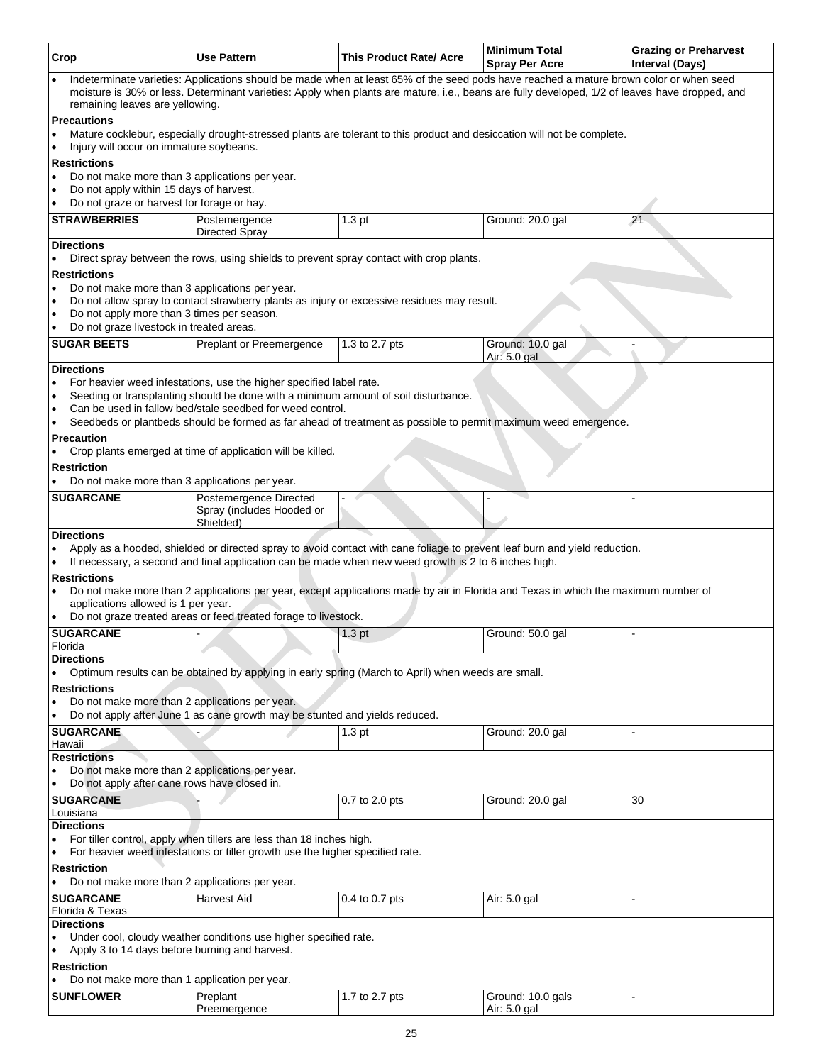| Crop | Use Pattern | This Product Rate/ Acre | Minimum Total Spray Per Acre | Grazing or Preharvest Interval (Days) |
|---|---|---|---|---|

- Indeterminate varieties: Applications should be made when at least 65% of the seed pods have reached a mature brown color or when seed moisture is 30% or less. Determinant varieties: Apply when plants are mature, i.e., beans are fully developed, 1/2 of leaves have dropped, and remaining leaves are yellowing.

**Precautions**

- Mature cocklebur, especially drought-stressed plants are tolerant to this product and desiccation will not be complete.
- Injury will occur on immature soybeans.

**Restrictions**

- Do not make more than 3 applications per year.
- Do not apply within 15 days of harvest.
- Do not graze or harvest for forage or hay.

| Crop | Use Pattern | This Product Rate/ Acre | Minimum Total Spray Per Acre | Grazing or Preharvest Interval (Days) |
|---|---|---|---|---|
| **STRAWBERRIES** | Postemergence Directed Spray | 1.3 pt | Ground: 20.0 gal | 21 |

**Directions**

- Direct spray between the rows, using shields to prevent spray contact with crop plants.

**Restrictions**

- Do not make more than 3 applications per year.
- Do not allow spray to contact strawberry plants as injury or excessive residues may result.
- Do not apply more than 3 times per season.
- Do not graze livestock in treated areas.

| Crop | Use Pattern | This Product Rate/ Acre | Minimum Total Spray Per Acre | Grazing or Preharvest Interval (Days) |
|---|---|---|---|---|
| **SUGAR BEETS** | Preplant or Preemergence | 1.3 to 2.7 pts | Ground: 10.0 gal<br>Air: 5.0 gal | - |

**Directions**

- For heavier weed infestations, use the higher specified label rate.
- Seeding or transplanting should be done with a minimum amount of soil disturbance.
- Can be used in fallow bed/stale seedbed for weed control.
- Seedbeds or plantbeds should be formed as far ahead of treatment as possible to permit maximum weed emergence.

**Precaution**

- Crop plants emerged at time of application will be killed.

**Restriction**

- Do not make more than 3 applications per year.

| Crop | Use Pattern | This Product Rate/ Acre | Minimum Total Spray Per Acre | Grazing or Preharvest Interval (Days) |
|---|---|---|---|---|
| **SUGARCANE** | Postemergence Directed Spray (includes Hooded or Shielded) | - | - | - |

**Directions**

- Apply as a hooded, shielded or directed spray to avoid contact with cane foliage to prevent leaf burn and yield reduction.
- If necessary, a second and final application can be made when new weed growth is 2 to 6 inches high.

**Restrictions**

- Do not make more than 2 applications per year, except applications made by air in Florida and Texas in which the maximum number of applications allowed is 1 per year.
- Do not graze treated areas or feed treated forage to livestock.

| Crop | Use Pattern | This Product Rate/ Acre | Minimum Total Spray Per Acre | Grazing or Preharvest Interval (Days) |
|---|---|---|---|---|
| **SUGARCANE**<br>Florida | - | 1.3 pt | Ground: 50.0 gal | - |

**Directions**

- Optimum results can be obtained by applying in early spring (March to April) when weeds are small.

**Restrictions**

- Do not make more than 2 applications per year.
- Do not apply after June 1 as cane growth may be stunted and yields reduced.

| Crop | Use Pattern | This Product Rate/ Acre | Minimum Total Spray Per Acre | Grazing or Preharvest Interval (Days) |
|---|---|---|---|---|
| **SUGARCANE**<br>Hawaii | - | 1.3 pt | Ground: 20.0 gal | - |

**Restrictions**

- Do not make more than 2 applications per year.
- Do not apply after cane rows have closed in.

| Crop | Use Pattern | This Product Rate/ Acre | Minimum Total Spray Per Acre | Grazing or Preharvest Interval (Days) |
|---|---|---|---|---|
| **SUGARCANE**<br>Louisiana | - | 0.7 to 2.0 pts | Ground: 20.0 gal | 30 |

**Directions**

- For tiller control, apply when tillers are less than 18 inches high.
- For heavier weed infestations or tiller growth use the higher specified rate.

**Restriction**

- Do not make more than 2 applications per year.

| Crop | Use Pattern | This Product Rate/ Acre | Minimum Total Spray Per Acre | Grazing or Preharvest Interval (Days) |
|---|---|---|---|---|
| **SUGARCANE**<br>Florida & Texas | Harvest Aid | 0.4 to 0.7 pts | Air: 5.0 gal | - |

**Directions**

- Under cool, cloudy weather conditions use higher specified rate.
- Apply 3 to 14 days before burning and harvest.

**Restriction**

- Do not make more than 1 application per year.

| Crop | Use Pattern | This Product Rate/ Acre | Minimum Total Spray Per Acre | Grazing or Preharvest Interval (Days) |
|---|---|---|---|---|
| **SUNFLOWER** | Preplant<br>Preemergence | 1.7 to 2.7 pts | Ground: 10.0 gals<br>Air: 5.0 gal | - |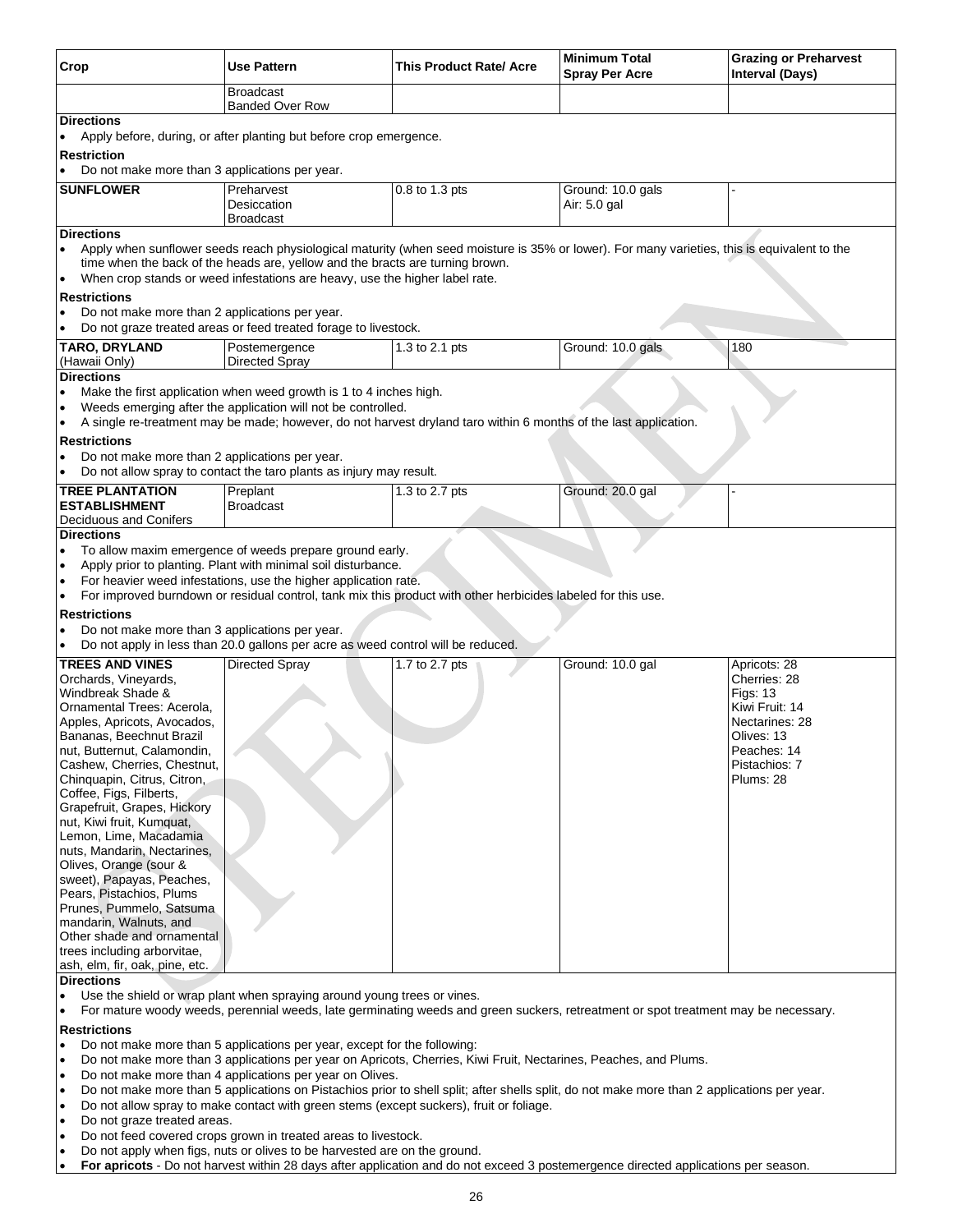| Crop | Use Pattern | This Product Rate/ Acre | Minimum Total Spray Per Acre | Grazing or Preharvest Interval (Days) |
|---|---|---|---|---|
| | Broadcast<br>Banded Over Row | | | |

**Directions**
- Apply before, during, or after planting but before crop emergence.

**Restriction**
- Do not make more than 3 applications per year.

| Crop | Use Pattern | This Product Rate/ Acre | Minimum Total Spray Per Acre | Grazing or Preharvest Interval (Days) |
|---|---|---|---|---|
| **SUNFLOWER** | Preharvest<br>Desiccation<br>Broadcast | 0.8 to 1.3 pts | Ground: 10.0 gals<br>Air: 5.0 gal | - |

**Directions**
- Apply when sunflower seeds reach physiological maturity (when seed moisture is 35% or lower). For many varieties, this is equivalent to the time when the back of the heads are, yellow and the bracts are turning brown.
- When crop stands or weed infestations are heavy, use the higher label rate.

**Restrictions**
- Do not make more than 2 applications per year.
- Do not graze treated areas or feed treated forage to livestock.

| Crop | Use Pattern | This Product Rate/ Acre | Minimum Total Spray Per Acre | Grazing or Preharvest Interval (Days) |
|---|---|---|---|---|
| **TARO, DRYLAND**<br>(Hawaii Only) | Postemergence<br>Directed Spray | 1.3 to 2.1 pts | Ground: 10.0 gals | 180 |

**Directions**
- Make the first application when weed growth is 1 to 4 inches high.
- Weeds emerging after the application will not be controlled.
- A single re-treatment may be made; however, do not harvest dryland taro within 6 months of the last application.

**Restrictions**
- Do not make more than 2 applications per year.
- Do not allow spray to contact the taro plants as injury may result.

| Crop | Use Pattern | This Product Rate/ Acre | Minimum Total Spray Per Acre | Grazing or Preharvest Interval (Days) |
|---|---|---|---|---|
| **TREE PLANTATION ESTABLISHMENT**<br>Deciduous and Conifers | Preplant<br>Broadcast | 1.3 to 2.7 pts | Ground: 20.0 gal | - |

**Directions**
- To allow maxim emergence of weeds prepare ground early.
- Apply prior to planting. Plant with minimal soil disturbance.
- For heavier weed infestations, use the higher application rate.
- For improved burndown or residual control, tank mix this product with other herbicides labeled for this use.

**Restrictions**
- Do not make more than 3 applications per year.
- Do not apply in less than 20.0 gallons per acre as weed control will be reduced.

| Crop | Use Pattern | This Product Rate/ Acre | Minimum Total Spray Per Acre | Grazing or Preharvest Interval (Days) |
|---|---|---|---|---|
| **TREES AND VINES**<br>Orchards, Vineyards, Windbreak Shade & Ornamental Trees: Acerola, Apples, Apricots, Avocados, Bananas, Beechnut Brazil nut, Butternut, Calamondin, Cashew, Cherries, Chestnut, Chinquapin, Citrus, Citron, Coffee, Figs, Filberts, Grapefruit, Grapes, Hickory nut, Kiwi fruit, Kumquat, Lemon, Lime, Macadamia nuts, Mandarin, Nectarines, Olives, Orange (sour & sweet), Papayas, Peaches, Pears, Pistachios, Plums Prunes, Pummelo, Satsuma mandarin, Walnuts, and Other shade and ornamental trees including arborvitae, ash, elm, fir, oak, pine, etc. | Directed Spray | 1.7 to 2.7 pts | Ground: 10.0 gal | Apricots: 28<br>Cherries: 28<br>Figs: 13<br>Kiwi Fruit: 14<br>Nectarines: 28<br>Olives: 13<br>Peaches: 14<br>Pistachios: 7<br>Plums: 28 |

**Directions**
- Use the shield or wrap plant when spraying around young trees or vines.
- For mature woody weeds, perennial weeds, late germinating weeds and green suckers, retreatment or spot treatment may be necessary.

**Restrictions**
- Do not make more than 5 applications per year, except for the following:
- Do not make more than 3 applications per year on Apricots, Cherries, Kiwi Fruit, Nectarines, Peaches, and Plums.
- Do not make more than 4 applications per year on Olives.
- Do not make more than 5 applications on Pistachios prior to shell split; after shells split, do not make more than 2 applications per year.
- Do not allow spray to make contact with green stems (except suckers), fruit or foliage.
- Do not graze treated areas.
- Do not feed covered crops grown in treated areas to livestock.
- Do not apply when figs, nuts or olives to be harvested are on the ground.
- **For apricots** - Do not harvest within 28 days after application and do not exceed 3 postemergence directed applications per season.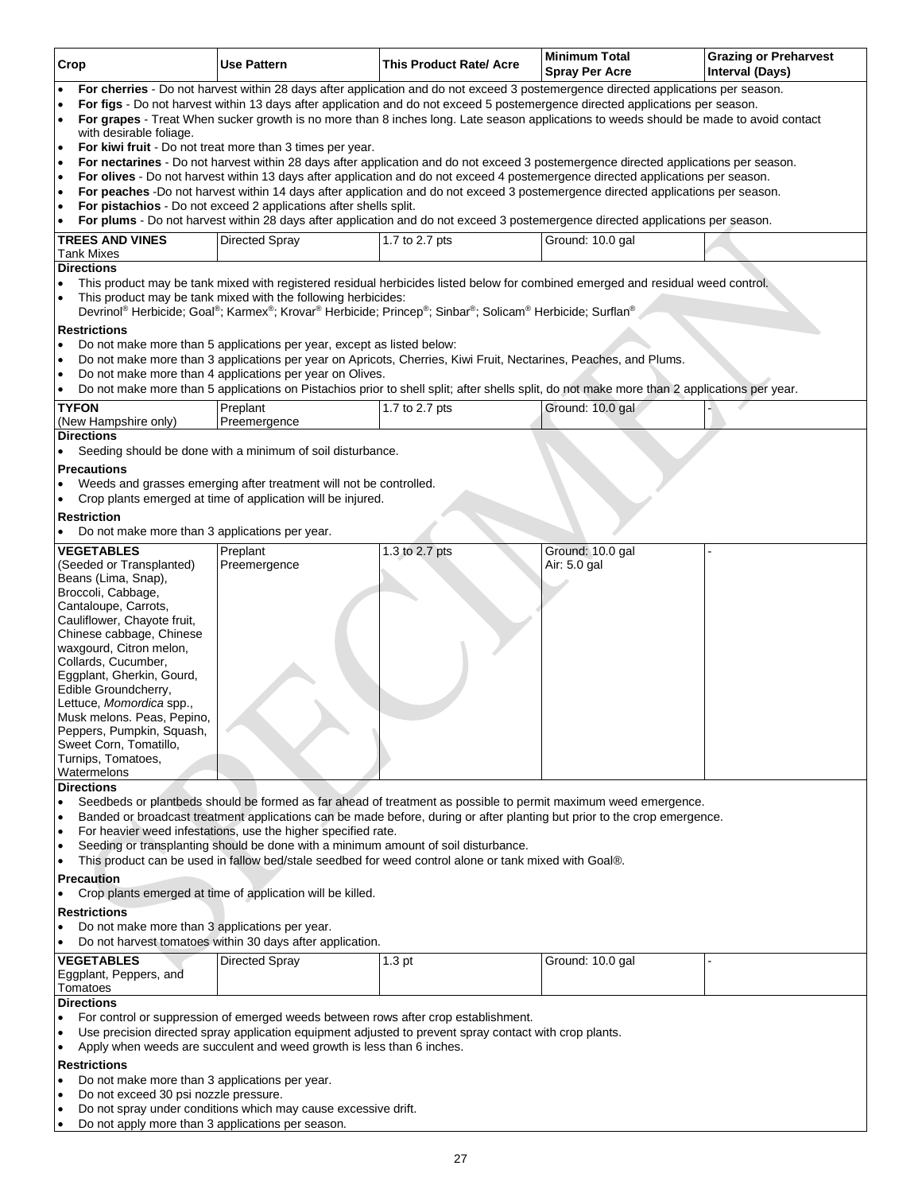| Crop | Use Pattern | This Product Rate/ Acre | Minimum Total Spray Per Acre | Grazing or Preharvest Interval (Days) |
|---|---|---|---|---|

- **For cherries** - Do not harvest within 28 days after application and do not exceed 3 postemergence directed applications per season.
- **For figs** - Do not harvest within 13 days after application and do not exceed 5 postemergence directed applications per season.
- **For grapes** - Treat When sucker growth is no more than 8 inches long. Late season applications to weeds should be made to avoid contact with desirable foliage.
- **For kiwi fruit** - Do not treat more than 3 times per year.
- **For nectarines** - Do not harvest within 28 days after application and do not exceed 3 postemergence directed applications per season.
- **For olives** - Do not harvest within 13 days after application and do not exceed 4 postemergence directed applications per season.
- **For peaches** -Do not harvest within 14 days after application and do not exceed 3 postemergence directed applications per season.
- **For pistachios** - Do not exceed 2 applications after shells split.
- **For plums** - Do not harvest within 28 days after application and do not exceed 3 postemergence directed applications per season.

| Crop | Use Pattern | This Product Rate/ Acre | Minimum Total Spray Per Acre | Grazing or Preharvest Interval (Days) |
|---|---|---|---|---|
| **TREES AND VINES** Tank Mixes | Directed Spray | 1.7 to 2.7 pts | Ground: 10.0 gal | |

**Directions**

- This product may be tank mixed with registered residual herbicides listed below for combined emerged and residual weed control.
- This product may be tank mixed with the following herbicides:
  Devrinol® Herbicide; Goal®; Karmex®; Krovar® Herbicide; Princep®; Sinbar®; Solicam® Herbicide; Surflan®

**Restrictions**

- Do not make more than 5 applications per year, except as listed below:
- Do not make more than 3 applications per year on Apricots, Cherries, Kiwi Fruit, Nectarines, Peaches, and Plums.
- Do not make more than 4 applications per year on Olives.
- Do not make more than 5 applications on Pistachios prior to shell split; after shells split, do not make more than 2 applications per year.

| Crop | Use Pattern | This Product Rate/ Acre | Minimum Total Spray Per Acre | Grazing or Preharvest Interval (Days) |
|---|---|---|---|---|
| **TYFON** (New Hampshire only) | Preplant Preemergence | 1.7 to 2.7 pts | Ground: 10.0 gal | - |

**Directions**

- Seeding should be done with a minimum of soil disturbance.

**Precautions**

- Weeds and grasses emerging after treatment will not be controlled.
- Crop plants emerged at time of application will be injured.

**Restriction**

- Do not make more than 3 applications per year.

| Crop | Use Pattern | This Product Rate/ Acre | Minimum Total Spray Per Acre | Grazing or Preharvest Interval (Days) |
|---|---|---|---|---|
| **VEGETABLES** (Seeded or Transplanted) Beans (Lima, Snap), Broccoli, Cabbage, Cantaloupe, Carrots, Cauliflower, Chayote fruit, Chinese cabbage, Chinese waxgourd, Citron melon, Collards, Cucumber, Eggplant, Gherkin, Gourd, Edible Groundcherry, Lettuce, *Momordica* spp., Musk melons. Peas, Pepino, Peppers, Pumpkin, Squash, Sweet Corn, Tomatillo, Turnips, Tomatoes, Watermelons | Preplant Preemergence | 1.3 to 2.7 pts | Ground: 10.0 gal Air: 5.0 gal | - |

**Directions**

- Seedbeds or plantbeds should be formed as far ahead of treatment as possible to permit maximum weed emergence.
- Banded or broadcast treatment applications can be made before, during or after planting but prior to the crop emergence.
- For heavier weed infestations, use the higher specified rate.
- Seeding or transplanting should be done with a minimum amount of soil disturbance.
- This product can be used in fallow bed/stale seedbed for weed control alone or tank mixed with Goal®.

**Precaution**

- Crop plants emerged at time of application will be killed.

**Restrictions**

- Do not make more than 3 applications per year.
- Do not harvest tomatoes within 30 days after application.

| Crop | Use Pattern | This Product Rate/ Acre | Minimum Total Spray Per Acre | Grazing or Preharvest Interval (Days) |
|---|---|---|---|---|
| **VEGETABLES** Eggplant, Peppers, and Tomatoes | Directed Spray | 1.3 pt | Ground: 10.0 gal | - |

**Directions**

- For control or suppression of emerged weeds between rows after crop establishment.
- Use precision directed spray application equipment adjusted to prevent spray contact with crop plants.
- Apply when weeds are succulent and weed growth is less than 6 inches.

**Restrictions**

- Do not make more than 3 applications per year.
- Do not exceed 30 psi nozzle pressure.
- Do not spray under conditions which may cause excessive drift.
- Do not apply more than 3 applications per season.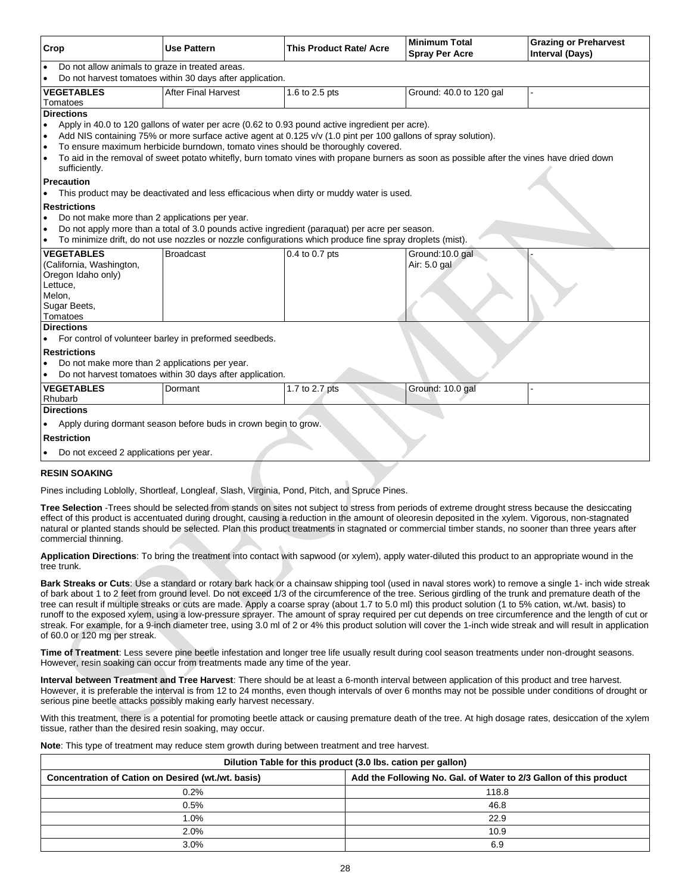| Crop | Use Pattern | This Product Rate/ Acre | Minimum Total Spray Per Acre | Grazing or Preharvest Interval (Days) |
|---|---|---|---|---|
| • Do not allow animals to graze in treated areas.<br>• Do not harvest tomatoes within 30 days after application. | | | | |
| **VEGETABLES**<br>Tomatoes | After Final Harvest | 1.6 to 2.5 pts | Ground: 40.0 to 120 gal | - |
| **Directions**<br>• Apply in 40.0 to 120 gallons of water per acre (0.62 to 0.93 pound active ingredient per acre).<br>• Add NIS containing 75% or more surface active agent at 0.125 v/v (1.0 pint per 100 gallons of spray solution).<br>• To ensure maximum herbicide burndown, tomato vines should be thoroughly covered.<br>• To aid in the removal of sweet potato whitefly, burn tomato vines with propane burners as soon as possible after the vines have dried down sufficiently.<br>**Precaution**<br>• This product may be deactivated and less efficacious when dirty or muddy water is used.<br>**Restrictions**<br>• Do not make more than 2 applications per year.<br>• Do not apply more than a total of 3.0 pounds active ingredient (paraquat) per acre per season.<br>• To minimize drift, do not use nozzles or nozzle configurations which produce fine spray droplets (mist). | | | | |
| **VEGETABLES**<br>(California, Washington, Oregon Idaho only)<br>Lettuce,<br>Melon,<br>Sugar Beets,<br>Tomatoes | Broadcast | 0.4 to 0.7 pts | Ground:10.0 gal<br>Air: 5.0 gal | - |
| **Directions**<br>• For control of volunteer barley in preformed seedbeds.<br>**Restrictions**<br>• Do not make more than 2 applications per year.<br>• Do not harvest tomatoes within 30 days after application. | | | | |
| **VEGETABLES**<br>Rhubarb | Dormant | 1.7 to 2.7 pts | Ground: 10.0 gal | - |
| **Directions**<br>• Apply during dormant season before buds in crown begin to grow.<br>**Restriction**<br>• Do not exceed 2 applications per year. | | | | |

**RESIN SOAKING**

Pines including Loblolly, Shortleaf, Longleaf, Slash, Virginia, Pond, Pitch, and Spruce Pines.

**Tree Selection** -Trees should be selected from stands on sites not subject to stress from periods of extreme drought stress because the desiccating effect of this product is accentuated during drought, causing a reduction in the amount of oleoresin deposited in the xylem. Vigorous, non-stagnated natural or planted stands should be selected. Plan this product treatments in stagnated or commercial timber stands, no sooner than three years after commercial thinning.

**Application Directions**: To bring the treatment into contact with sapwood (or xylem), apply water-diluted this product to an appropriate wound in the tree trunk.

**Bark Streaks or Cuts**: Use a standard or rotary bark hack or a chainsaw shipping tool (used in naval stores work) to remove a single 1- inch wide streak of bark about 1 to 2 feet from ground level. Do not exceed 1/3 of the circumference of the tree. Serious girdling of the trunk and premature death of the tree can result if multiple streaks or cuts are made. Apply a coarse spray (about 1.7 to 5.0 ml) this product solution (1 to 5% cation, wt./wt. basis) to runoff to the exposed xylem, using a low-pressure sprayer. The amount of spray required per cut depends on tree circumference and the length of cut or streak. For example, for a 9-inch diameter tree, using 3.0 ml of 2 or 4% this product solution will cover the 1-inch wide streak and will result in application of 60.0 or 120 mg per streak.

**Time of Treatment**: Less severe pine beetle infestation and longer tree life usually result during cool season treatments under non-drought seasons. However, resin soaking can occur from treatments made any time of the year.

**Interval between Treatment and Tree Harvest**: There should be at least a 6-month interval between application of this product and tree harvest. However, it is preferable the interval is from 12 to 24 months, even though intervals of over 6 months may not be possible under conditions of drought or serious pine beetle attacks possibly making early harvest necessary.

With this treatment, there is a potential for promoting beetle attack or causing premature death of the tree. At high dosage rates, desiccation of the xylem tissue, rather than the desired resin soaking, may occur.

**Note**: This type of treatment may reduce stem growth during between treatment and tree harvest.

| Dilution Table for this product (3.0 lbs. cation per gallon) | |
|---|---|
| **Concentration of Cation on Desired (wt./wt. basis)** | **Add the Following No. Gal. of Water to 2/3 Gallon of this product** |
| 0.2% | 118.8 |
| 0.5% | 46.8 |
| 1.0% | 22.9 |
| 2.0% | 10.9 |
| 3.0% | 6.9 |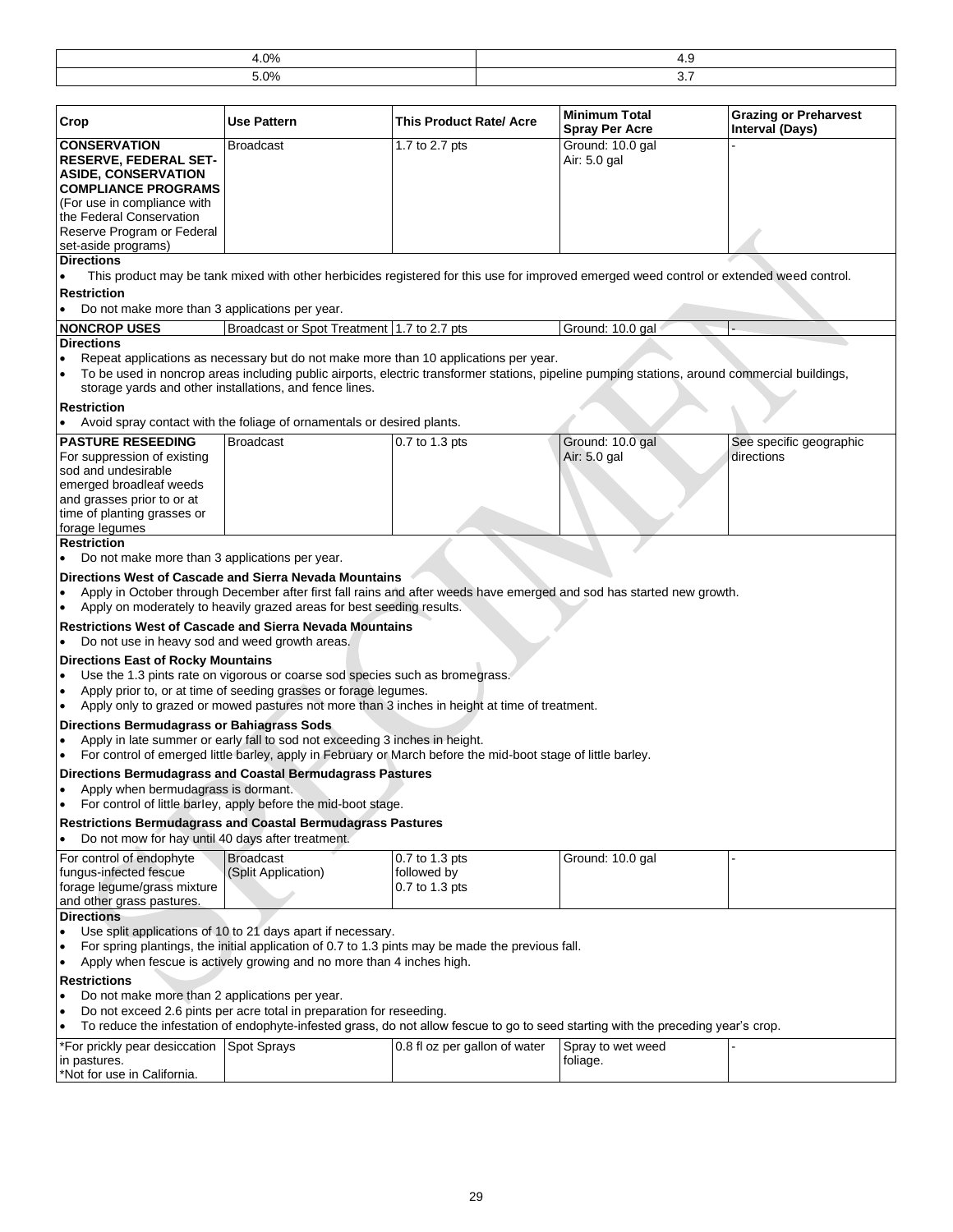| | |
|---|---|
| 4.0% | 4.9 |
| 5.0% | 3.7 |

| Crop | Use Pattern | This Product Rate/ Acre | Minimum Total Spray Per Acre | Grazing or Preharvest Interval (Days) |
|---|---|---|---|---|
| **CONSERVATION RESERVE, FEDERAL SET-ASIDE, CONSERVATION COMPLIANCE PROGRAMS** (For use in compliance with the Federal Conservation Reserve Program or Federal set-aside programs) | Broadcast | 1.7 to 2.7 pts | Ground: 10.0 gal<br>Air: 5.0 gal | - |

**Directions**

- This product may be tank mixed with other herbicides registered for this use for improved emerged weed control or extended weed control.

**Restriction**

- Do not make more than 3 applications per year.

| Crop | Use Pattern | This Product Rate/ Acre | Minimum Total Spray Per Acre | Grazing or Preharvest Interval (Days) |
|---|---|---|---|---|
| **NONCROP USES** | Broadcast or Spot Treatment | 1.7 to 2.7 pts | Ground: 10.0 gal | - |

**Directions**

- Repeat applications as necessary but do not make more than 10 applications per year.
- To be used in noncrop areas including public airports, electric transformer stations, pipeline pumping stations, around commercial buildings, storage yards and other installations, and fence lines.

**Restriction**

- Avoid spray contact with the foliage of ornamentals or desired plants.

| Crop | Use Pattern | This Product Rate/ Acre | Minimum Total Spray Per Acre | Grazing or Preharvest Interval (Days) |
|---|---|---|---|---|
| **PASTURE RESEEDING** For suppression of existing sod and undesirable emerged broadleaf weeds and grasses prior to or at time of planting grasses or forage legumes | Broadcast | 0.7 to 1.3 pts | Ground: 10.0 gal<br>Air: 5.0 gal | See specific geographic directions |

**Restriction**

- Do not make more than 3 applications per year.

**Directions West of Cascade and Sierra Nevada Mountains**

- Apply in October through December after first fall rains and after weeds have emerged and sod has started new growth.
- Apply on moderately to heavily grazed areas for best seeding results.

**Restrictions West of Cascade and Sierra Nevada Mountains**

- Do not use in heavy sod and weed growth areas.

**Directions East of Rocky Mountains**

- Use the 1.3 pints rate on vigorous or coarse sod species such as bromegrass.
- Apply prior to, or at time of seeding grasses or forage legumes.
- Apply only to grazed or mowed pastures not more than 3 inches in height at time of treatment.

**Directions Bermudagrass or Bahiagrass Sods**

- Apply in late summer or early fall to sod not exceeding 3 inches in height.
- For control of emerged little barley, apply in February or March before the mid-boot stage of little barley.

**Directions Bermudagrass and Coastal Bermudagrass Pastures**

- Apply when bermudagrass is dormant.
- For control of little barley, apply before the mid-boot stage.

**Restrictions Bermudagrass and Coastal Bermudagrass Pastures**

- Do not mow for hay until 40 days after treatment.

| Crop | Use Pattern | This Product Rate/ Acre | Minimum Total Spray Per Acre | Grazing or Preharvest Interval (Days) |
|---|---|---|---|---|
| For control of endophyte fungus-infected fescue forage legume/grass mixture and other grass pastures. | Broadcast (Split Application) | 0.7 to 1.3 pts followed by 0.7 to 1.3 pts | Ground: 10.0 gal | - |

**Directions**

- Use split applications of 10 to 21 days apart if necessary.
- For spring plantings, the initial application of 0.7 to 1.3 pints may be made the previous fall.
- Apply when fescue is actively growing and no more than 4 inches high.

**Restrictions**

- Do not make more than 2 applications per year.
- Do not exceed 2.6 pints per acre total in preparation for reseeding.
- To reduce the infestation of endophyte-infested grass, do not allow fescue to go to seed starting with the preceding year's crop.

| Crop | Use Pattern | This Product Rate/ Acre | Minimum Total Spray Per Acre | Grazing or Preharvest Interval (Days) |
|---|---|---|---|---|
| *For prickly pear desiccation in pastures.<br>*Not for use in California. | Spot Sprays | 0.8 fl oz per gallon of water | Spray to wet weed foliage. | - |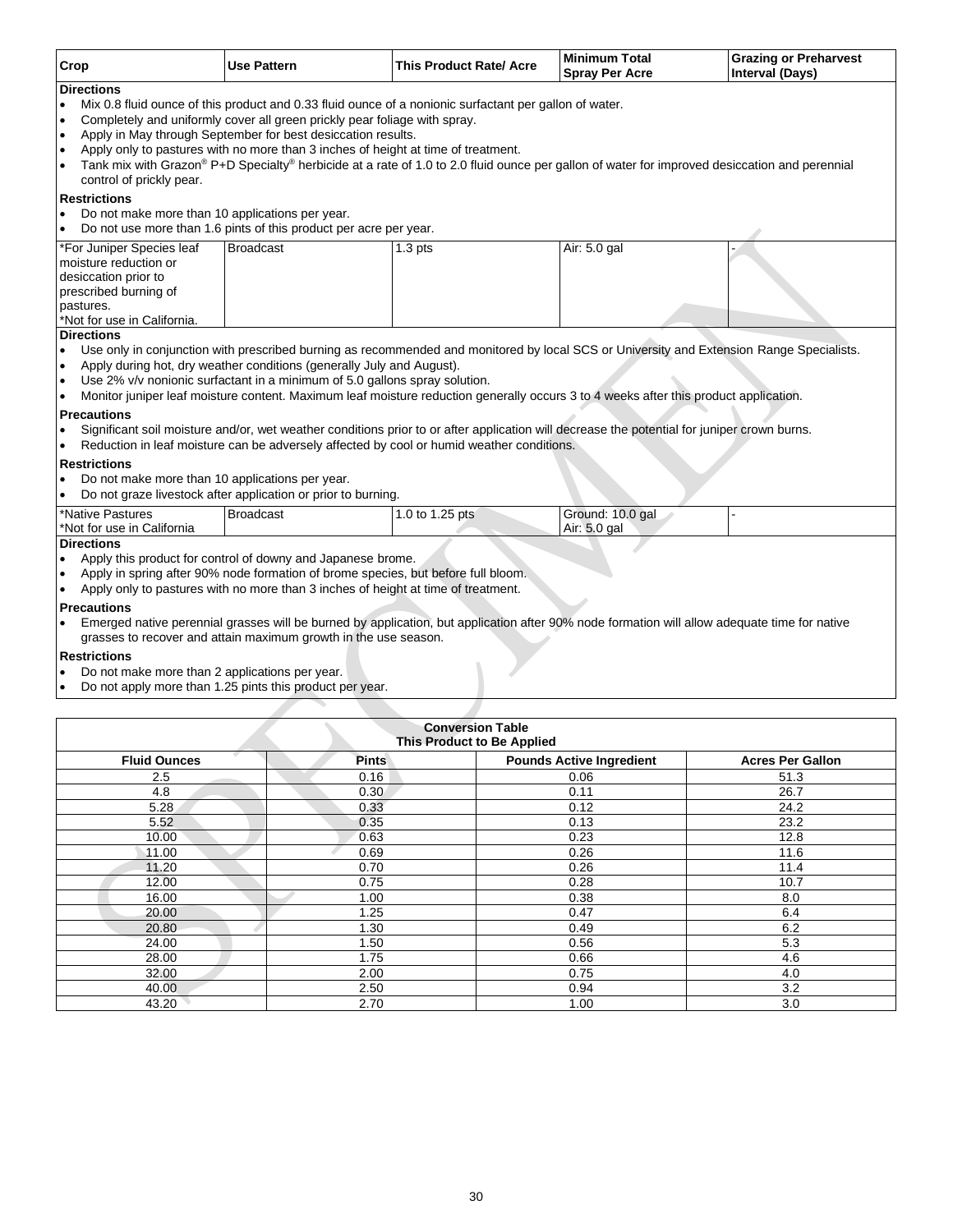| Crop | Use Pattern | This Product Rate/ Acre | Minimum Total Spray Per Acre | Grazing or Preharvest Interval (Days) |
|---|---|---|---|---|

**Directions**

- Mix 0.8 fluid ounce of this product and 0.33 fluid ounce of a nonionic surfactant per gallon of water.
- Completely and uniformly cover all green prickly pear foliage with spray.
- Apply in May through September for best desiccation results.
- Apply only to pastures with no more than 3 inches of height at time of treatment.
- Tank mix with Grazon® P+D Specialty® herbicide at a rate of 1.0 to 2.0 fluid ounce per gallon of water for improved desiccation and perennial control of prickly pear.

**Restrictions**

- Do not make more than 10 applications per year.
- Do not use more than 1.6 pints of this product per acre per year.

| Crop | Use Pattern | This Product Rate/ Acre | Minimum Total Spray Per Acre | Grazing or Preharvest Interval (Days) |
|---|---|---|---|---|
| *For Juniper Species leaf moisture reduction or desiccation prior to prescribed burning of pastures. *Not for use in California. | Broadcast | 1.3 pts | Air: 5.0 gal | - |

**Directions**

- Use only in conjunction with prescribed burning as recommended and monitored by local SCS or University and Extension Range Specialists.
- Apply during hot, dry weather conditions (generally July and August).
- Use 2% v/v nonionic surfactant in a minimum of 5.0 gallons spray solution.
- Monitor juniper leaf moisture content. Maximum leaf moisture reduction generally occurs 3 to 4 weeks after this product application.

**Precautions**

- Significant soil moisture and/or, wet weather conditions prior to or after application will decrease the potential for juniper crown burns.
- Reduction in leaf moisture can be adversely affected by cool or humid weather conditions.

**Restrictions**

- Do not make more than 10 applications per year.
- Do not graze livestock after application or prior to burning.

| Crop | Use Pattern | This Product Rate/ Acre | Minimum Total Spray Per Acre | Grazing or Preharvest Interval (Days) |
|---|---|---|---|---|
| *Native Pastures *Not for use in California | Broadcast | 1.0 to 1.25 pts | Ground: 10.0 gal Air: 5.0 gal | - |

**Directions**

- Apply this product for control of downy and Japanese brome.
- Apply in spring after 90% node formation of brome species, but before full bloom.
- Apply only to pastures with no more than 3 inches of height at time of treatment.

**Precautions**

- Emerged native perennial grasses will be burned by application, but application after 90% node formation will allow adequate time for native grasses to recover and attain maximum growth in the use season.

**Restrictions**

- Do not make more than 2 applications per year.
- Do not apply more than 1.25 pints this product per year.

**Conversion Table**
**This Product to Be Applied**

| Fluid Ounces | Pints | Pounds Active Ingredient | Acres Per Gallon |
|---|---|---|---|
| 2.5 | 0.16 | 0.06 | 51.3 |
| 4.8 | 0.30 | 0.11 | 26.7 |
| 5.28 | 0.33 | 0.12 | 24.2 |
| 5.52 | 0.35 | 0.13 | 23.2 |
| 10.00 | 0.63 | 0.23 | 12.8 |
| 11.00 | 0.69 | 0.26 | 11.6 |
| 11.20 | 0.70 | 0.26 | 11.4 |
| 12.00 | 0.75 | 0.28 | 10.7 |
| 16.00 | 1.00 | 0.38 | 8.0 |
| 20.00 | 1.25 | 0.47 | 6.4 |
| 20.80 | 1.30 | 0.49 | 6.2 |
| 24.00 | 1.50 | 0.56 | 5.3 |
| 28.00 | 1.75 | 0.66 | 4.6 |
| 32.00 | 2.00 | 0.75 | 4.0 |
| 40.00 | 2.50 | 0.94 | 3.2 |
| 43.20 | 2.70 | 1.00 | 3.0 |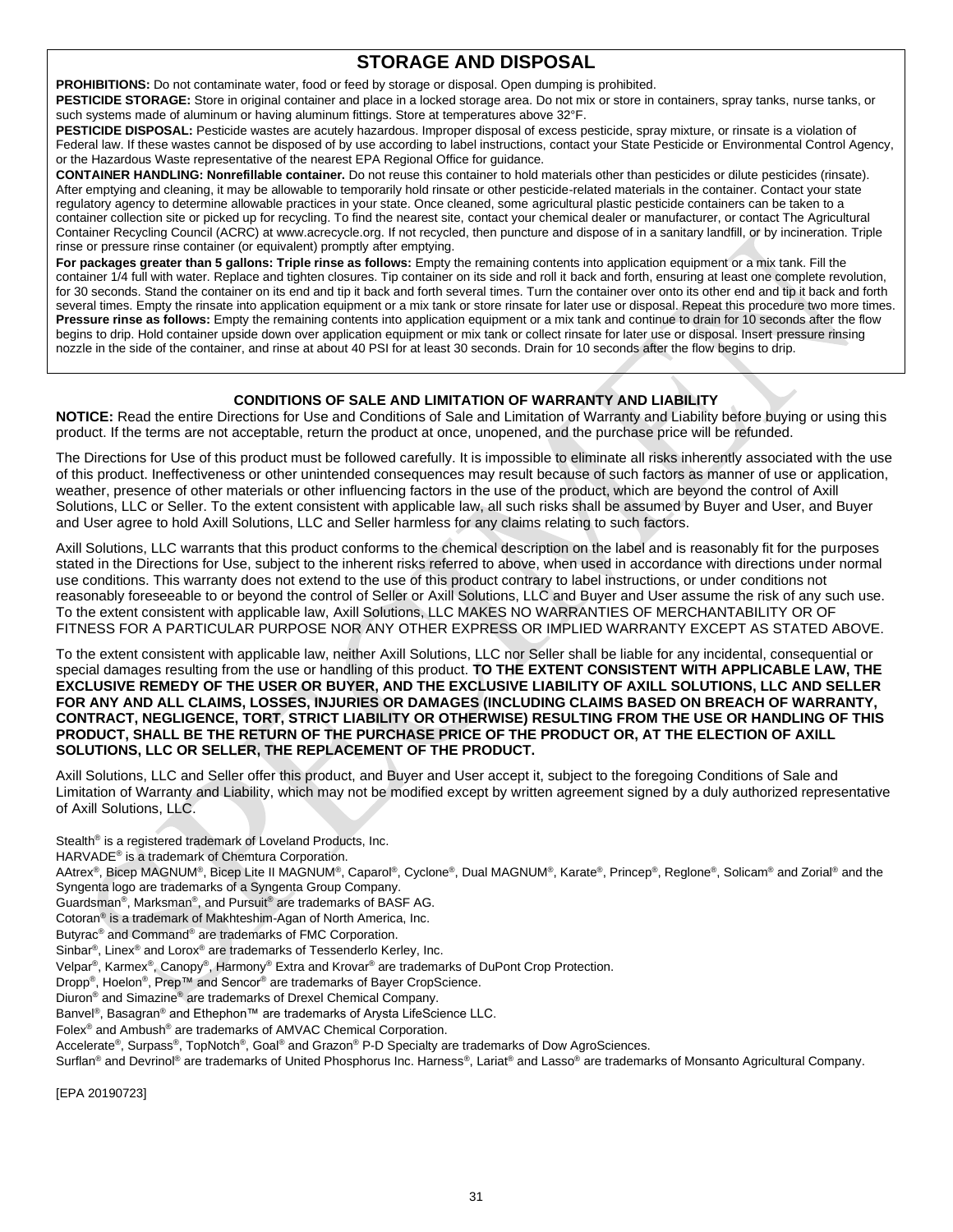## STORAGE AND DISPOSAL

**PROHIBITIONS:** Do not contaminate water, food or feed by storage or disposal. Open dumping is prohibited.

**PESTICIDE STORAGE:** Store in original container and place in a locked storage area. Do not mix or store in containers, spray tanks, nurse tanks, or such systems made of aluminum or having aluminum fittings. Store at temperatures above 32°F.

**PESTICIDE DISPOSAL:** Pesticide wastes are acutely hazardous. Improper disposal of excess pesticide, spray mixture, or rinsate is a violation of Federal law. If these wastes cannot be disposed of by use according to label instructions, contact your State Pesticide or Environmental Control Agency, or the Hazardous Waste representative of the nearest EPA Regional Office for guidance.

**CONTAINER HANDLING: Nonrefillable container.** Do not reuse this container to hold materials other than pesticides or dilute pesticides (rinsate). After emptying and cleaning, it may be allowable to temporarily hold rinsate or other pesticide-related materials in the container. Contact your state regulatory agency to determine allowable practices in your state. Once cleaned, some agricultural plastic pesticide containers can be taken to a container collection site or picked up for recycling. To find the nearest site, contact your chemical dealer or manufacturer, or contact The Agricultural Container Recycling Council (ACRC) at www.acrecycle.org. If not recycled, then puncture and dispose of in a sanitary landfill, or by incineration. Triple rinse or pressure rinse container (or equivalent) promptly after emptying.

**For packages greater than 5 gallons: Triple rinse as follows:** Empty the remaining contents into application equipment or a mix tank. Fill the container 1/4 full with water. Replace and tighten closures. Tip container on its side and roll it back and forth, ensuring at least one complete revolution, for 30 seconds. Stand the container on its end and tip it back and forth several times. Turn the container over onto its other end and tip it back and forth several times. Empty the rinsate into application equipment or a mix tank or store rinsate for later use or disposal. Repeat this procedure two more times.

**Pressure rinse as follows:** Empty the remaining contents into application equipment or a mix tank and continue to drain for 10 seconds after the flow begins to drip. Hold container upside down over application equipment or mix tank or collect rinsate for later use or disposal. Insert pressure rinsing nozzle in the side of the container, and rinse at about 40 PSI for at least 30 seconds. Drain for 10 seconds after the flow begins to drip.

### CONDITIONS OF SALE AND LIMITATION OF WARRANTY AND LIABILITY

**NOTICE:** Read the entire Directions for Use and Conditions of Sale and Limitation of Warranty and Liability before buying or using this product. If the terms are not acceptable, return the product at once, unopened, and the purchase price will be refunded.

The Directions for Use of this product must be followed carefully. It is impossible to eliminate all risks inherently associated with the use of this product. Ineffectiveness or other unintended consequences may result because of such factors as manner of use or application, weather, presence of other materials or other influencing factors in the use of the product, which are beyond the control of Axill Solutions, LLC or Seller. To the extent consistent with applicable law, all such risks shall be assumed by Buyer and User, and Buyer and User agree to hold Axill Solutions, LLC and Seller harmless for any claims relating to such factors.

Axill Solutions, LLC warrants that this product conforms to the chemical description on the label and is reasonably fit for the purposes stated in the Directions for Use, subject to the inherent risks referred to above, when used in accordance with directions under normal use conditions. This warranty does not extend to the use of this product contrary to label instructions, or under conditions not reasonably foreseeable to or beyond the control of Seller or Axill Solutions, LLC and Buyer and User assume the risk of any such use. To the extent consistent with applicable law, Axill Solutions, LLC MAKES NO WARRANTIES OF MERCHANTABILITY OR OF FITNESS FOR A PARTICULAR PURPOSE NOR ANY OTHER EXPRESS OR IMPLIED WARRANTY EXCEPT AS STATED ABOVE.

To the extent consistent with applicable law, neither Axill Solutions, LLC nor Seller shall be liable for any incidental, consequential or special damages resulting from the use or handling of this product. **TO THE EXTENT CONSISTENT WITH APPLICABLE LAW, THE EXCLUSIVE REMEDY OF THE USER OR BUYER, AND THE EXCLUSIVE LIABILITY OF AXILL SOLUTIONS, LLC AND SELLER FOR ANY AND ALL CLAIMS, LOSSES, INJURIES OR DAMAGES (INCLUDING CLAIMS BASED ON BREACH OF WARRANTY, CONTRACT, NEGLIGENCE, TORT, STRICT LIABILITY OR OTHERWISE) RESULTING FROM THE USE OR HANDLING OF THIS PRODUCT, SHALL BE THE RETURN OF THE PURCHASE PRICE OF THE PRODUCT OR, AT THE ELECTION OF AXILL SOLUTIONS, LLC OR SELLER, THE REPLACEMENT OF THE PRODUCT.**

Axill Solutions, LLC and Seller offer this product, and Buyer and User accept it, subject to the foregoing Conditions of Sale and Limitation of Warranty and Liability, which may not be modified except by written agreement signed by a duly authorized representative of Axill Solutions, LLC.

Stealth® is a registered trademark of Loveland Products, Inc.
HARVADE® is a trademark of Chemtura Corporation.
AAtrex®, Bicep MAGNUM®, Bicep Lite II MAGNUM®, Caparol®, Cyclone®, Dual MAGNUM®, Karate®, Princep®, Reglone®, Solicam® and Zorial® and the Syngenta logo are trademarks of a Syngenta Group Company.
Guardsman®, Marksman®, and Pursuit® are trademarks of BASF AG.
Cotoran® is a trademark of Makhteshim-Agan of North America, Inc.
Butyrac® and Command® are trademarks of FMC Corporation.
Sinbar®, Linex® and Lorox® are trademarks of Tessenderlo Kerley, Inc.
Velpar®, Karmex®, Canopy®, Harmony® Extra and Krovar® are trademarks of DuPont Crop Protection.
Dropp®, Hoelon®, Prep™ and Sencor® are trademarks of Bayer CropScience.
Diuron® and Simazine® are trademarks of Drexel Chemical Company.
Banvel®, Basagran® and Ethephon™ are trademarks of Arysta LifeScience LLC.
Folex® and Ambush® are trademarks of AMVAC Chemical Corporation.
Accelerate®, Surpass®, TopNotch®, Goal® and Grazon® P-D Specialty are trademarks of Dow AgroSciences.
Surflan® and Devrinol® are trademarks of United Phosphorus Inc. Harness®, Lariat® and Lasso® are trademarks of Monsanto Agricultural Company.

[EPA 20190723]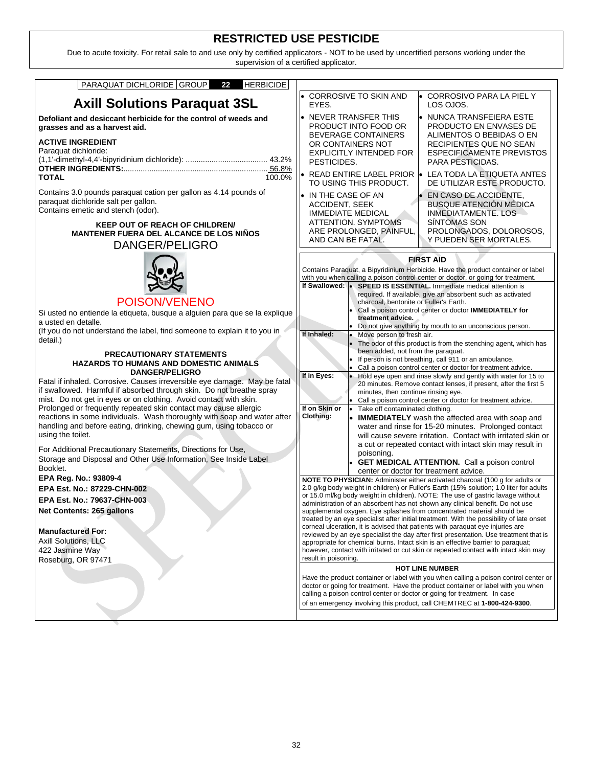# RESTRICTED USE PESTICIDE

Due to acute toxicity. For retail sale to and use only by certified applicators - NOT to be used by uncertified persons working under the supervision of a certified applicator.

| PARAQUAT DICHLORIDE | GROUP | 22 | HERBICIDE |
|---|---|---|---|

## Axill Solutions Paraquat 3SL

**Defoliant and desiccant herbicide for the control of weeds and grasses and as a harvest aid.**

**ACTIVE INGREDIENT**
Paraquat dichloride:
(1,1'-dimethyl-4,4'-bipyridinium dichloride): ...................................... 43.2%
**OTHER INGREDIENTS:**................................................................... 56.8%
**TOTAL** 100.0%

Contains 3.0 pounds paraquat cation per gallon as 4.14 pounds of paraquat dichloride salt per gallon.
Contains emetic and stench (odor).

**KEEP OUT OF REACH OF CHILDREN/**
**MANTENER FUERA DEL ALCANCE DE LOS NIÑOS**

DANGER/PELIGRO

POISON/VENENO

Si usted no entiende la etiqueta, busque a alguien para que se la explique a usted en detalle.
(If you do not understand the label, find someone to explain it to you in detail.)

**PRECAUTIONARY STATEMENTS**
**HAZARDS TO HUMANS AND DOMESTIC ANIMALS**
**DANGER/PELIGRO**

Fatal if inhaled. Corrosive. Causes irreversible eye damage. May be fatal if swallowed. Harmful if absorbed through skin. Do not breathe spray mist. Do not get in eyes or on clothing. Avoid contact with skin. Prolonged or frequently repeated skin contact may cause allergic reactions in some individuals. Wash thoroughly with soap and water after handling and before eating, drinking, chewing gum, using tobacco or using the toilet.

For Additional Precautionary Statements, Directions for Use, Storage and Disposal and Other Use Information, See Inside Label Booklet.

**EPA Reg. No.: 93809-4**
**EPA Est. No.: 87229-CHN-002**
**EPA Est. No.: 79637-CHN-003**
**Net Contents: 265 gallons**

**Manufactured For:**
Axill Solutions, LLC
422 Jasmine Way
Roseburg, OR 97471

| | |
|---|---|
| • CORROSIVE TO SKIN AND EYES. | • CORROSIVO PARA LA PIEL Y LOS OJOS. |
| • NEVER TRANSFER THIS PRODUCT INTO FOOD OR BEVERAGE CONTAINERS OR CONTAINERS NOT EXPLICITLY INTENDED FOR PESTICIDES. | • NUNCA TRANSFEIERA ESTE PRODUCTO EN ENVASES DE ALIMENTOS O BEBIDAS O EN RECIPIENTES QUE NO SEAN ESPECIFICAMENTE PREVISTOS PARA PESTICIDAS. |
| • READ ENTIRE LABEL PRIOR TO USING THIS PRODUCT. | • LEA TODA LA ETIQUETA ANTES DE UTILIZAR ESTE PRODUCTO. |
| • IN THE CASE OF AN ACCIDENT, SEEK IMMEDIATE MEDICAL ATTENTION. SYMPTOMS ARE PROLONGED, PAINFUL, AND CAN BE FATAL. | • EN CASO DE ACCIDENTE, BUSQUE ATENCIÓN MÉDICA INMEDIATAMENTE. LOS SÍNTOMAS SON PROLONGADOS, DOLOROSOS, Y PUEDEN SER MORTALES. |

### FIRST AID

Contains Paraquat, a Bipyridinium Herbicide. Have the product container or label with you when calling a poison control center or doctor, or going for treatment.

| | |
|---|---|
| **If Swallowed:** | • **SPEED IS ESSENTIAL.** Immediate medical attention is required. If available, give an absorbent such as activated charcoal, bentonite or Fuller's Earth.<br>• Call a poison control center or doctor **IMMEDIATELY for treatment advice.**<br>• Do not give anything by mouth to an unconscious person. |
| **If Inhaled:** | • Move person to fresh air.<br>• The odor of this product is from the stenching agent, which has been added, not from the paraquat.<br>• If person is not breathing, call 911 or an ambulance.<br>• Call a poison control center or doctor for treatment advice. |
| **If in Eyes:** | • Hold eye open and rinse slowly and gently with water for 15 to 20 minutes. Remove contact lenses, if present, after the first 5 minutes, then continue rinsing eye.<br>• Call a poison control center or doctor for treatment advice. |
| **If on Skin or Clothing:** | • Take off contaminated clothing.<br>• **IMMEDIATELY** wash the affected area with soap and water and rinse for 15-20 minutes. Prolonged contact will cause severe irritation. Contact with irritated skin or a cut or repeated contact with intact skin may result in poisoning.<br>• **GET MEDICAL ATTENTION.** Call a poison control center or doctor for treatment advice. |

**NOTE TO PHYSICIAN:** Administer either activated charcoal (100 g for adults or 2.0 g/kg body weight in children) or Fuller's Earth (15% solution; 1.0 liter for adults or 15.0 ml/kg body weight in children). NOTE: The use of gastric lavage without administration of an absorbent has not shown any clinical benefit. Do not use supplemental oxygen. Eye splashes from concentrated material should be treated by an eye specialist after initial treatment. With the possibility of late onset corneal ulceration, it is advised that patients with paraquat eye injuries are reviewed by an eye specialist the day after first presentation. Use treatment that is appropriate for chemical burns. Intact skin is an effective barrier to paraquat; however, contact with irritated or cut skin or repeated contact with intact skin may result in poisoning.

**HOT LINE NUMBER**

Have the product container or label with you when calling a poison control center or doctor or going for treatment. Have the product container or label with you when calling a poison control center or doctor or going for treatment. In case of an emergency involving this product, call CHEMTREC at **1-800-424-9300**.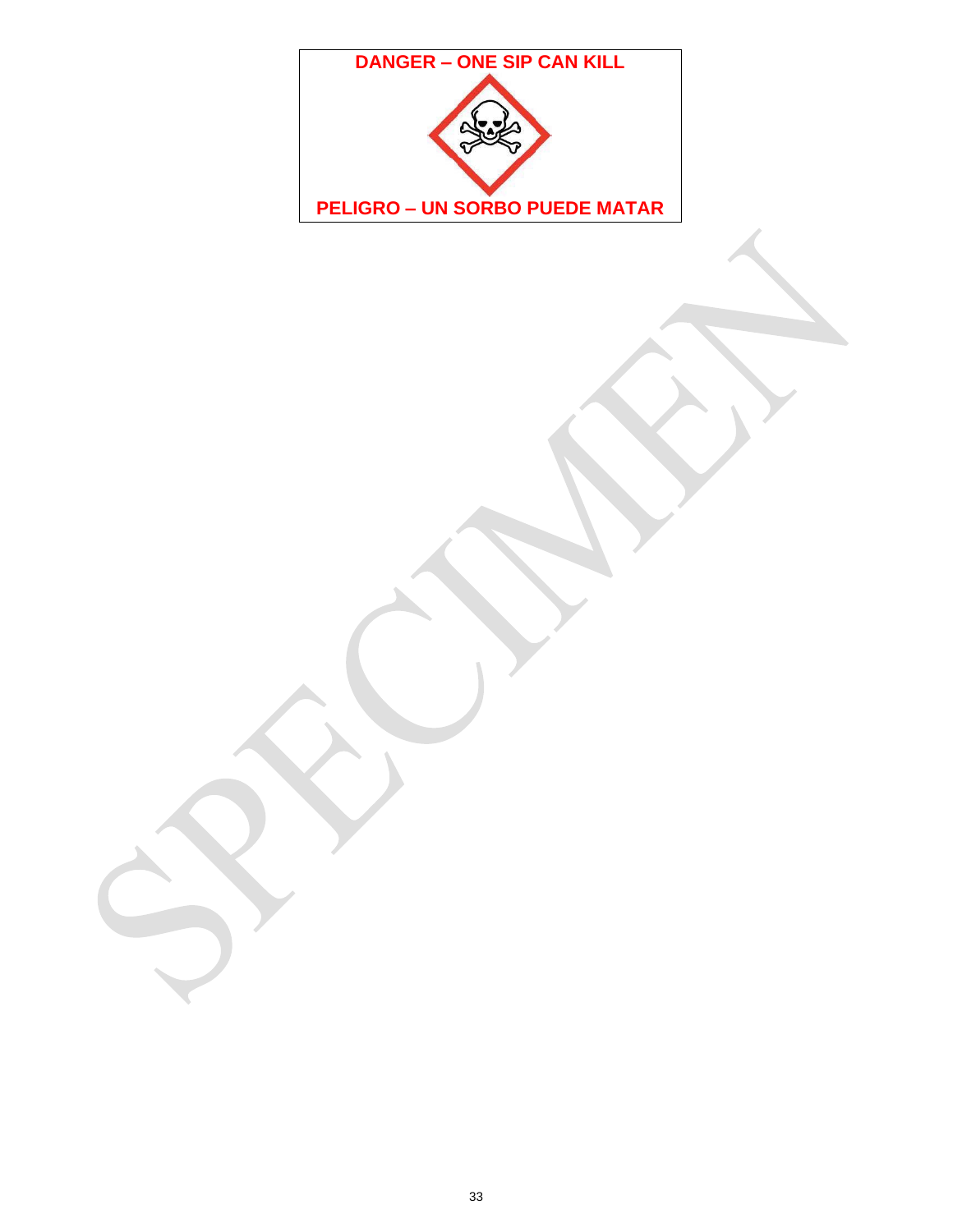**DANGER – ONE SIP CAN KILL**

**PELIGRO – UN SORBO PUEDE MATAR**

SPECIMEN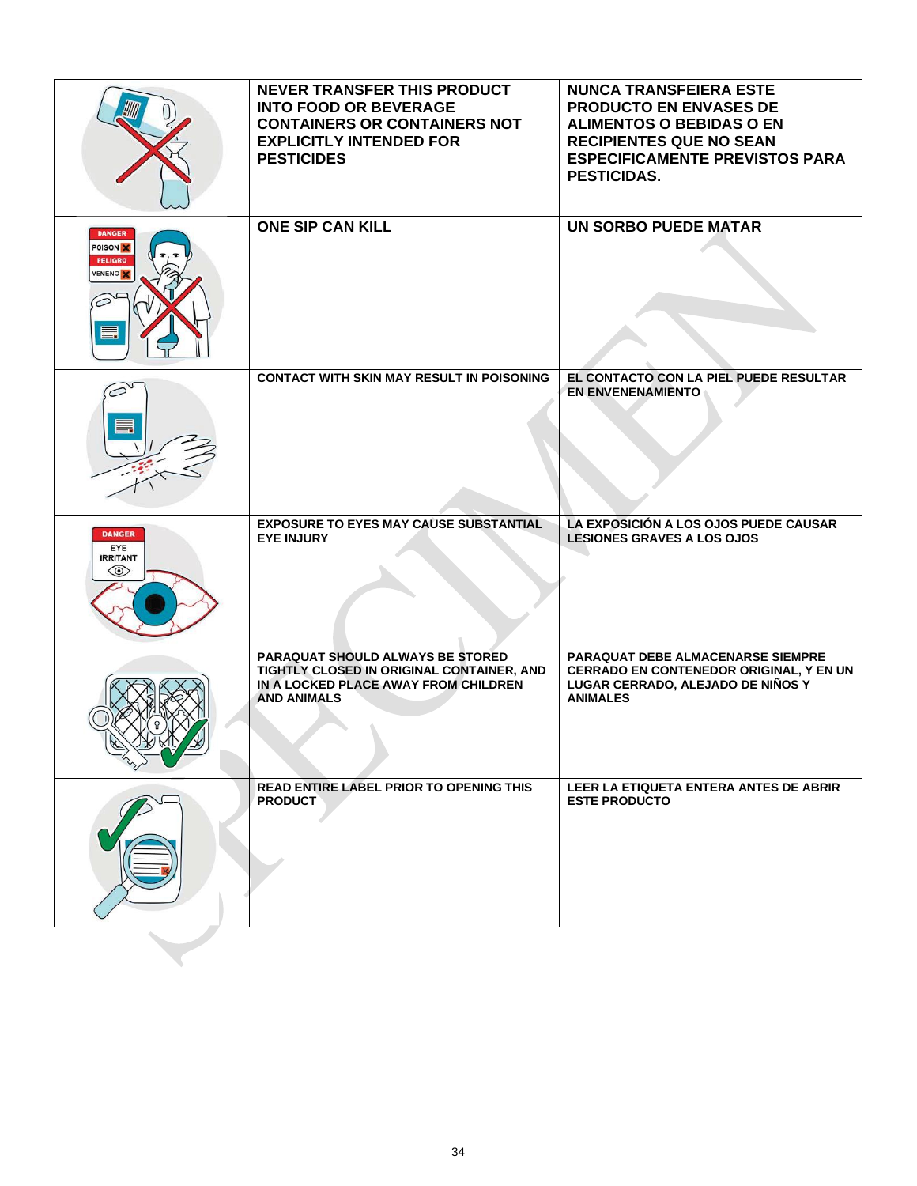| | | |
|---|---|---|
| | **NEVER TRANSFER THIS PRODUCT INTO FOOD OR BEVERAGE CONTAINERS OR CONTAINERS NOT EXPLICITLY INTENDED FOR PESTICIDES** | **NUNCA TRANSFEIERA ESTE PRODUCTO EN ENVASES DE ALIMENTOS O BEBIDAS O EN RECIPIENTES QUE NO SEAN ESPECIFICAMENTE PREVISTOS PARA PESTICIDAS.** |
| | **ONE SIP CAN KILL** | **UN SORBO PUEDE MATAR** |
| | **CONTACT WITH SKIN MAY RESULT IN POISONING** | **EL CONTACTO CON LA PIEL PUEDE RESULTAR EN ENVENENAMIENTO** |
| | **EXPOSURE TO EYES MAY CAUSE SUBSTANTIAL EYE INJURY** | **LA EXPOSICIÓN A LOS OJOS PUEDE CAUSAR LESIONES GRAVES A LOS OJOS** |
| | **PARAQUAT SHOULD ALWAYS BE STORED TIGHTLY CLOSED IN ORIGINAL CONTAINER, AND IN A LOCKED PLACE AWAY FROM CHILDREN AND ANIMALS** | **PARAQUAT DEBE ALMACENARSE SIEMPRE CERRADO EN CONTENEDOR ORIGINAL, Y EN UN LUGAR CERRADO, ALEJADO DE NIÑOS Y ANIMALES** |
| | **READ ENTIRE LABEL PRIOR TO OPENING THIS PRODUCT** | **LEER LA ETIQUETA ENTERA ANTES DE ABRIR ESTE PRODUCTO** |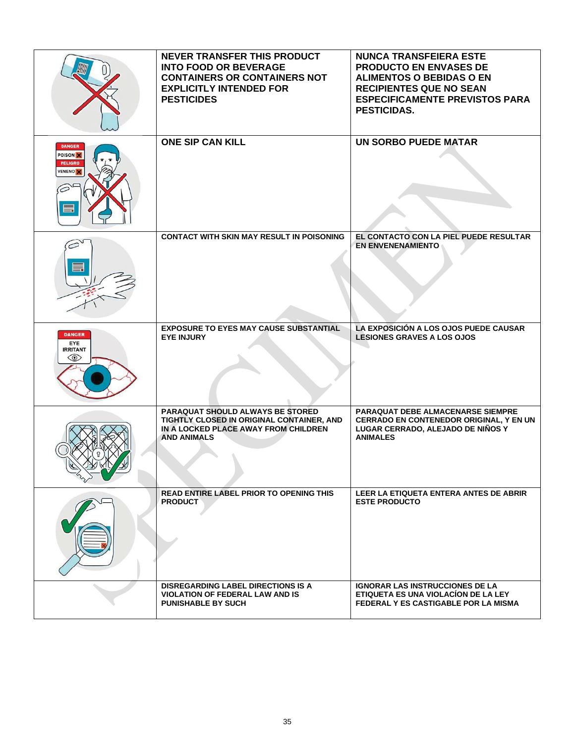| | | |
|---|---|---|
| | **NEVER TRANSFER THIS PRODUCT INTO FOOD OR BEVERAGE CONTAINERS OR CONTAINERS NOT EXPLICITLY INTENDED FOR PESTICIDES** | **NUNCA TRANSFEIERA ESTE PRODUCTO EN ENVASES DE ALIMENTOS O BEBIDAS O EN RECIPIENTES QUE NO SEAN ESPECIFICAMENTE PREVISTOS PARA PESTICIDAS.** |
| DANGER POISON PELIGRO VENENO | **ONE SIP CAN KILL** | **UN SORBO PUEDE MATAR** |
| | **CONTACT WITH SKIN MAY RESULT IN POISONING** | **EL CONTACTO CON LA PIEL PUEDE RESULTAR EN ENVENENAMIENTO** |
| DANGER EYE IRRITANT | **EXPOSURE TO EYES MAY CAUSE SUBSTANTIAL EYE INJURY** | **LA EXPOSICIÓN A LOS OJOS PUEDE CAUSAR LESIONES GRAVES A LOS OJOS** |
| | **PARAQUAT SHOULD ALWAYS BE STORED TIGHTLY CLOSED IN ORIGINAL CONTAINER, AND IN A LOCKED PLACE AWAY FROM CHILDREN AND ANIMALS** | **PARAQUAT DEBE ALMACENARSE SIEMPRE CERRADO EN CONTENEDOR ORIGINAL, Y EN UN LUGAR CERRADO, ALEJADO DE NIÑOS Y ANIMALES** |
| | **READ ENTIRE LABEL PRIOR TO OPENING THIS PRODUCT** | **LEER LA ETIQUETA ENTERA ANTES DE ABRIR ESTE PRODUCTO** |
| | **DISREGARDING LABEL DIRECTIONS IS A VIOLATION OF FEDERAL LAW AND IS PUNISHABLE BY SUCH** | **IGNORAR LAS INSTRUCCIONES DE LA ETIQUETA ES UNA VIOLACÍON DE LA LEY FEDERAL Y ES CASTIGABLE POR LA MISMA** |